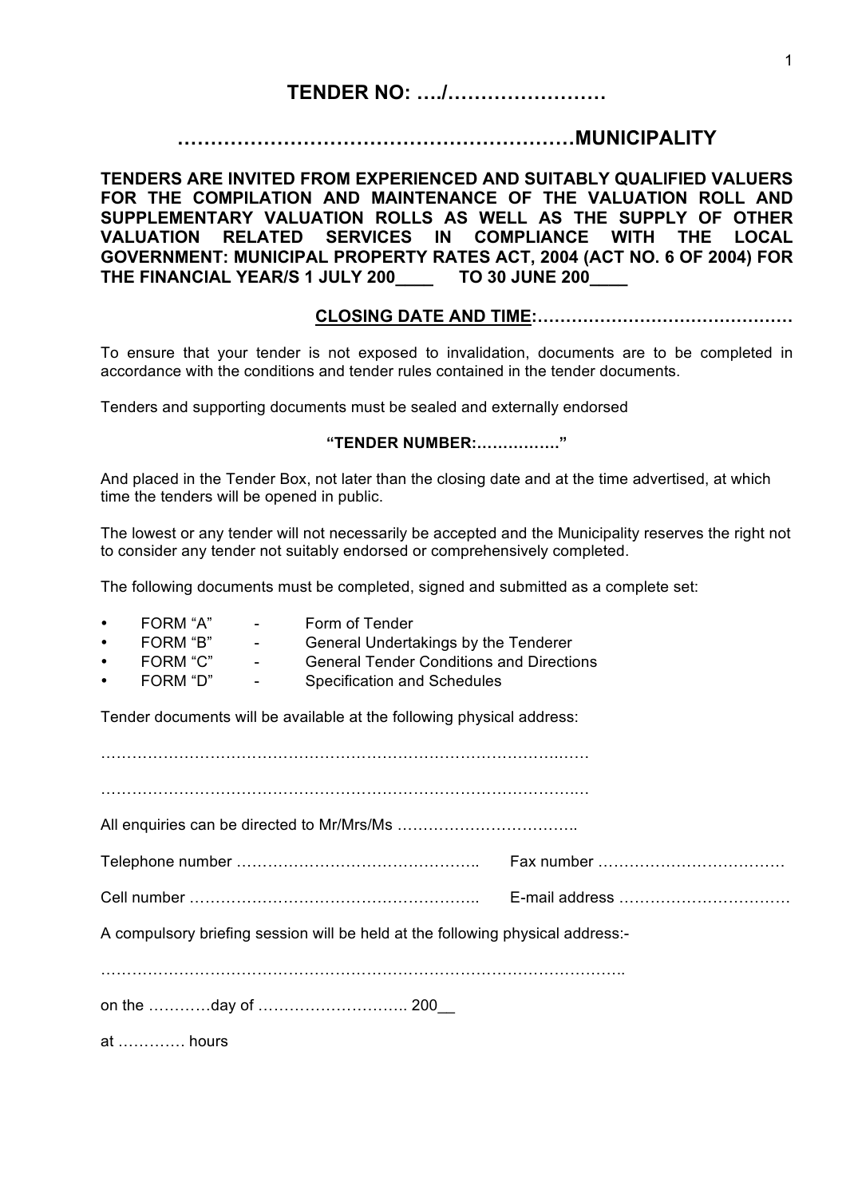# TENDER NO: …./……………………

## ……………………………………………………MUNICIPALITY

**TENDERS ARE INVITED FROM EXPERIENCED AND SUITABLY QUALIFIED VALUERS FOR THE COMPILATION AND MAINTENANCE OF THE VALUATION ROLL AND SUPPLEMENTARY VALUATION ROLLS AS WELL AS THE SUPPLY OF OTHER VALUATION RELATED SERVICES IN COMPLIANCE WITH THE LOCAL GOVERNMENT: MUNICIPAL PROPERTY RATES ACT, 2004 (ACT NO. 6 OF 2004) FOR THE FINANCIAL YEAR/S 1 JULY 200____ TO 30 JUNE 200____**

**CLOSING DATE AND TIME:………………………………………**

To ensure that your tender is not exposed to invalidation, documents are to be completed in accordance with the conditions and tender rules contained in the tender documents.

Tenders and supporting documents must be sealed and externally endorsed

**"TENDER NUMBER:……………."**

And placed in the Tender Box, not later than the closing date and at the time advertised, at which time the tenders will be opened in public.

The lowest or any tender will not necessarily be accepted and the Municipality reserves the right not to consider any tender not suitably endorsed or comprehensively completed.

The following documents must be completed, signed and submitted as a complete set:

- FORM "A" - Form of Tender
- FORM "B" - General Undertakings by the Tenderer
- FORM "C" - General Tender Conditions and Directions
- FORM "D" - Specification and Schedules

Tender documents will be available at the following physical address:

……………………………………………………………………………….……

……………………………………………………………………………….…

All enquiries can be directed to Mr/Mrs/Ms ……………………………..

Telephone number ……………………………………….. Fax number ………………………………

Cell number ….……………….……………….………….….. E-mail address ….………….……………

A compulsory briefing session will be held at the following physical address:-

………………………………………………………………………………………..

on the …………day of ……………………….. 200__

at …………. hours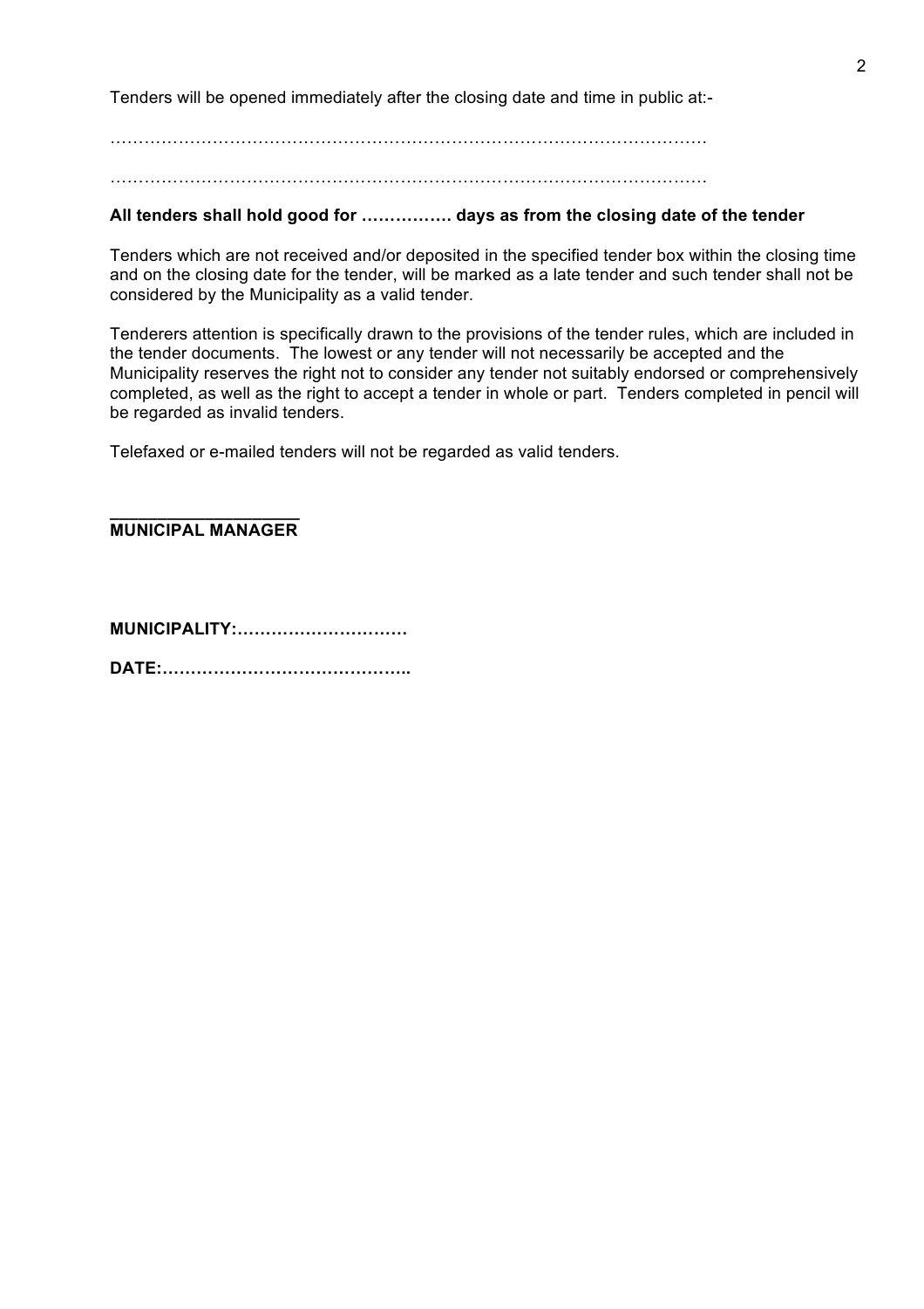Tenders will be opened immediately after the closing date and time in public at:-

……………………………………………………………………………………………

……………………………………………………………………………………………

**All tenders shall hold good for ……………. days as from the closing date of the tender**

Tenders which are not received and/or deposited in the specified tender box within the closing time and on the closing date for the tender, will be marked as a late tender and such tender shall not be considered by the Municipality as a valid tender.

Tenderers attention is specifically drawn to the provisions of the tender rules, which are included in the tender documents. The lowest or any tender will not necessarily be accepted and the Municipality reserves the right not to consider any tender not suitably endorsed or comprehensively completed, as well as the right to accept a tender in whole or part. Tenders completed in pencil will be regarded as invalid tenders.

Telefaxed or e-mailed tenders will not be regarded as valid tenders.

____________________
**MUNICIPAL MANAGER**

**MUNICIPALITY:…………………………**

**DATE:……………………………………..**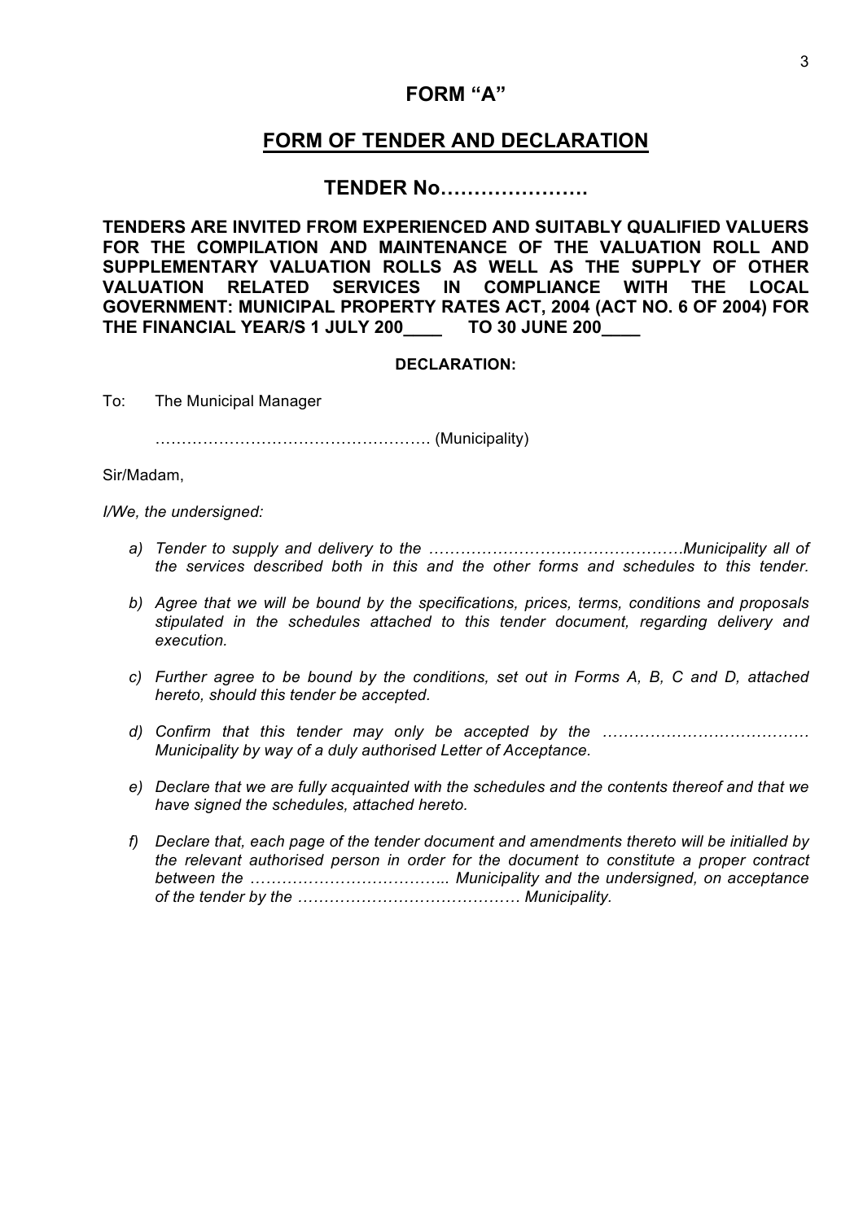# FORM "A"

## FORM OF TENDER AND DECLARATION

## TENDER No………………….

**TENDERS ARE INVITED FROM EXPERIENCED AND SUITABLY QUALIFIED VALUERS FOR THE COMPILATION AND MAINTENANCE OF THE VALUATION ROLL AND SUPPLEMENTARY VALUATION ROLLS AS WELL AS THE SUPPLY OF OTHER VALUATION RELATED SERVICES IN COMPLIANCE WITH THE LOCAL GOVERNMENT: MUNICIPAL PROPERTY RATES ACT, 2004 (ACT NO. 6 OF 2004) FOR THE FINANCIAL YEAR/S 1 JULY 200____ TO 30 JUNE 200____**

**DECLARATION:**

To: The Municipal Manager

……………………………………………. (Municipality)

Sir/Madam,

*I/We, the undersigned:*

*a) Tender to supply and delivery to the ………………………………………….Municipality all of the services described both in this and the other forms and schedules to this tender.*

*b) Agree that we will be bound by the specifications, prices, terms, conditions and proposals stipulated in the schedules attached to this tender document, regarding delivery and execution.*

*c) Further agree to be bound by the conditions, set out in Forms A, B, C and D, attached hereto, should this tender be accepted.*

*d) Confirm that this tender may only be accepted by the ………………………………… Municipality by way of a duly authorised Letter of Acceptance.*

*e) Declare that we are fully acquainted with the schedules and the contents thereof and that we have signed the schedules, attached hereto.*

*f) Declare that, each page of the tender document and amendments thereto will be initialled by the relevant authorised person in order for the document to constitute a proper contract between the ……………………………….. Municipality and the undersigned, on acceptance of the tender by the …………………………………… Municipality.*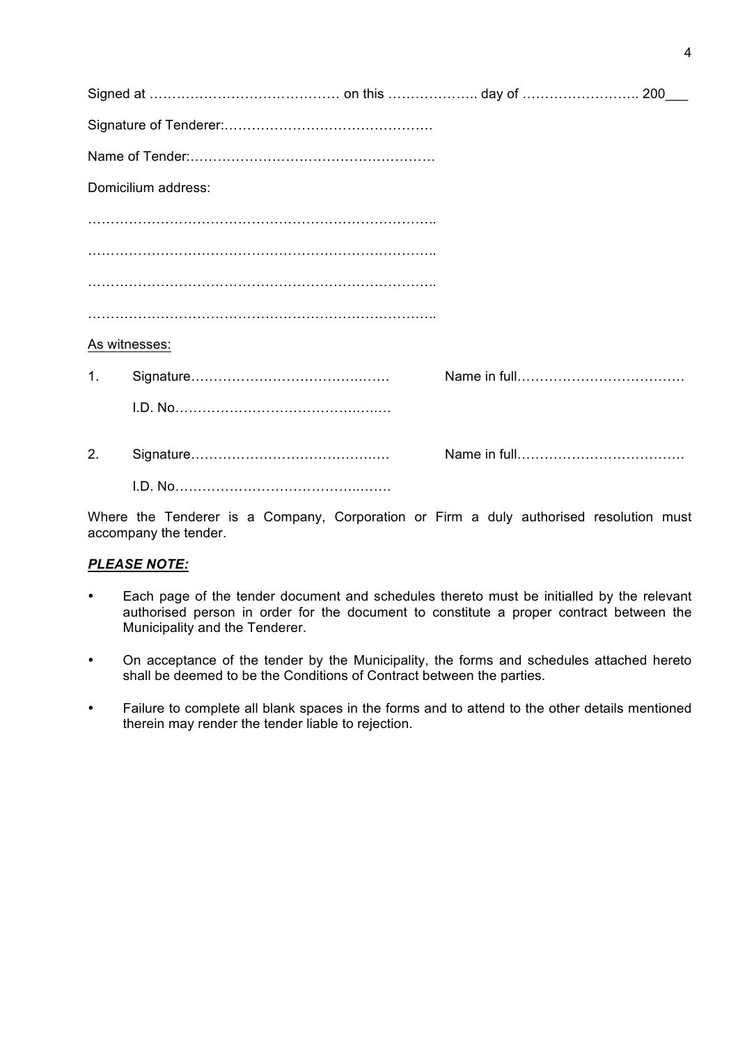Signed at …………………………………… on this ……………….. day of …………………….. 200___

Signature of Tenderer:……………………………………….

Name of Tender:…………………………………………….

Domicilium address:

…………………………………………………………………..

…………………………………………………………………..

…………………………………………………………………..

…………………………………………………………………..

As witnesses:

1. Signature…………………………………… Name in full………………………………

   I.D. No………………………………………

2. Signature…………………………………… Name in full………………………………

   I.D. No………………………………………

Where the Tenderer is a Company, Corporation or Firm a duly authorised resolution must accompany the tender.

***PLEASE NOTE:***

- Each page of the tender document and schedules thereto must be initialled by the relevant authorised person in order for the document to constitute a proper contract between the Municipality and the Tenderer.
- On acceptance of the tender by the Municipality, the forms and schedules attached hereto shall be deemed to be the Conditions of Contract between the parties.
- Failure to complete all blank spaces in the forms and to attend to the other details mentioned therein may render the tender liable to rejection.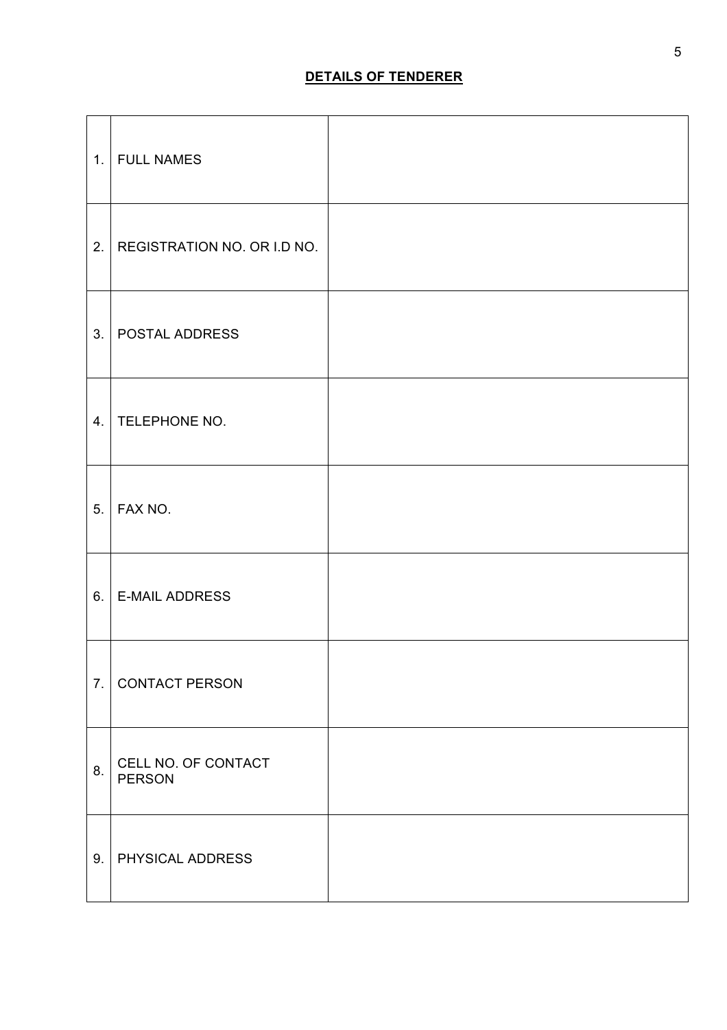**DETAILS OF TENDERER**

| | | |
|---|---|---|
| 1. | FULL NAMES | |
| 2. | REGISTRATION NO. OR I.D NO. | |
| 3. | POSTAL ADDRESS | |
| 4. | TELEPHONE NO. | |
| 5. | FAX NO. | |
| 6. | E-MAIL ADDRESS | |
| 7. | CONTACT PERSON | |
| 8. | CELL NO. OF CONTACT PERSON | |
| 9. | PHYSICAL ADDRESS | |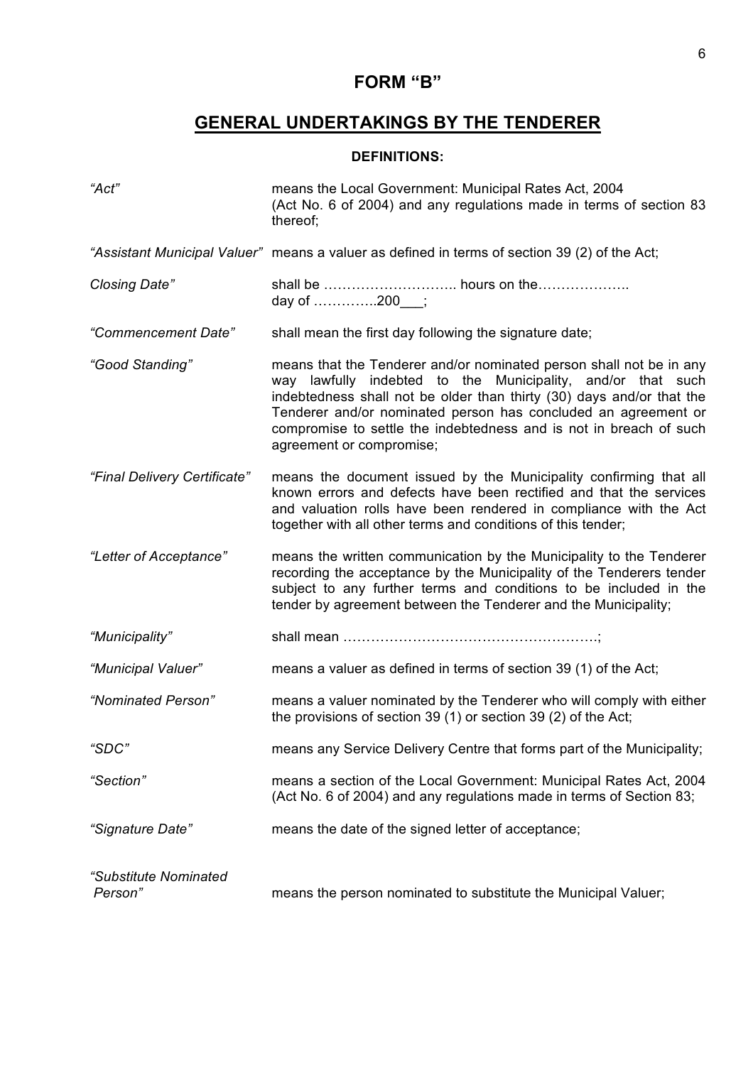# FORM "B"

## GENERAL UNDERTAKINGS BY THE TENDERER

### DEFINITIONS:

*"Act"* means the Local Government: Municipal Rates Act, 2004 (Act No. 6 of 2004) and any regulations made in terms of section 83 thereof;

*"Assistant Municipal Valuer"* means a valuer as defined in terms of section 39 (2) of the Act;

*Closing Date"* shall be ……………………….. hours on the………………. day of …………..200___;

*"Commencement Date"* shall mean the first day following the signature date;

*"Good Standing"* means that the Tenderer and/or nominated person shall not be in any way lawfully indebted to the Municipality, and/or that such indebtedness shall not be older than thirty (30) days and/or that the Tenderer and/or nominated person has concluded an agreement or compromise to settle the indebtedness and is not in breach of such agreement or compromise;

*"Final Delivery Certificate"* means the document issued by the Municipality confirming that all known errors and defects have been rectified and that the services and valuation rolls have been rendered in compliance with the Act together with all other terms and conditions of this tender;

*"Letter of Acceptance"* means the written communication by the Municipality to the Tenderer recording the acceptance by the Municipality of the Tenderers tender subject to any further terms and conditions to be included in the tender by agreement between the Tenderer and the Municipality;

*"Municipality"* shall mean ……………………………………………….;

*"Municipal Valuer"* means a valuer as defined in terms of section 39 (1) of the Act;

*"Nominated Person"* means a valuer nominated by the Tenderer who will comply with either the provisions of section 39 (1) or section 39 (2) of the Act;

*"SDC"* means any Service Delivery Centre that forms part of the Municipality;

*"Section"* means a section of the Local Government: Municipal Rates Act, 2004 (Act No. 6 of 2004) and any regulations made in terms of Section 83;

*"Signature Date"* means the date of the signed letter of acceptance;

*"Substitute Nominated Person"* means the person nominated to substitute the Municipal Valuer;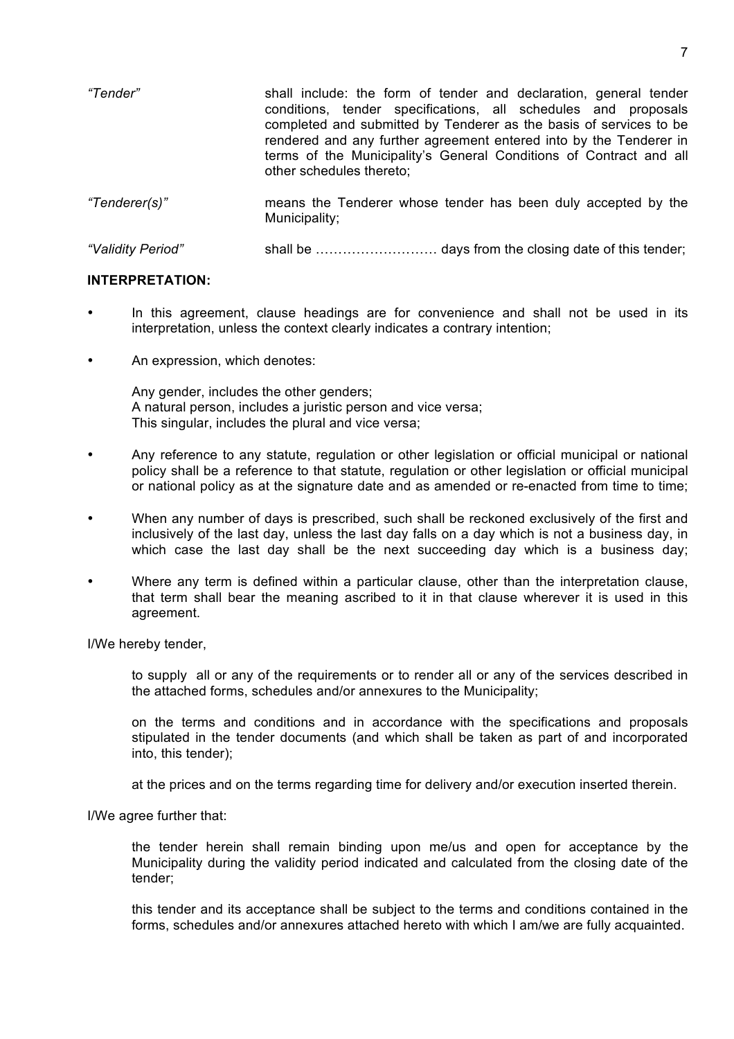*"Tender"* shall include: the form of tender and declaration, general tender conditions, tender specifications, all schedules and proposals completed and submitted by Tenderer as the basis of services to be rendered and any further agreement entered into by the Tenderer in terms of the Municipality's General Conditions of Contract and all other schedules thereto;

*"Tenderer(s)"* means the Tenderer whose tender has been duly accepted by the Municipality;

*"Validity Period"* shall be ……………………… days from the closing date of this tender;

**INTERPRETATION:**

- In this agreement, clause headings are for convenience and shall not be used in its interpretation, unless the context clearly indicates a contrary intention;
- An expression, which denotes:

  Any gender, includes the other genders;
  A natural person, includes a juristic person and vice versa;
  This singular, includes the plural and vice versa;

- Any reference to any statute, regulation or other legislation or official municipal or national policy shall be a reference to that statute, regulation or other legislation or official municipal or national policy as at the signature date and as amended or re-enacted from time to time;
- When any number of days is prescribed, such shall be reckoned exclusively of the first and inclusively of the last day, unless the last day falls on a day which is not a business day, in which case the last day shall be the next succeeding day which is a business day;
- Where any term is defined within a particular clause, other than the interpretation clause, that term shall bear the meaning ascribed to it in that clause wherever it is used in this agreement.

I/We hereby tender,

to supply all or any of the requirements or to render all or any of the services described in the attached forms, schedules and/or annexures to the Municipality;

on the terms and conditions and in accordance with the specifications and proposals stipulated in the tender documents (and which shall be taken as part of and incorporated into, this tender);

at the prices and on the terms regarding time for delivery and/or execution inserted therein.

I/We agree further that:

the tender herein shall remain binding upon me/us and open for acceptance by the Municipality during the validity period indicated and calculated from the closing date of the tender;

this tender and its acceptance shall be subject to the terms and conditions contained in the forms, schedules and/or annexures attached hereto with which I am/we are fully acquainted.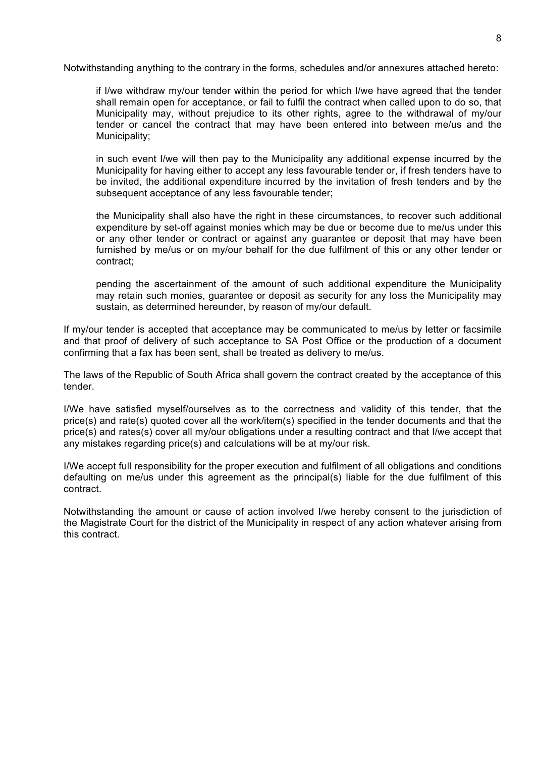Notwithstanding anything to the contrary in the forms, schedules and/or annexures attached hereto:

> if I/we withdraw my/our tender within the period for which I/we have agreed that the tender shall remain open for acceptance, or fail to fulfil the contract when called upon to do so, that Municipality may, without prejudice to its other rights, agree to the withdrawal of my/our tender or cancel the contract that may have been entered into between me/us and the Municipality;
>
> in such event I/we will then pay to the Municipality any additional expense incurred by the Municipality for having either to accept any less favourable tender or, if fresh tenders have to be invited, the additional expenditure incurred by the invitation of fresh tenders and by the subsequent acceptance of any less favourable tender;
>
> the Municipality shall also have the right in these circumstances, to recover such additional expenditure by set-off against monies which may be due or become due to me/us under this or any other tender or contract or against any guarantee or deposit that may have been furnished by me/us or on my/our behalf for the due fulfilment of this or any other tender or contract;
>
> pending the ascertainment of the amount of such additional expenditure the Municipality may retain such monies, guarantee or deposit as security for any loss the Municipality may sustain, as determined hereunder, by reason of my/our default.

If my/our tender is accepted that acceptance may be communicated to me/us by letter or facsimile and that proof of delivery of such acceptance to SA Post Office or the production of a document confirming that a fax has been sent, shall be treated as delivery to me/us.

The laws of the Republic of South Africa shall govern the contract created by the acceptance of this tender.

I/We have satisfied myself/ourselves as to the correctness and validity of this tender, that the price(s) and rate(s) quoted cover all the work/item(s) specified in the tender documents and that the price(s) and rates(s) cover all my/our obligations under a resulting contract and that I/we accept that any mistakes regarding price(s) and calculations will be at my/our risk.

I/We accept full responsibility for the proper execution and fulfilment of all obligations and conditions defaulting on me/us under this agreement as the principal(s) liable for the due fulfilment of this contract.

Notwithstanding the amount or cause of action involved I/we hereby consent to the jurisdiction of the Magistrate Court for the district of the Municipality in respect of any action whatever arising from this contract.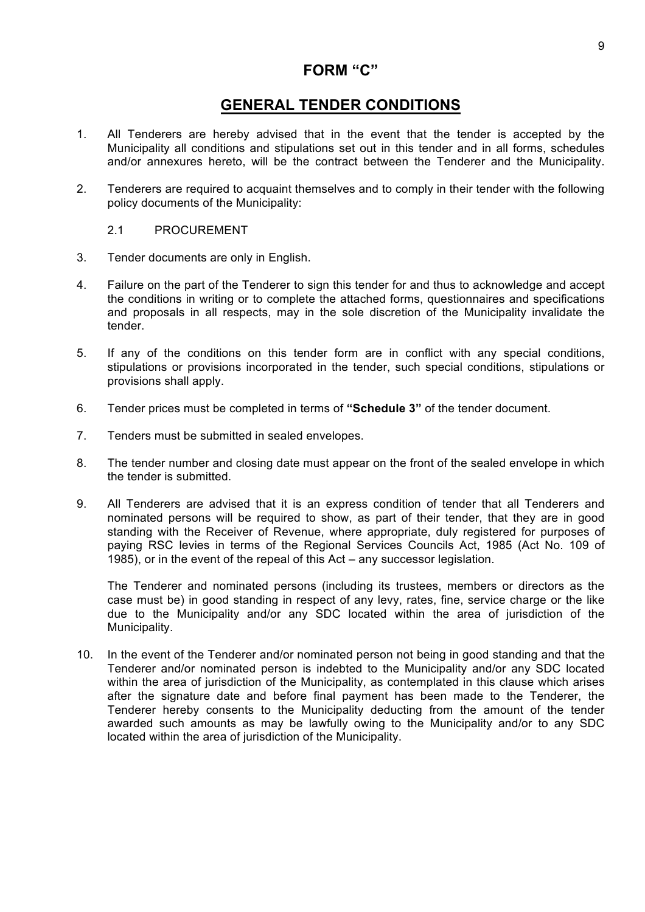# FORM "C"

## GENERAL TENDER CONDITIONS

1. All Tenderers are hereby advised that in the event that the tender is accepted by the Municipality all conditions and stipulations set out in this tender and in all forms, schedules and/or annexures hereto, will be the contract between the Tenderer and the Municipality.

2. Tenderers are required to acquaint themselves and to comply in their tender with the following policy documents of the Municipality:

   2.1 PROCUREMENT

3. Tender documents are only in English.

4. Failure on the part of the Tenderer to sign this tender for and thus to acknowledge and accept the conditions in writing or to complete the attached forms, questionnaires and specifications and proposals in all respects, may in the sole discretion of the Municipality invalidate the tender.

5. If any of the conditions on this tender form are in conflict with any special conditions, stipulations or provisions incorporated in the tender, such special conditions, stipulations or provisions shall apply.

6. Tender prices must be completed in terms of **"Schedule 3"** of the tender document.

7. Tenders must be submitted in sealed envelopes.

8. The tender number and closing date must appear on the front of the sealed envelope in which the tender is submitted.

9. All Tenderers are advised that it is an express condition of tender that all Tenderers and nominated persons will be required to show, as part of their tender, that they are in good standing with the Receiver of Revenue, where appropriate, duly registered for purposes of paying RSC levies in terms of the Regional Services Councils Act, 1985 (Act No. 109 of 1985), or in the event of the repeal of this Act – any successor legislation.

   The Tenderer and nominated persons (including its trustees, members or directors as the case must be) in good standing in respect of any levy, rates, fine, service charge or the like due to the Municipality and/or any SDC located within the area of jurisdiction of the Municipality.

10. In the event of the Tenderer and/or nominated person not being in good standing and that the Tenderer and/or nominated person is indebted to the Municipality and/or any SDC located within the area of jurisdiction of the Municipality, as contemplated in this clause which arises after the signature date and before final payment has been made to the Tenderer, the Tenderer hereby consents to the Municipality deducting from the amount of the tender awarded such amounts as may be lawfully owing to the Municipality and/or to any SDC located within the area of jurisdiction of the Municipality.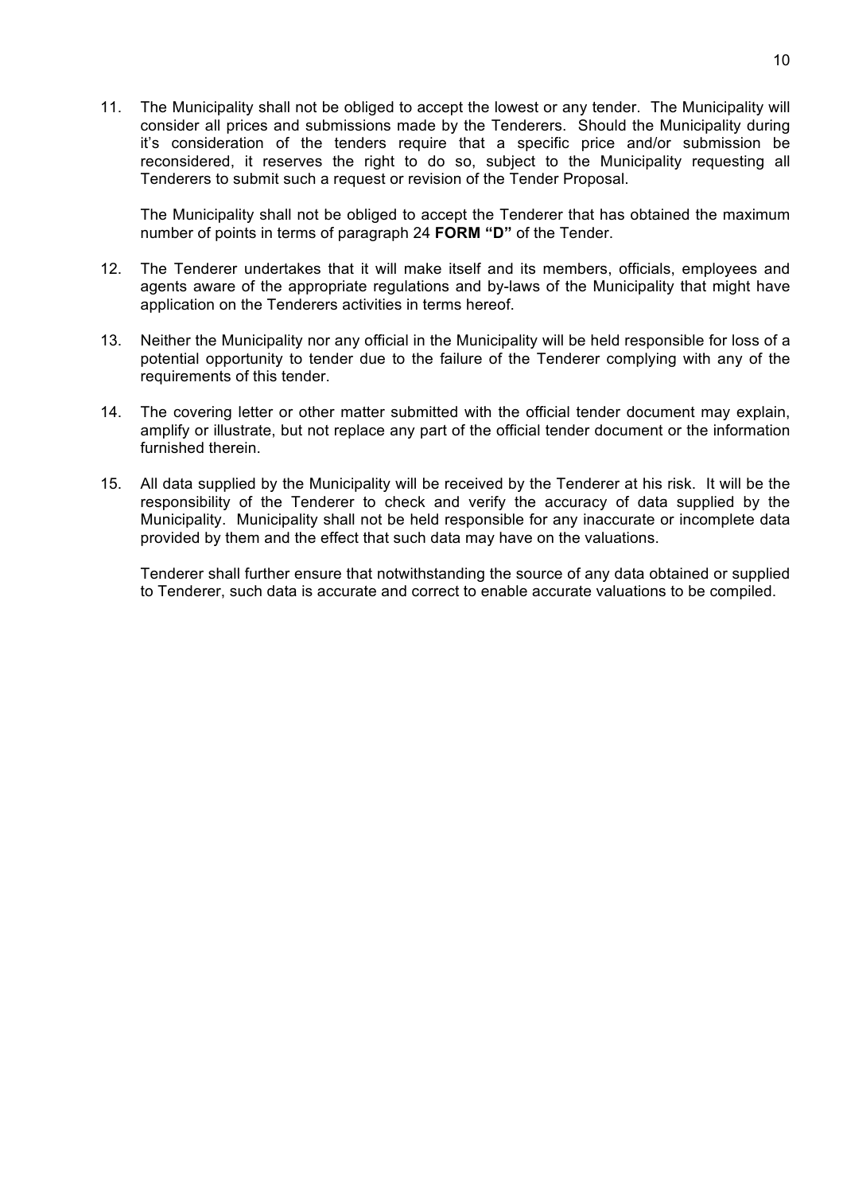11. The Municipality shall not be obliged to accept the lowest or any tender. The Municipality will consider all prices and submissions made by the Tenderers. Should the Municipality during it's consideration of the tenders require that a specific price and/or submission be reconsidered, it reserves the right to do so, subject to the Municipality requesting all Tenderers to submit such a request or revision of the Tender Proposal.

    The Municipality shall not be obliged to accept the Tenderer that has obtained the maximum number of points in terms of paragraph 24 **FORM "D"** of the Tender.

12. The Tenderer undertakes that it will make itself and its members, officials, employees and agents aware of the appropriate regulations and by-laws of the Municipality that might have application on the Tenderers activities in terms hereof.

13. Neither the Municipality nor any official in the Municipality will be held responsible for loss of a potential opportunity to tender due to the failure of the Tenderer complying with any of the requirements of this tender.

14. The covering letter or other matter submitted with the official tender document may explain, amplify or illustrate, but not replace any part of the official tender document or the information furnished therein.

15. All data supplied by the Municipality will be received by the Tenderer at his risk. It will be the responsibility of the Tenderer to check and verify the accuracy of data supplied by the Municipality. Municipality shall not be held responsible for any inaccurate or incomplete data provided by them and the effect that such data may have on the valuations.

    Tenderer shall further ensure that notwithstanding the source of any data obtained or supplied to Tenderer, such data is accurate and correct to enable accurate valuations to be compiled.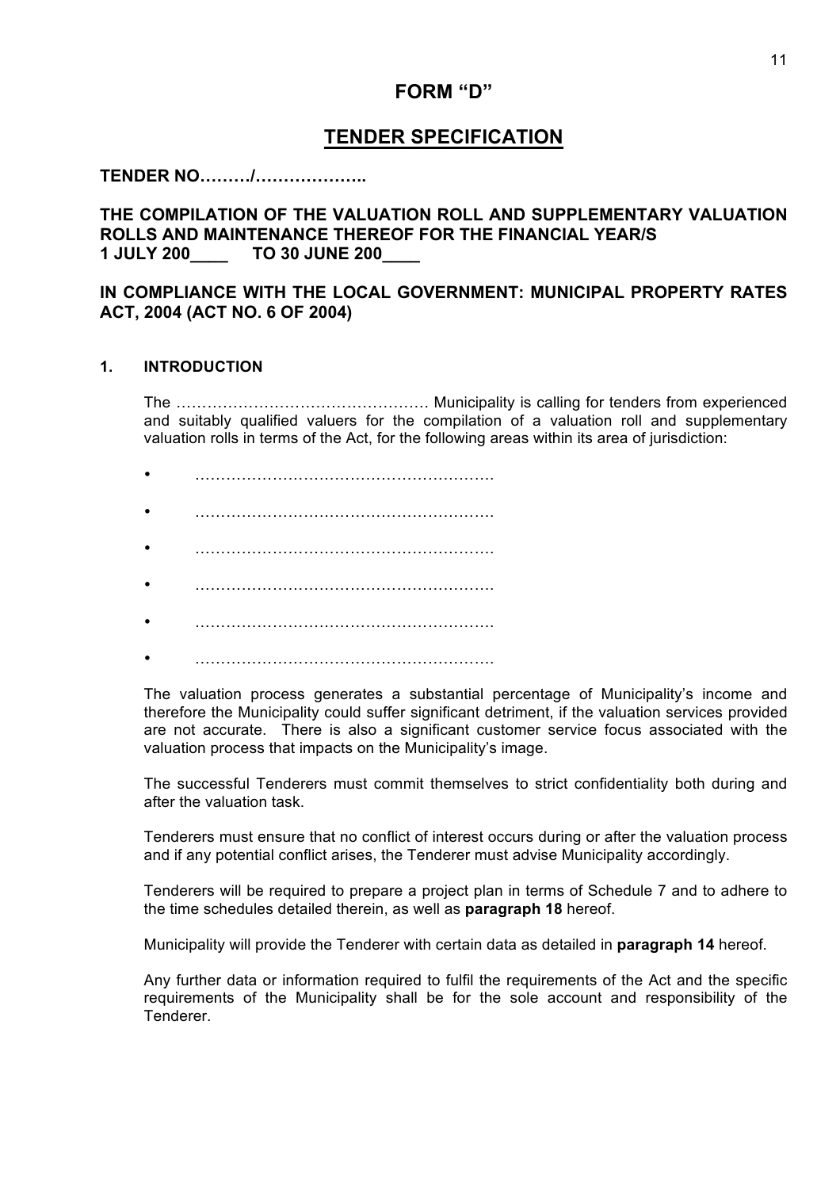# FORM "D"

## TENDER SPECIFICATION

**TENDER NO………/………………..**

**THE COMPILATION OF THE VALUATION ROLL AND SUPPLEMENTARY VALUATION ROLLS AND MAINTENANCE THEREOF FOR THE FINANCIAL YEAR/S 1 JULY 200____ TO 30 JUNE 200____**

**IN COMPLIANCE WITH THE LOCAL GOVERNMENT: MUNICIPAL PROPERTY RATES ACT, 2004 (ACT NO. 6 OF 2004)**

### 1. INTRODUCTION

The …………………………………………. Municipality is calling for tenders from experienced and suitably qualified valuers for the compilation of a valuation roll and supplementary valuation rolls in terms of the Act, for the following areas within its area of jurisdiction:

- ………………………………………………….
- ………………………………………………….
- ………………………………………………….
- ………………………………………………….
- ………………………………………………….
- ………………………………………………….

The valuation process generates a substantial percentage of Municipality's income and therefore the Municipality could suffer significant detriment, if the valuation services provided are not accurate. There is also a significant customer service focus associated with the valuation process that impacts on the Municipality's image.

The successful Tenderers must commit themselves to strict confidentiality both during and after the valuation task.

Tenderers must ensure that no conflict of interest occurs during or after the valuation process and if any potential conflict arises, the Tenderer must advise Municipality accordingly.

Tenderers will be required to prepare a project plan in terms of Schedule 7 and to adhere to the time schedules detailed therein, as well as **paragraph 18** hereof.

Municipality will provide the Tenderer with certain data as detailed in **paragraph 14** hereof.

Any further data or information required to fulfil the requirements of the Act and the specific requirements of the Municipality shall be for the sole account and responsibility of the Tenderer.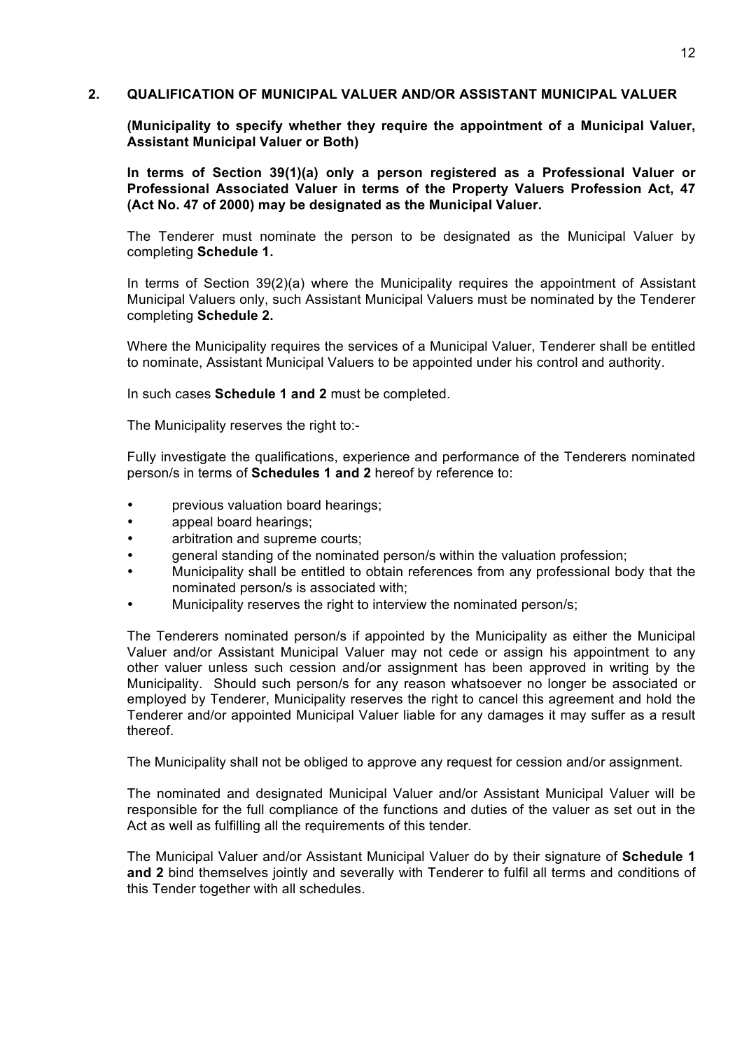## 2. QUALIFICATION OF MUNICIPAL VALUER AND/OR ASSISTANT MUNICIPAL VALUER

**(Municipality to specify whether they require the appointment of a Municipal Valuer, Assistant Municipal Valuer or Both)**

**In terms of Section 39(1)(a) only a person registered as a Professional Valuer or Professional Associated Valuer in terms of the Property Valuers Profession Act, 47 (Act No. 47 of 2000) may be designated as the Municipal Valuer.**

The Tenderer must nominate the person to be designated as the Municipal Valuer by completing **Schedule 1.**

In terms of Section 39(2)(a) where the Municipality requires the appointment of Assistant Municipal Valuers only, such Assistant Municipal Valuers must be nominated by the Tenderer completing **Schedule 2.**

Where the Municipality requires the services of a Municipal Valuer, Tenderer shall be entitled to nominate, Assistant Municipal Valuers to be appointed under his control and authority.

In such cases **Schedule 1 and 2** must be completed.

The Municipality reserves the right to:-

Fully investigate the qualifications, experience and performance of the Tenderers nominated person/s in terms of **Schedules 1 and 2** hereof by reference to:

- previous valuation board hearings;
- appeal board hearings;
- arbitration and supreme courts;
- general standing of the nominated person/s within the valuation profession;
- Municipality shall be entitled to obtain references from any professional body that the nominated person/s is associated with;
- Municipality reserves the right to interview the nominated person/s;

The Tenderers nominated person/s if appointed by the Municipality as either the Municipal Valuer and/or Assistant Municipal Valuer may not cede or assign his appointment to any other valuer unless such cession and/or assignment has been approved in writing by the Municipality. Should such person/s for any reason whatsoever no longer be associated or employed by Tenderer, Municipality reserves the right to cancel this agreement and hold the Tenderer and/or appointed Municipal Valuer liable for any damages it may suffer as a result thereof.

The Municipality shall not be obliged to approve any request for cession and/or assignment.

The nominated and designated Municipal Valuer and/or Assistant Municipal Valuer will be responsible for the full compliance of the functions and duties of the valuer as set out in the Act as well as fulfilling all the requirements of this tender.

The Municipal Valuer and/or Assistant Municipal Valuer do by their signature of **Schedule 1 and 2** bind themselves jointly and severally with Tenderer to fulfil all terms and conditions of this Tender together with all schedules.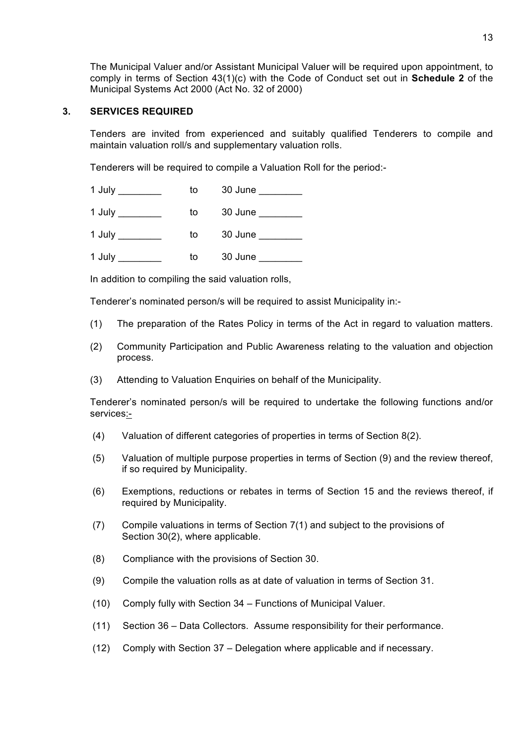The Municipal Valuer and/or Assistant Municipal Valuer will be required upon appointment, to comply in terms of Section 43(1)(c) with the Code of Conduct set out in **Schedule 2** of the Municipal Systems Act 2000 (Act No. 32 of 2000)

## 3. SERVICES REQUIRED

Tenders are invited from experienced and suitably qualified Tenderers to compile and maintain valuation roll/s and supplementary valuation rolls.

Tenderers will be required to compile a Valuation Roll for the period:-

1 July ________ to 30 June ________

1 July ________ to 30 June ________

1 July ________ to 30 June ________

1 July ________ to 30 June ________

In addition to compiling the said valuation rolls,

Tenderer's nominated person/s will be required to assist Municipality in:-

(1) The preparation of the Rates Policy in terms of the Act in regard to valuation matters.

(2) Community Participation and Public Awareness relating to the valuation and objection process.

(3) Attending to Valuation Enquiries on behalf of the Municipality.

Tenderer's nominated person/s will be required to undertake the following functions and/or services:-

(4) Valuation of different categories of properties in terms of Section 8(2).

(5) Valuation of multiple purpose properties in terms of Section (9) and the review thereof, if so required by Municipality.

(6) Exemptions, reductions or rebates in terms of Section 15 and the reviews thereof, if required by Municipality.

(7) Compile valuations in terms of Section 7(1) and subject to the provisions of Section 30(2), where applicable.

(8) Compliance with the provisions of Section 30.

(9) Compile the valuation rolls as at date of valuation in terms of Section 31.

(10) Comply fully with Section 34 – Functions of Municipal Valuer.

(11) Section 36 – Data Collectors. Assume responsibility for their performance.

(12) Comply with Section 37 – Delegation where applicable and if necessary.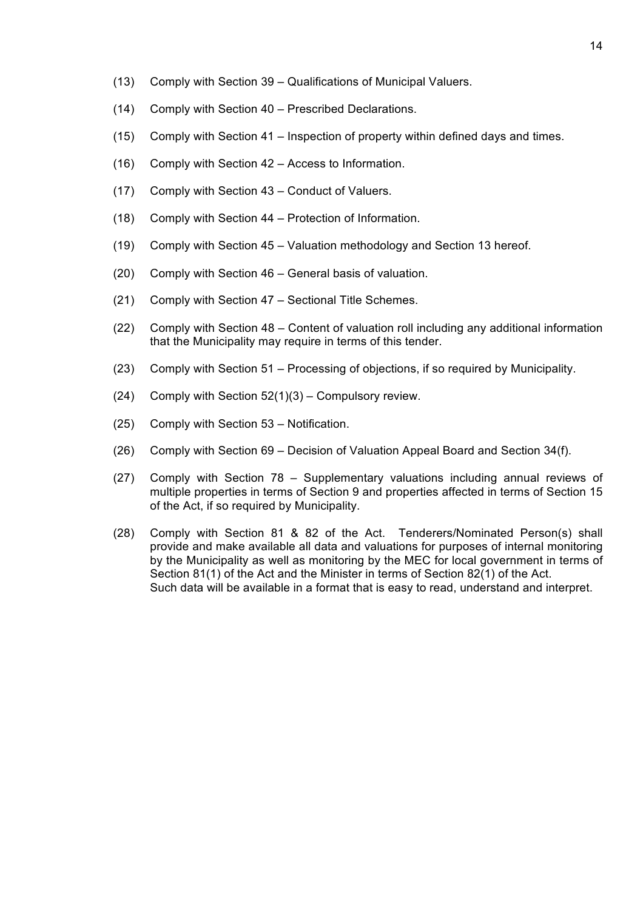(13) Comply with Section 39 – Qualifications of Municipal Valuers.

(14) Comply with Section 40 – Prescribed Declarations.

(15) Comply with Section 41 – Inspection of property within defined days and times.

(16) Comply with Section 42 – Access to Information.

(17) Comply with Section 43 – Conduct of Valuers.

(18) Comply with Section 44 – Protection of Information.

(19) Comply with Section 45 – Valuation methodology and Section 13 hereof.

(20) Comply with Section 46 – General basis of valuation.

(21) Comply with Section 47 – Sectional Title Schemes.

(22) Comply with Section 48 – Content of valuation roll including any additional information that the Municipality may require in terms of this tender.

(23) Comply with Section 51 – Processing of objections, if so required by Municipality.

(24) Comply with Section 52(1)(3) – Compulsory review.

(25) Comply with Section 53 – Notification.

(26) Comply with Section 69 – Decision of Valuation Appeal Board and Section 34(f).

(27) Comply with Section 78 – Supplementary valuations including annual reviews of multiple properties in terms of Section 9 and properties affected in terms of Section 15 of the Act, if so required by Municipality.

(28) Comply with Section 81 & 82 of the Act. Tenderers/Nominated Person(s) shall provide and make available all data and valuations for purposes of internal monitoring by the Municipality as well as monitoring by the MEC for local government in terms of Section 81(1) of the Act and the Minister in terms of Section 82(1) of the Act. Such data will be available in a format that is easy to read, understand and interpret.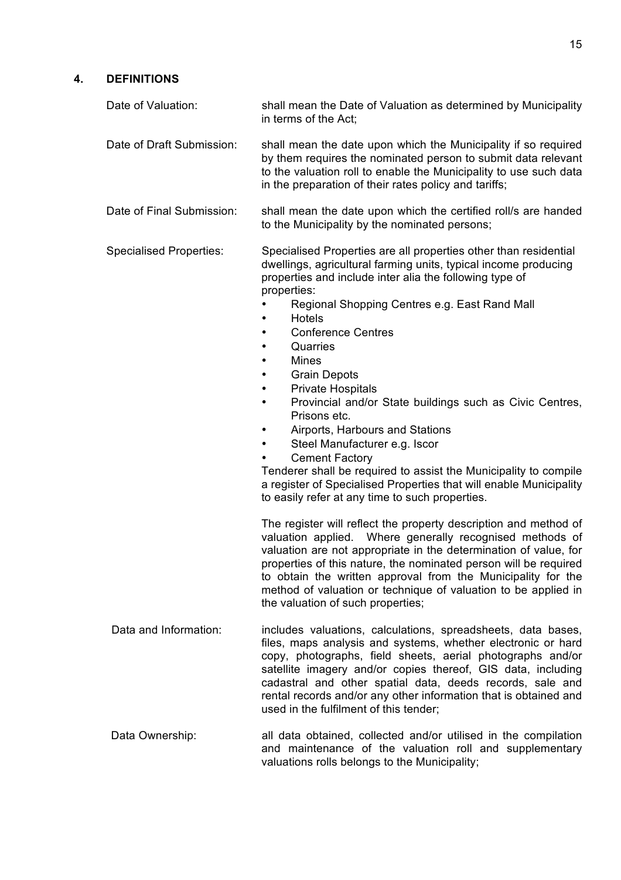## 4. DEFINITIONS

**Date of Valuation:** shall mean the Date of Valuation as determined by Municipality in terms of the Act;

**Date of Draft Submission:** shall mean the date upon which the Municipality if so required by them requires the nominated person to submit data relevant to the valuation roll to enable the Municipality to use such data in the preparation of their rates policy and tariffs;

**Date of Final Submission:** shall mean the date upon which the certified roll/s are handed to the Municipality by the nominated persons;

**Specialised Properties:** Specialised Properties are all properties other than residential dwellings, agricultural farming units, typical income producing properties and include inter alia the following type of properties:

- Regional Shopping Centres e.g. East Rand Mall
- Hotels
- Conference Centres
- Quarries
- Mines
- Grain Depots
- Private Hospitals
- Provincial and/or State buildings such as Civic Centres, Prisons etc.
- Airports, Harbours and Stations
- Steel Manufacturer e.g. Iscor
- Cement Factory

Tenderer shall be required to assist the Municipality to compile a register of Specialised Properties that will enable Municipality to easily refer at any time to such properties.

The register will reflect the property description and method of valuation applied. Where generally recognised methods of valuation are not appropriate in the determination of value, for properties of this nature, the nominated person will be required to obtain the written approval from the Municipality for the method of valuation or technique of valuation to be applied in the valuation of such properties;

**Data and Information:** includes valuations, calculations, spreadsheets, data bases, files, maps analysis and systems, whether electronic or hard copy, photographs, field sheets, aerial photographs and/or satellite imagery and/or copies thereof, GIS data, including cadastral and other spatial data, deeds records, sale and rental records and/or any other information that is obtained and used in the fulfilment of this tender;

**Data Ownership:** all data obtained, collected and/or utilised in the compilation and maintenance of the valuation roll and supplementary valuations rolls belongs to the Municipality;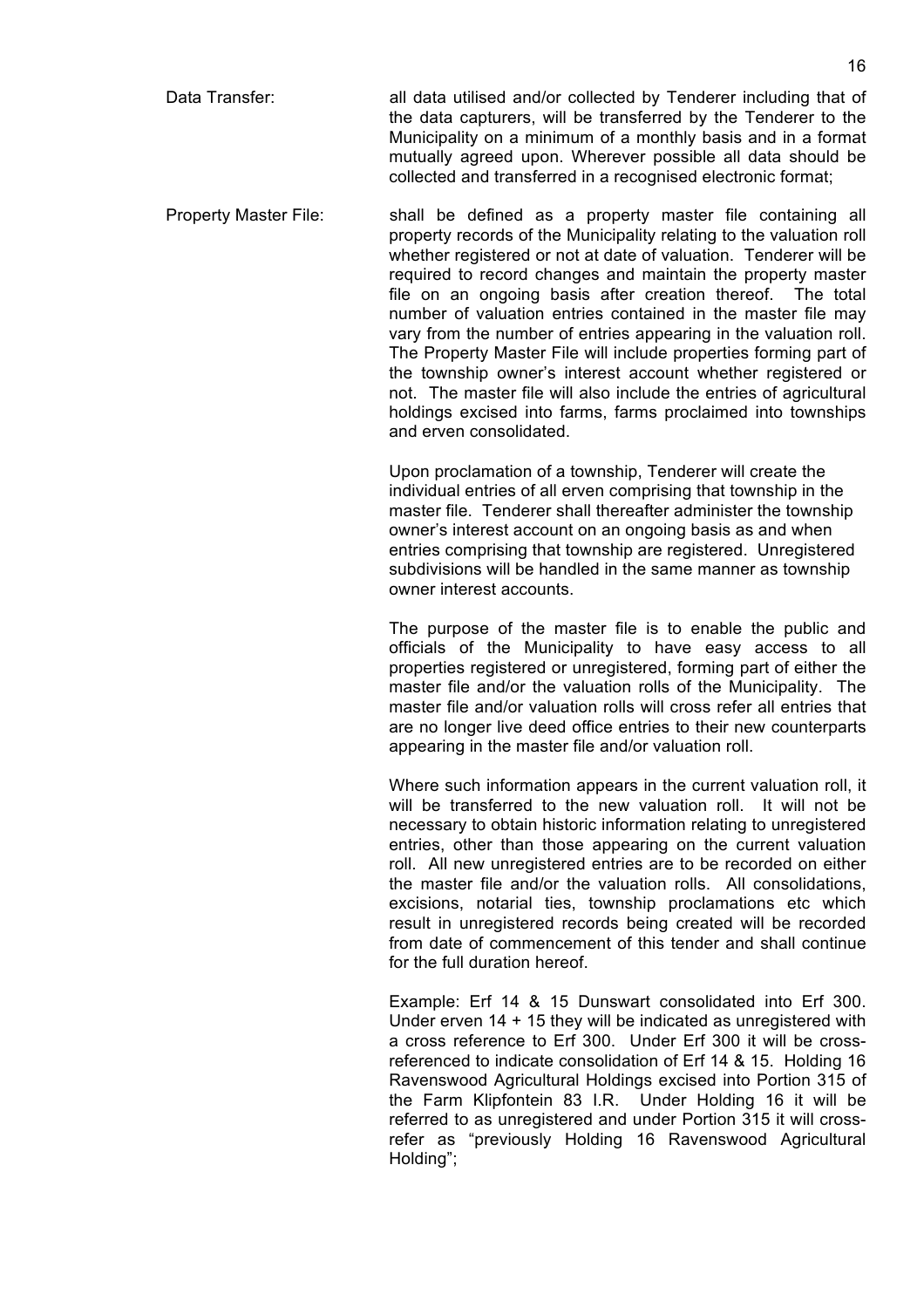Data Transfer: all data utilised and/or collected by Tenderer including that of the data capturers, will be transferred by the Tenderer to the Municipality on a minimum of a monthly basis and in a format mutually agreed upon. Wherever possible all data should be collected and transferred in a recognised electronic format;

Property Master File: shall be defined as a property master file containing all property records of the Municipality relating to the valuation roll whether registered or not at date of valuation. Tenderer will be required to record changes and maintain the property master file on an ongoing basis after creation thereof. The total number of valuation entries contained in the master file may vary from the number of entries appearing in the valuation roll. The Property Master File will include properties forming part of the township owner's interest account whether registered or not. The master file will also include the entries of agricultural holdings excised into farms, farms proclaimed into townships and erven consolidated.

Upon proclamation of a township, Tenderer will create the individual entries of all erven comprising that township in the master file. Tenderer shall thereafter administer the township owner's interest account on an ongoing basis as and when entries comprising that township are registered. Unregistered subdivisions will be handled in the same manner as township owner interest accounts.

The purpose of the master file is to enable the public and officials of the Municipality to have easy access to all properties registered or unregistered, forming part of either the master file and/or the valuation rolls of the Municipality. The master file and/or valuation rolls will cross refer all entries that are no longer live deed office entries to their new counterparts appearing in the master file and/or valuation roll.

Where such information appears in the current valuation roll, it will be transferred to the new valuation roll. It will not be necessary to obtain historic information relating to unregistered entries, other than those appearing on the current valuation roll. All new unregistered entries are to be recorded on either the master file and/or the valuation rolls. All consolidations, excisions, notarial ties, township proclamations etc which result in unregistered records being created will be recorded from date of commencement of this tender and shall continue for the full duration hereof.

Example: Erf 14 & 15 Dunswart consolidated into Erf 300. Under erven 14 + 15 they will be indicated as unregistered with a cross reference to Erf 300. Under Erf 300 it will be cross-referenced to indicate consolidation of Erf 14 & 15. Holding 16 Ravenswood Agricultural Holdings excised into Portion 315 of the Farm Klipfontein 83 I.R. Under Holding 16 it will be referred to as unregistered and under Portion 315 it will cross-refer as "previously Holding 16 Ravenswood Agricultural Holding";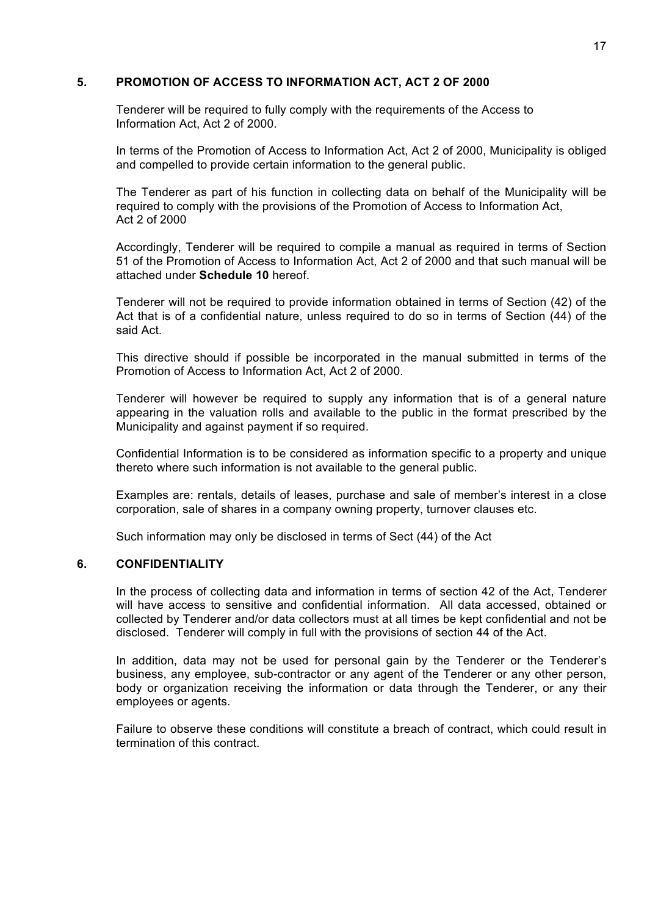## 5. PROMOTION OF ACCESS TO INFORMATION ACT, ACT 2 OF 2000

Tenderer will be required to fully comply with the requirements of the Access to Information Act, Act 2 of 2000.

In terms of the Promotion of Access to Information Act, Act 2 of 2000, Municipality is obliged and compelled to provide certain information to the general public.

The Tenderer as part of his function in collecting data on behalf of the Municipality will be required to comply with the provisions of the Promotion of Access to Information Act, Act 2 of 2000

Accordingly, Tenderer will be required to compile a manual as required in terms of Section 51 of the Promotion of Access to Information Act, Act 2 of 2000 and that such manual will be attached under **Schedule 10** hereof.

Tenderer will not be required to provide information obtained in terms of Section (42) of the Act that is of a confidential nature, unless required to do so in terms of Section (44) of the said Act.

This directive should if possible be incorporated in the manual submitted in terms of the Promotion of Access to Information Act, Act 2 of 2000.

Tenderer will however be required to supply any information that is of a general nature appearing in the valuation rolls and available to the public in the format prescribed by the Municipality and against payment if so required.

Confidential Information is to be considered as information specific to a property and unique thereto where such information is not available to the general public.

Examples are: rentals, details of leases, purchase and sale of member's interest in a close corporation, sale of shares in a company owning property, turnover clauses etc.

Such information may only be disclosed in terms of Sect (44) of the Act

## 6. CONFIDENTIALITY

In the process of collecting data and information in terms of section 42 of the Act, Tenderer will have access to sensitive and confidential information. All data accessed, obtained or collected by Tenderer and/or data collectors must at all times be kept confidential and not be disclosed. Tenderer will comply in full with the provisions of section 44 of the Act.

In addition, data may not be used for personal gain by the Tenderer or the Tenderer's business, any employee, sub-contractor or any agent of the Tenderer or any other person, body or organization receiving the information or data through the Tenderer, or any their employees or agents.

Failure to observe these conditions will constitute a breach of contract, which could result in termination of this contract.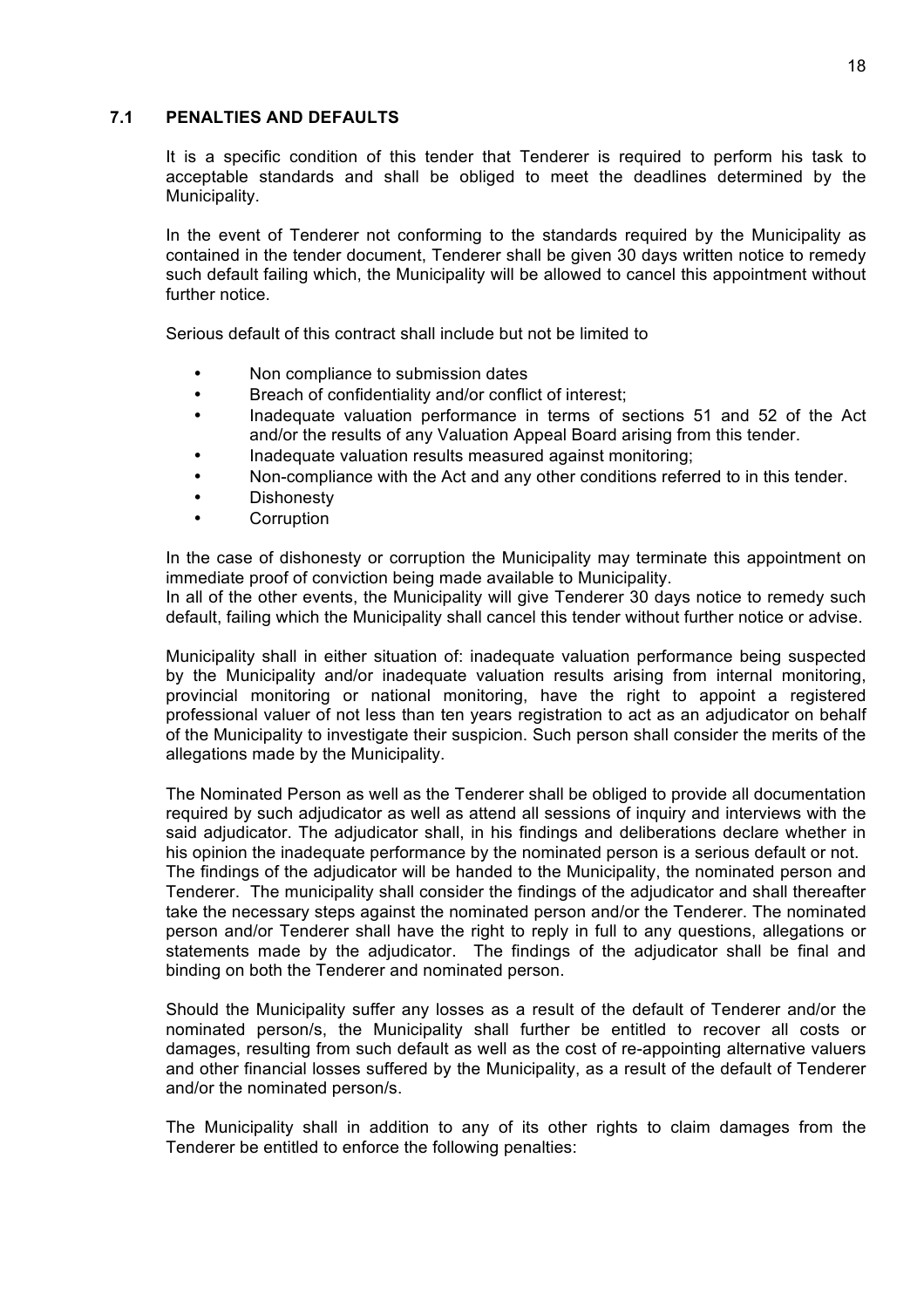### 7.1 PENALTIES AND DEFAULTS

It is a specific condition of this tender that Tenderer is required to perform his task to acceptable standards and shall be obliged to meet the deadlines determined by the Municipality.

In the event of Tenderer not conforming to the standards required by the Municipality as contained in the tender document, Tenderer shall be given 30 days written notice to remedy such default failing which, the Municipality will be allowed to cancel this appointment without further notice.

Serious default of this contract shall include but not be limited to

- Non compliance to submission dates
- Breach of confidentiality and/or conflict of interest;
- Inadequate valuation performance in terms of sections 51 and 52 of the Act and/or the results of any Valuation Appeal Board arising from this tender.
- Inadequate valuation results measured against monitoring;
- Non-compliance with the Act and any other conditions referred to in this tender.
- Dishonesty
- Corruption

In the case of dishonesty or corruption the Municipality may terminate this appointment on immediate proof of conviction being made available to Municipality.
In all of the other events, the Municipality will give Tenderer 30 days notice to remedy such default, failing which the Municipality shall cancel this tender without further notice or advise.

Municipality shall in either situation of: inadequate valuation performance being suspected by the Municipality and/or inadequate valuation results arising from internal monitoring, provincial monitoring or national monitoring, have the right to appoint a registered professional valuer of not less than ten years registration to act as an adjudicator on behalf of the Municipality to investigate their suspicion. Such person shall consider the merits of the allegations made by the Municipality.

The Nominated Person as well as the Tenderer shall be obliged to provide all documentation required by such adjudicator as well as attend all sessions of inquiry and interviews with the said adjudicator. The adjudicator shall, in his findings and deliberations declare whether in his opinion the inadequate performance by the nominated person is a serious default or not.
The findings of the adjudicator will be handed to the Municipality, the nominated person and Tenderer. The municipality shall consider the findings of the adjudicator and shall thereafter take the necessary steps against the nominated person and/or the Tenderer. The nominated person and/or Tenderer shall have the right to reply in full to any questions, allegations or statements made by the adjudicator. The findings of the adjudicator shall be final and binding on both the Tenderer and nominated person.

Should the Municipality suffer any losses as a result of the default of Tenderer and/or the nominated person/s, the Municipality shall further be entitled to recover all costs or damages, resulting from such default as well as the cost of re-appointing alternative valuers and other financial losses suffered by the Municipality, as a result of the default of Tenderer and/or the nominated person/s.

The Municipality shall in addition to any of its other rights to claim damages from the Tenderer be entitled to enforce the following penalties: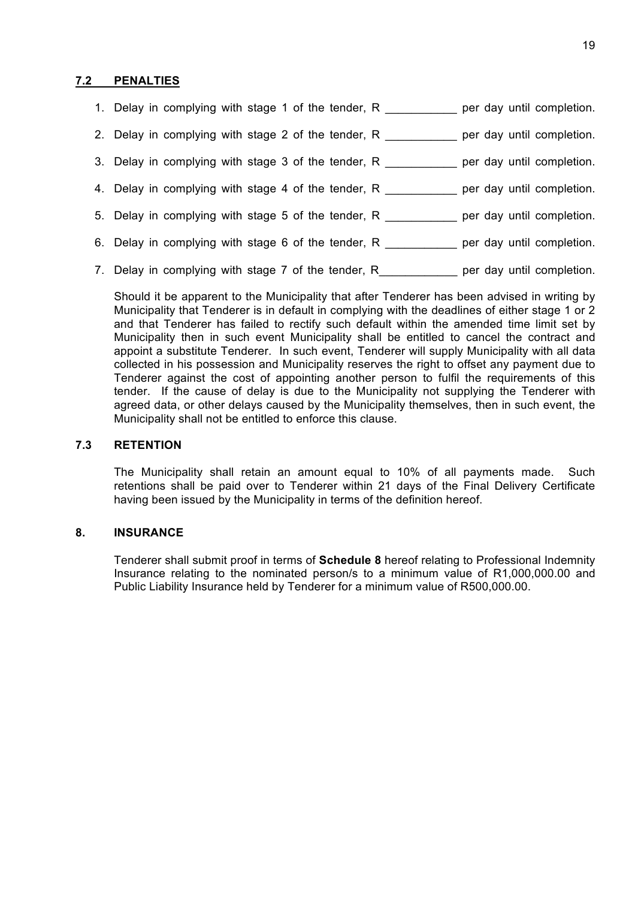## 7.2 PENALTIES

1. Delay in complying with stage 1 of the tender, R ___________ per day until completion.
2. Delay in complying with stage 2 of the tender, R ___________ per day until completion.
3. Delay in complying with stage 3 of the tender, R ___________ per day until completion.
4. Delay in complying with stage 4 of the tender, R ___________ per day until completion.
5. Delay in complying with stage 5 of the tender, R ___________ per day until completion.
6. Delay in complying with stage 6 of the tender, R ___________ per day until completion.
7. Delay in complying with stage 7 of the tender, R____________ per day until completion.

Should it be apparent to the Municipality that after Tenderer has been advised in writing by Municipality that Tenderer is in default in complying with the deadlines of either stage 1 or 2 and that Tenderer has failed to rectify such default within the amended time limit set by Municipality then in such event Municipality shall be entitled to cancel the contract and appoint a substitute Tenderer. In such event, Tenderer will supply Municipality with all data collected in his possession and Municipality reserves the right to offset any payment due to Tenderer against the cost of appointing another person to fulfil the requirements of this tender. If the cause of delay is due to the Municipality not supplying the Tenderer with agreed data, or other delays caused by the Municipality themselves, then in such event, the Municipality shall not be entitled to enforce this clause.

## 7.3 RETENTION

The Municipality shall retain an amount equal to 10% of all payments made. Such retentions shall be paid over to Tenderer within 21 days of the Final Delivery Certificate having been issued by the Municipality in terms of the definition hereof.

## 8. INSURANCE

Tenderer shall submit proof in terms of **Schedule 8** hereof relating to Professional Indemnity Insurance relating to the nominated person/s to a minimum value of R1,000,000.00 and Public Liability Insurance held by Tenderer for a minimum value of R500,000.00.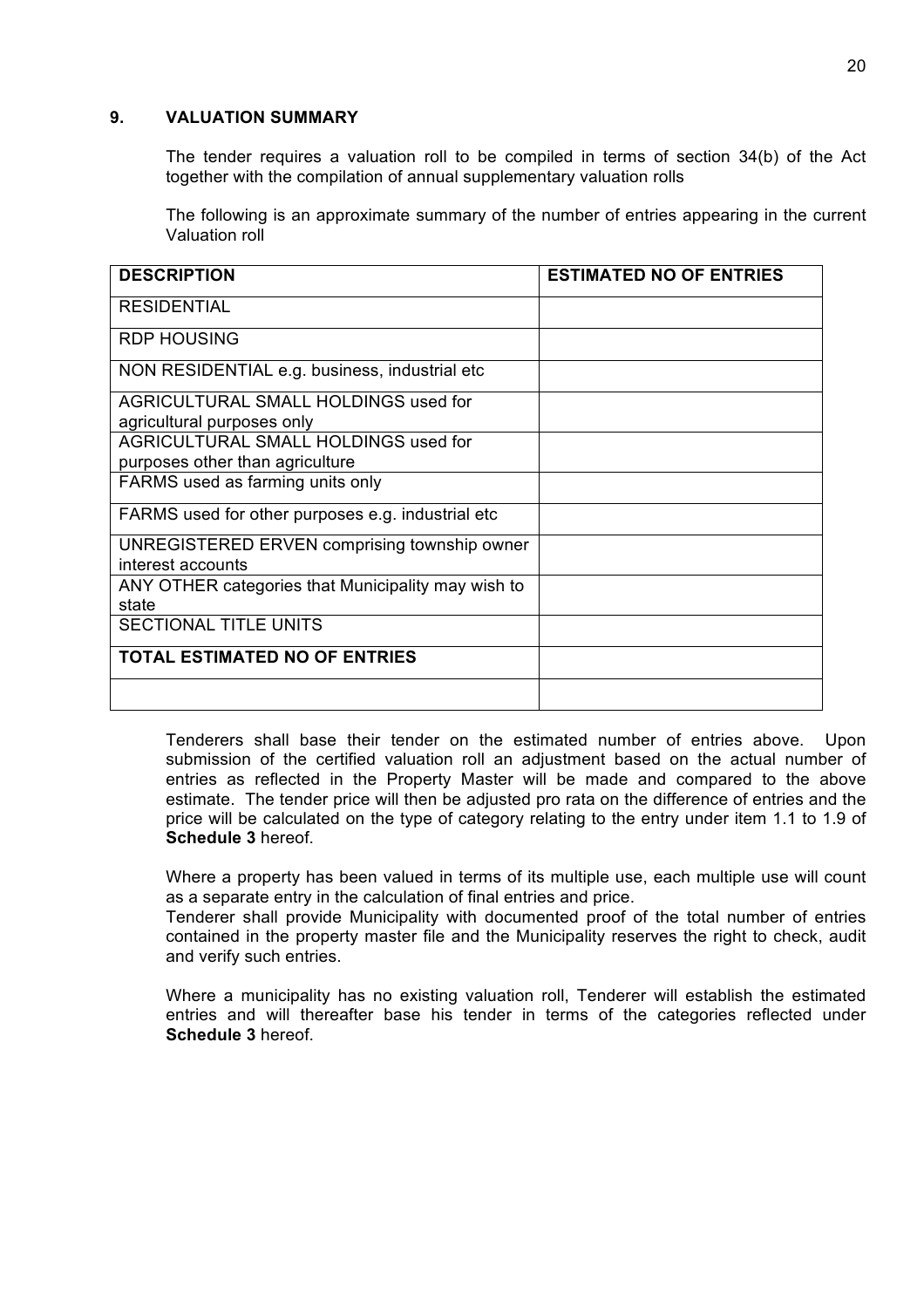## 9. VALUATION SUMMARY

The tender requires a valuation roll to be compiled in terms of section 34(b) of the Act together with the compilation of annual supplementary valuation rolls

The following is an approximate summary of the number of entries appearing in the current Valuation roll

| DESCRIPTION | ESTIMATED NO OF ENTRIES |
|---|---|
| RESIDENTIAL | |
| RDP HOUSING | |
| NON RESIDENTIAL e.g. business, industrial etc | |
| AGRICULTURAL SMALL HOLDINGS used for agricultural purposes only | |
| AGRICULTURAL SMALL HOLDINGS used for purposes other than agriculture | |
| FARMS used as farming units only | |
| FARMS used for other purposes e.g. industrial etc | |
| UNREGISTERED ERVEN comprising township owner interest accounts | |
| ANY OTHER categories that Municipality may wish to state | |
| SECTIONAL TITLE UNITS | |
| **TOTAL ESTIMATED NO OF ENTRIES** | |
| | |

Tenderers shall base their tender on the estimated number of entries above. Upon submission of the certified valuation roll an adjustment based on the actual number of entries as reflected in the Property Master will be made and compared to the above estimate. The tender price will then be adjusted pro rata on the difference of entries and the price will be calculated on the type of category relating to the entry under item 1.1 to 1.9 of **Schedule 3** hereof.

Where a property has been valued in terms of its multiple use, each multiple use will count as a separate entry in the calculation of final entries and price.
Tenderer shall provide Municipality with documented proof of the total number of entries contained in the property master file and the Municipality reserves the right to check, audit and verify such entries.

Where a municipality has no existing valuation roll, Tenderer will establish the estimated entries and will thereafter base his tender in terms of the categories reflected under **Schedule 3** hereof.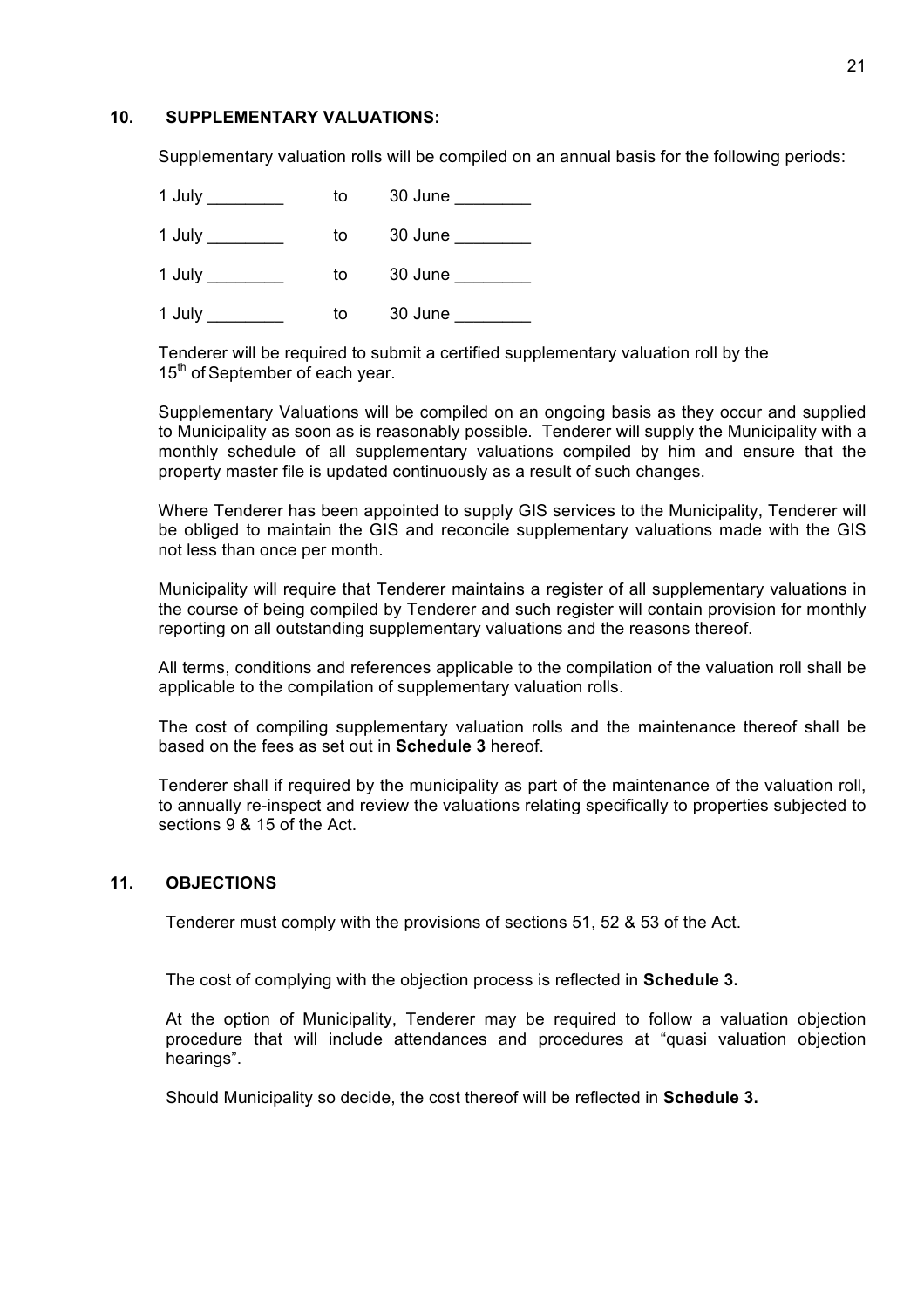## 10. SUPPLEMENTARY VALUATIONS:

Supplementary valuation rolls will be compiled on an annual basis for the following periods:

1 July ________ to 30 June ________

1 July ________ to 30 June ________

1 July ________ to 30 June ________

1 July ________ to 30 June ________

Tenderer will be required to submit a certified supplementary valuation roll by the 15th of September of each year.

Supplementary Valuations will be compiled on an ongoing basis as they occur and supplied to Municipality as soon as is reasonably possible. Tenderer will supply the Municipality with a monthly schedule of all supplementary valuations compiled by him and ensure that the property master file is updated continuously as a result of such changes.

Where Tenderer has been appointed to supply GIS services to the Municipality, Tenderer will be obliged to maintain the GIS and reconcile supplementary valuations made with the GIS not less than once per month.

Municipality will require that Tenderer maintains a register of all supplementary valuations in the course of being compiled by Tenderer and such register will contain provision for monthly reporting on all outstanding supplementary valuations and the reasons thereof.

All terms, conditions and references applicable to the compilation of the valuation roll shall be applicable to the compilation of supplementary valuation rolls.

The cost of compiling supplementary valuation rolls and the maintenance thereof shall be based on the fees as set out in **Schedule 3** hereof.

Tenderer shall if required by the municipality as part of the maintenance of the valuation roll, to annually re-inspect and review the valuations relating specifically to properties subjected to sections 9 & 15 of the Act.

## 11. OBJECTIONS

Tenderer must comply with the provisions of sections 51, 52 & 53 of the Act.

The cost of complying with the objection process is reflected in **Schedule 3.**

At the option of Municipality, Tenderer may be required to follow a valuation objection procedure that will include attendances and procedures at "quasi valuation objection hearings".

Should Municipality so decide, the cost thereof will be reflected in **Schedule 3.**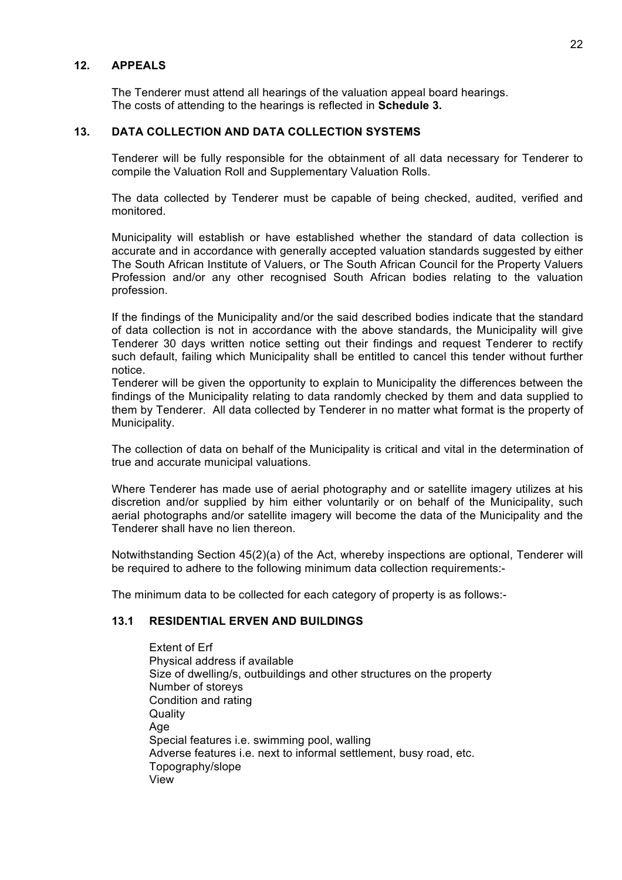## 12. APPEALS

The Tenderer must attend all hearings of the valuation appeal board hearings.
The costs of attending to the hearings is reflected in **Schedule 3.**

## 13. DATA COLLECTION AND DATA COLLECTION SYSTEMS

Tenderer will be fully responsible for the obtainment of all data necessary for Tenderer to compile the Valuation Roll and Supplementary Valuation Rolls.

The data collected by Tenderer must be capable of being checked, audited, verified and monitored.

Municipality will establish or have established whether the standard of data collection is accurate and in accordance with generally accepted valuation standards suggested by either The South African Institute of Valuers, or The South African Council for the Property Valuers Profession and/or any other recognised South African bodies relating to the valuation profession.

If the findings of the Municipality and/or the said described bodies indicate that the standard of data collection is not in accordance with the above standards, the Municipality will give Tenderer 30 days written notice setting out their findings and request Tenderer to rectify such default, failing which Municipality shall be entitled to cancel this tender without further notice.
Tenderer will be given the opportunity to explain to Municipality the differences between the findings of the Municipality relating to data randomly checked by them and data supplied to them by Tenderer. All data collected by Tenderer in no matter what format is the property of Municipality.

The collection of data on behalf of the Municipality is critical and vital in the determination of true and accurate municipal valuations.

Where Tenderer has made use of aerial photography and or satellite imagery utilizes at his discretion and/or supplied by him either voluntarily or on behalf of the Municipality, such aerial photographs and/or satellite imagery will become the data of the Municipality and the Tenderer shall have no lien thereon.

Notwithstanding Section 45(2)(a) of the Act, whereby inspections are optional, Tenderer will be required to adhere to the following minimum data collection requirements:-

The minimum data to be collected for each category of property is as follows:-

### 13.1 RESIDENTIAL ERVEN AND BUILDINGS

Extent of Erf
Physical address if available
Size of dwelling/s, outbuildings and other structures on the property
Number of storeys
Condition and rating
Quality
Age
Special features i.e. swimming pool, walling
Adverse features i.e. next to informal settlement, busy road, etc.
Topography/slope
View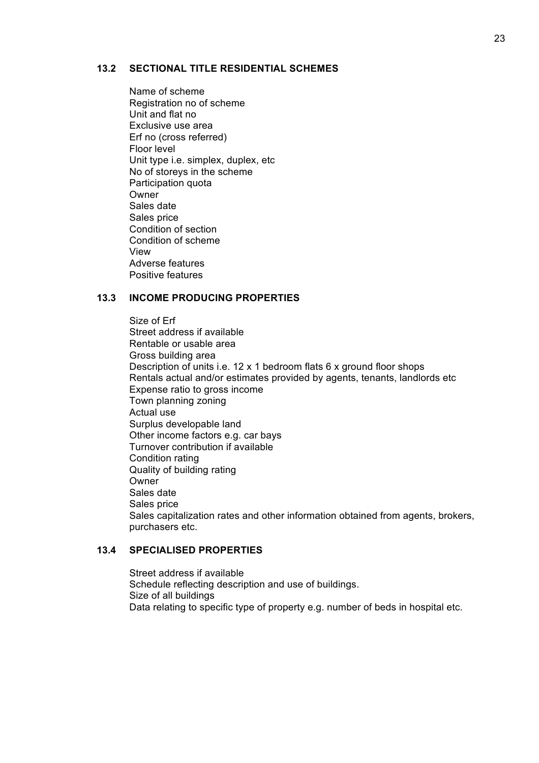## 13.2 SECTIONAL TITLE RESIDENTIAL SCHEMES

Name of scheme
Registration no of scheme
Unit and flat no
Exclusive use area
Erf no (cross referred)
Floor level
Unit type i.e. simplex, duplex, etc
No of storeys in the scheme
Participation quota
Owner
Sales date
Sales price
Condition of section
Condition of scheme
View
Adverse features
Positive features

## 13.3 INCOME PRODUCING PROPERTIES

Size of Erf
Street address if available
Rentable or usable area
Gross building area
Description of units i.e. 12 x 1 bedroom flats 6 x ground floor shops
Rentals actual and/or estimates provided by agents, tenants, landlords etc
Expense ratio to gross income
Town planning zoning
Actual use
Surplus developable land
Other income factors e.g. car bays
Turnover contribution if available
Condition rating
Quality of building rating
Owner
Sales date
Sales price
Sales capitalization rates and other information obtained from agents, brokers, purchasers etc.

## 13.4 SPECIALISED PROPERTIES

Street address if available
Schedule reflecting description and use of buildings.
Size of all buildings
Data relating to specific type of property e.g. number of beds in hospital etc.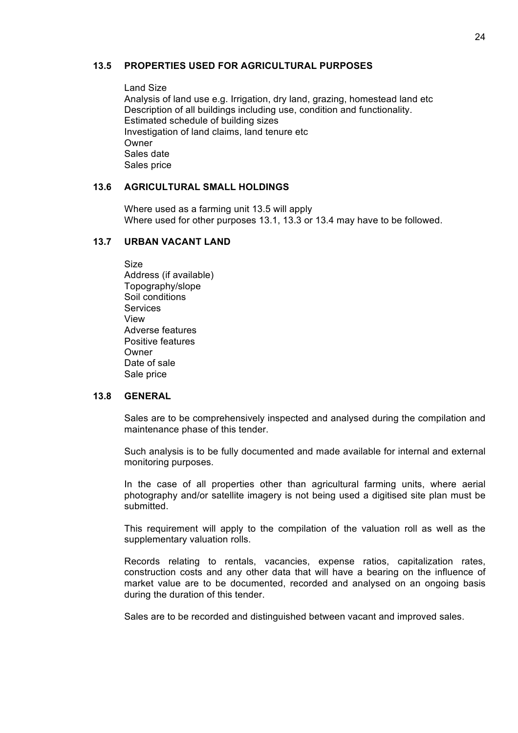### 13.5 PROPERTIES USED FOR AGRICULTURAL PURPOSES

Land Size
Analysis of land use e.g. Irrigation, dry land, grazing, homestead land etc
Description of all buildings including use, condition and functionality.
Estimated schedule of building sizes
Investigation of land claims, land tenure etc
Owner
Sales date
Sales price

### 13.6 AGRICULTURAL SMALL HOLDINGS

Where used as a farming unit 13.5 will apply
Where used for other purposes 13.1, 13.3 or 13.4 may have to be followed.

### 13.7 URBAN VACANT LAND

Size
Address (if available)
Topography/slope
Soil conditions
Services
View
Adverse features
Positive features
Owner
Date of sale
Sale price

### 13.8 GENERAL

Sales are to be comprehensively inspected and analysed during the compilation and maintenance phase of this tender.

Such analysis is to be fully documented and made available for internal and external monitoring purposes.

In the case of all properties other than agricultural farming units, where aerial photography and/or satellite imagery is not being used a digitised site plan must be submitted.

This requirement will apply to the compilation of the valuation roll as well as the supplementary valuation rolls.

Records relating to rentals, vacancies, expense ratios, capitalization rates, construction costs and any other data that will have a bearing on the influence of market value are to be documented, recorded and analysed on an ongoing basis during the duration of this tender.

Sales are to be recorded and distinguished between vacant and improved sales.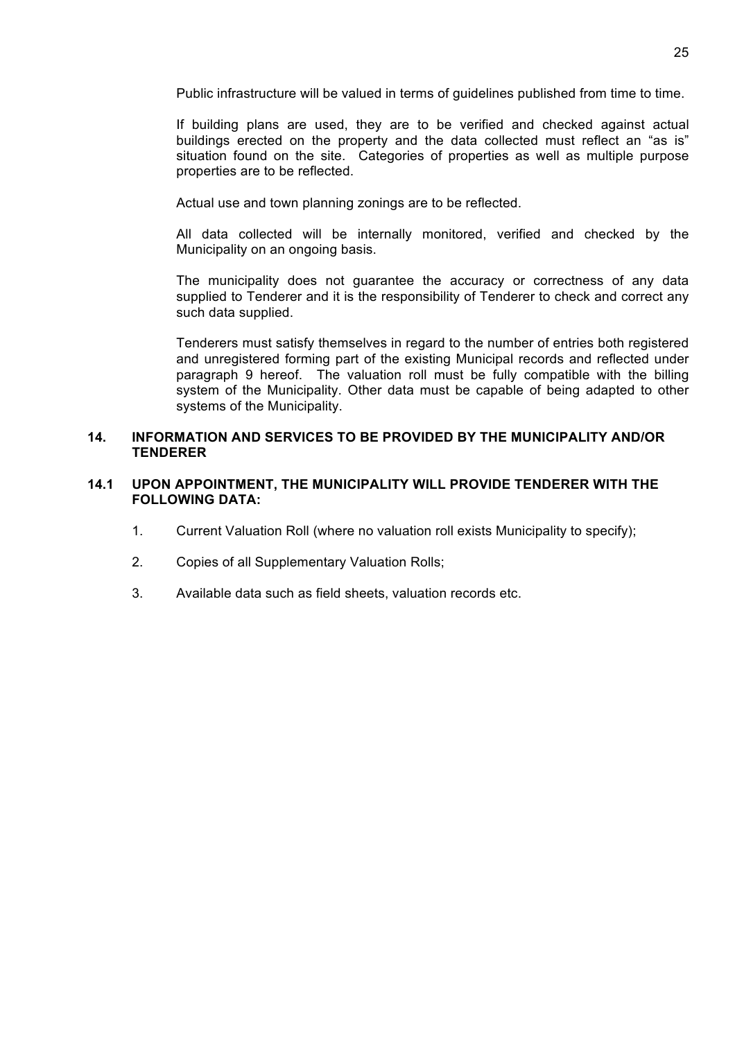Public infrastructure will be valued in terms of guidelines published from time to time.

If building plans are used, they are to be verified and checked against actual buildings erected on the property and the data collected must reflect an "as is" situation found on the site. Categories of properties as well as multiple purpose properties are to be reflected.

Actual use and town planning zonings are to be reflected.

All data collected will be internally monitored, verified and checked by the Municipality on an ongoing basis.

The municipality does not guarantee the accuracy or correctness of any data supplied to Tenderer and it is the responsibility of Tenderer to check and correct any such data supplied.

Tenderers must satisfy themselves in regard to the number of entries both registered and unregistered forming part of the existing Municipal records and reflected under paragraph 9 hereof. The valuation roll must be fully compatible with the billing system of the Municipality. Other data must be capable of being adapted to other systems of the Municipality.

## 14. INFORMATION AND SERVICES TO BE PROVIDED BY THE MUNICIPALITY AND/OR TENDERER

### 14.1 UPON APPOINTMENT, THE MUNICIPALITY WILL PROVIDE TENDERER WITH THE FOLLOWING DATA:

1. Current Valuation Roll (where no valuation roll exists Municipality to specify);
2. Copies of all Supplementary Valuation Rolls;
3. Available data such as field sheets, valuation records etc.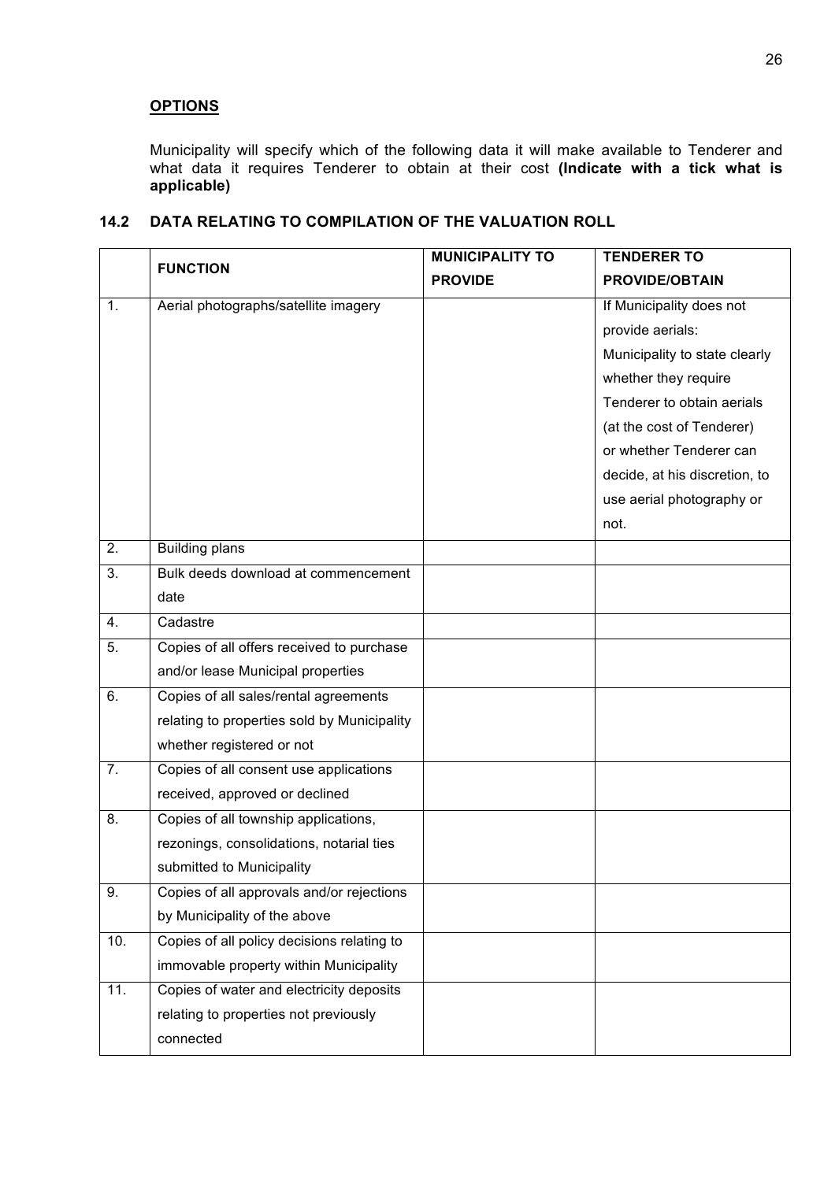**OPTIONS**

Municipality will specify which of the following data it will make available to Tenderer and what data it requires Tenderer to obtain at their cost **(Indicate with a tick what is applicable)**

## 14.2 DATA RELATING TO COMPILATION OF THE VALUATION ROLL

| | FUNCTION | MUNICIPALITY TO PROVIDE | TENDERER TO PROVIDE/OBTAIN |
|---|---|---|---|
| 1. | Aerial photographs/satellite imagery | | If Municipality does not provide aerials: Municipality to state clearly whether they require Tenderer to obtain aerials (at the cost of Tenderer) or whether Tenderer can decide, at his discretion, to use aerial photography or not. |
| 2. | Building plans | | |
| 3. | Bulk deeds download at commencement date | | |
| 4. | Cadastre | | |
| 5. | Copies of all offers received to purchase and/or lease Municipal properties | | |
| 6. | Copies of all sales/rental agreements relating to properties sold by Municipality whether registered or not | | |
| 7. | Copies of all consent use applications received, approved or declined | | |
| 8. | Copies of all township applications, rezonings, consolidations, notarial ties submitted to Municipality | | |
| 9. | Copies of all approvals and/or rejections by Municipality of the above | | |
| 10. | Copies of all policy decisions relating to immovable property within Municipality | | |
| 11. | Copies of water and electricity deposits relating to properties not previously connected | | |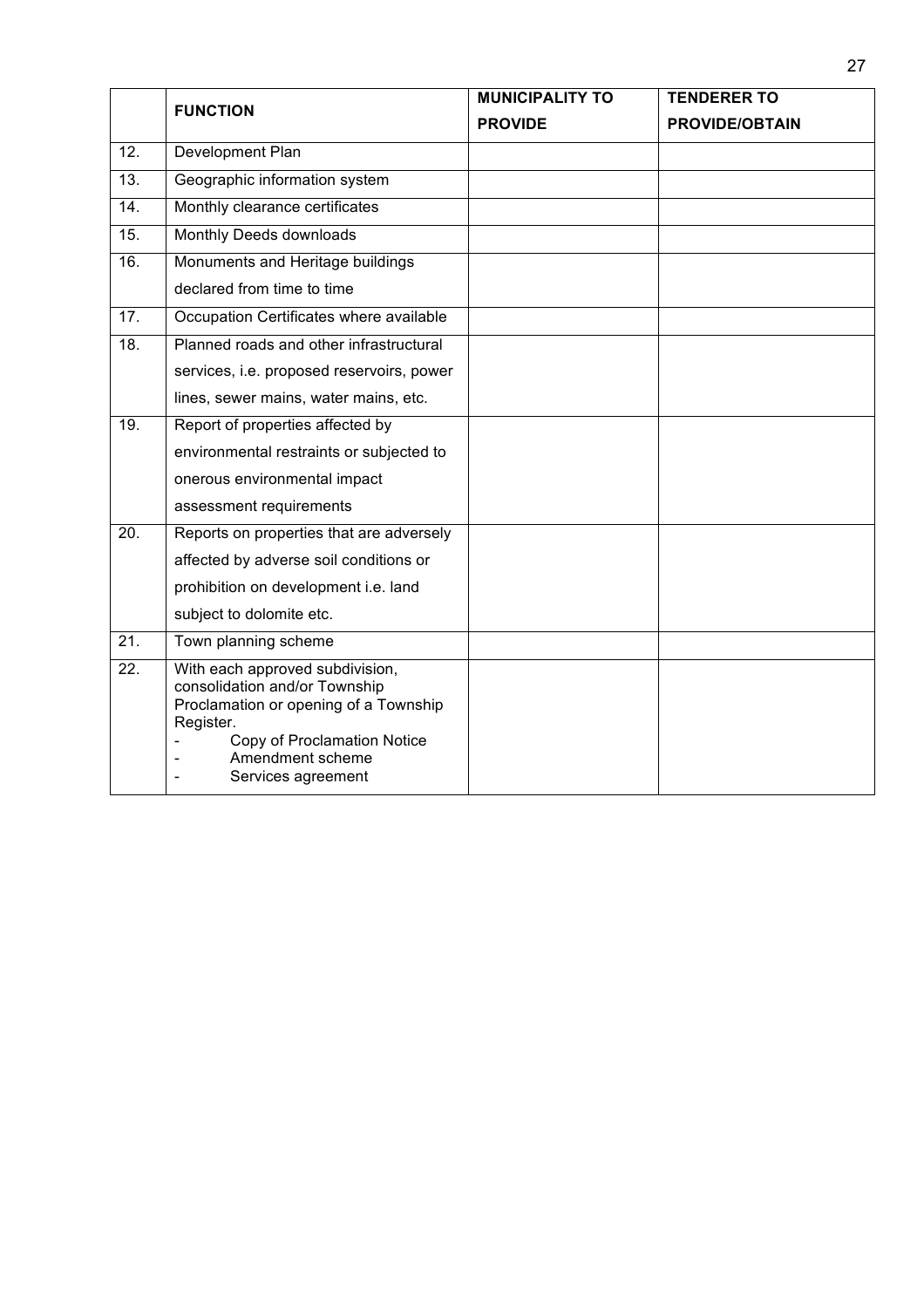| | FUNCTION | MUNICIPALITY TO PROVIDE | TENDERER TO PROVIDE/OBTAIN |
|---|---|---|---|
| 12. | Development Plan | | |
| 13. | Geographic information system | | |
| 14. | Monthly clearance certificates | | |
| 15. | Monthly Deeds downloads | | |
| 16. | Monuments and Heritage buildings declared from time to time | | |
| 17. | Occupation Certificates where available | | |
| 18. | Planned roads and other infrastructural services, i.e. proposed reservoirs, power lines, sewer mains, water mains, etc. | | |
| 19. | Report of properties affected by environmental restraints or subjected to onerous environmental impact assessment requirements | | |
| 20. | Reports on properties that are adversely affected by adverse soil conditions or prohibition on development i.e. land subject to dolomite etc. | | |
| 21. | Town planning scheme | | |
| 22. | With each approved subdivision, consolidation and/or Township Proclamation or opening of a Township Register.<br>- Copy of Proclamation Notice<br>- Amendment scheme<br>- Services agreement | | |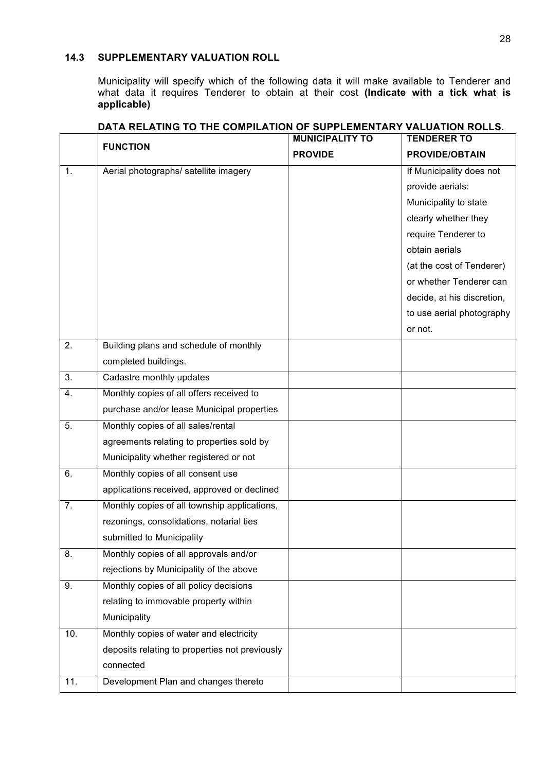### 14.3 SUPPLEMENTARY VALUATION ROLL

Municipality will specify which of the following data it will make available to Tenderer and what data it requires Tenderer to obtain at their cost **(Indicate with a tick what is applicable)**

**DATA RELATING TO THE COMPILATION OF SUPPLEMENTARY VALUATION ROLLS.**

| | FUNCTION | MUNICIPALITY TO PROVIDE | TENDERER TO PROVIDE/OBTAIN |
|---|---|---|---|
| 1. | Aerial photographs/ satellite imagery | | If Municipality does not provide aerials: Municipality to state clearly whether they require Tenderer to obtain aerials (at the cost of Tenderer) or whether Tenderer can decide, at his discretion, to use aerial photography or not. |
| 2. | Building plans and schedule of monthly completed buildings. | | |
| 3. | Cadastre monthly updates | | |
| 4. | Monthly copies of all offers received to purchase and/or lease Municipal properties | | |
| 5. | Monthly copies of all sales/rental agreements relating to properties sold by Municipality whether registered or not | | |
| 6. | Monthly copies of all consent use applications received, approved or declined | | |
| 7. | Monthly copies of all township applications, rezonings, consolidations, notarial ties submitted to Municipality | | |
| 8. | Monthly copies of all approvals and/or rejections by Municipality of the above | | |
| 9. | Monthly copies of all policy decisions relating to immovable property within Municipality | | |
| 10. | Monthly copies of water and electricity deposits relating to properties not previously connected | | |
| 11. | Development Plan and changes thereto | | |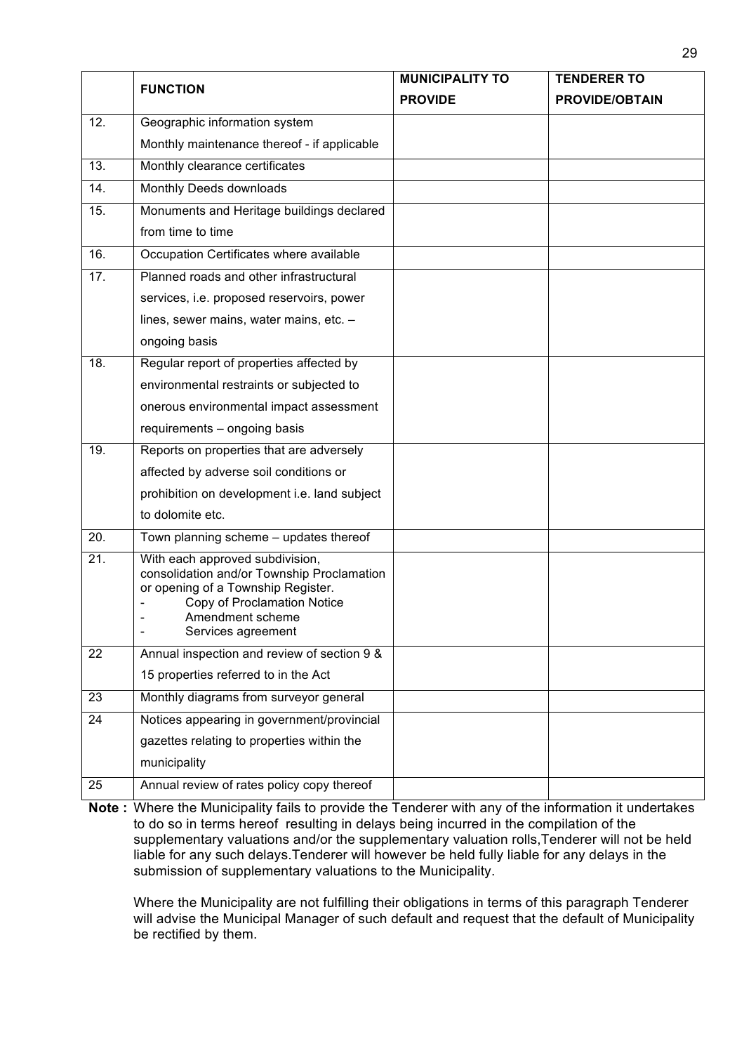| | FUNCTION | MUNICIPALITY TO PROVIDE | TENDERER TO PROVIDE/OBTAIN |
|---|---|---|---|
| 12. | Geographic information system Monthly maintenance thereof - if applicable | | |
| 13. | Monthly clearance certificates | | |
| 14. | Monthly Deeds downloads | | |
| 15. | Monuments and Heritage buildings declared from time to time | | |
| 16. | Occupation Certificates where available | | |
| 17. | Planned roads and other infrastructural services, i.e. proposed reservoirs, power lines, sewer mains, water mains, etc. – ongoing basis | | |
| 18. | Regular report of properties affected by environmental restraints or subjected to onerous environmental impact assessment requirements – ongoing basis | | |
| 19. | Reports on properties that are adversely affected by adverse soil conditions or prohibition on development i.e. land subject to dolomite etc. | | |
| 20. | Town planning scheme – updates thereof | | |
| 21. | With each approved subdivision, consolidation and/or Township Proclamation or opening of a Township Register.<br>- Copy of Proclamation Notice<br>- Amendment scheme<br>- Services agreement | | |
| 22 | Annual inspection and review of section 9 & 15 properties referred to in the Act | | |
| 23 | Monthly diagrams from surveyor general | | |
| 24 | Notices appearing in government/provincial gazettes relating to properties within the municipality | | |
| 25 | Annual review of rates policy copy thereof | | |

**Note :** Where the Municipality fails to provide the Tenderer with any of the information it undertakes to do so in terms hereof resulting in delays being incurred in the compilation of the supplementary valuations and/or the supplementary valuation rolls,Tenderer will not be held liable for any such delays.Tenderer will however be held fully liable for any delays in the submission of supplementary valuations to the Municipality.

Where the Municipality are not fulfilling their obligations in terms of this paragraph Tenderer will advise the Municipal Manager of such default and request that the default of Municipality be rectified by them.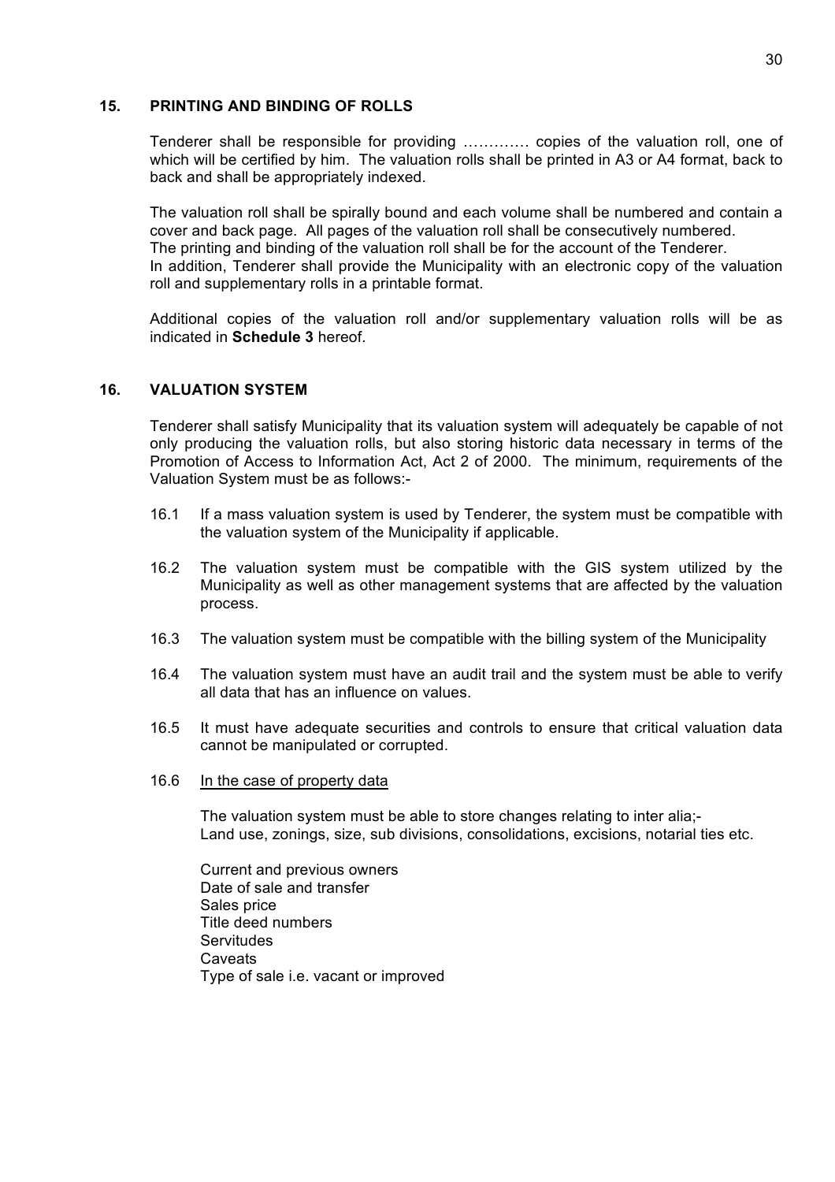## 15. PRINTING AND BINDING OF ROLLS

Tenderer shall be responsible for providing ………… copies of the valuation roll, one of which will be certified by him. The valuation rolls shall be printed in A3 or A4 format, back to back and shall be appropriately indexed.

The valuation roll shall be spirally bound and each volume shall be numbered and contain a cover and back page. All pages of the valuation roll shall be consecutively numbered.
The printing and binding of the valuation roll shall be for the account of the Tenderer.
In addition, Tenderer shall provide the Municipality with an electronic copy of the valuation roll and supplementary rolls in a printable format.

Additional copies of the valuation roll and/or supplementary valuation rolls will be as indicated in **Schedule 3** hereof.

## 16. VALUATION SYSTEM

Tenderer shall satisfy Municipality that its valuation system will adequately be capable of not only producing the valuation rolls, but also storing historic data necessary in terms of the Promotion of Access to Information Act, Act 2 of 2000. The minimum, requirements of the Valuation System must be as follows:-

16.1 If a mass valuation system is used by Tenderer, the system must be compatible with the valuation system of the Municipality if applicable.

16.2 The valuation system must be compatible with the GIS system utilized by the Municipality as well as other management systems that are affected by the valuation process.

16.3 The valuation system must be compatible with the billing system of the Municipality

16.4 The valuation system must have an audit trail and the system must be able to verify all data that has an influence on values.

16.5 It must have adequate securities and controls to ensure that critical valuation data cannot be manipulated or corrupted.

16.6 <u>In the case of property data</u>

The valuation system must be able to store changes relating to inter alia;-
Land use, zonings, size, sub divisions, consolidations, excisions, notarial ties etc.

Current and previous owners
Date of sale and transfer
Sales price
Title deed numbers
Servitudes
Caveats
Type of sale i.e. vacant or improved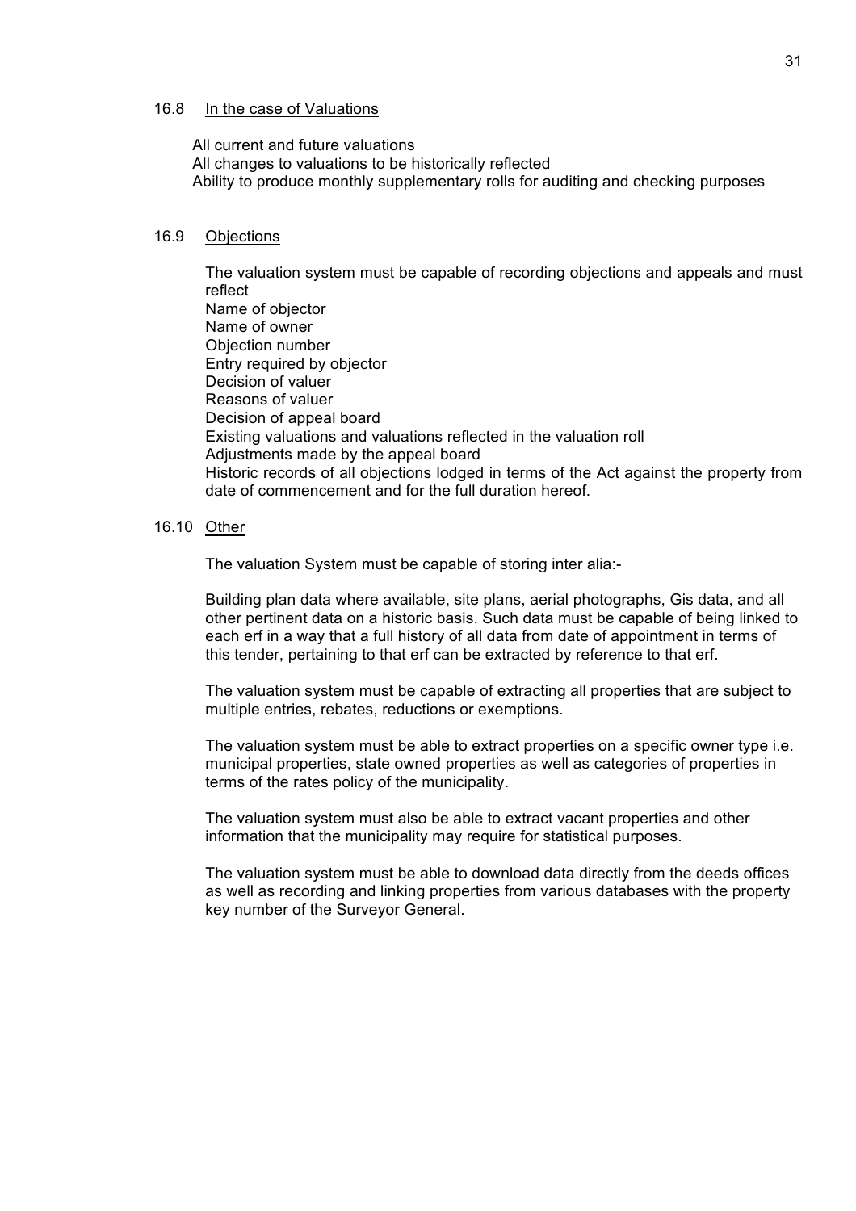16.8 <u>In the case of Valuations</u>

All current and future valuations
All changes to valuations to be historically reflected
Ability to produce monthly supplementary rolls for auditing and checking purposes

16.9 <u>Objections</u>

The valuation system must be capable of recording objections and appeals and must reflect
Name of objector
Name of owner
Objection number
Entry required by objector
Decision of valuer
Reasons of valuer
Decision of appeal board
Existing valuations and valuations reflected in the valuation roll
Adjustments made by the appeal board
Historic records of all objections lodged in terms of the Act against the property from date of commencement and for the full duration hereof.

16.10 <u>Other</u>

The valuation System must be capable of storing inter alia:-

Building plan data where available, site plans, aerial photographs, Gis data, and all other pertinent data on a historic basis. Such data must be capable of being linked to each erf in a way that a full history of all data from date of appointment in terms of this tender, pertaining to that erf can be extracted by reference to that erf.

The valuation system must be capable of extracting all properties that are subject to multiple entries, rebates, reductions or exemptions.

The valuation system must be able to extract properties on a specific owner type i.e. municipal properties, state owned properties as well as categories of properties in terms of the rates policy of the municipality.

The valuation system must also be able to extract vacant properties and other information that the municipality may require for statistical purposes.

The valuation system must be able to download data directly from the deeds offices as well as recording and linking properties from various databases with the property key number of the Surveyor General.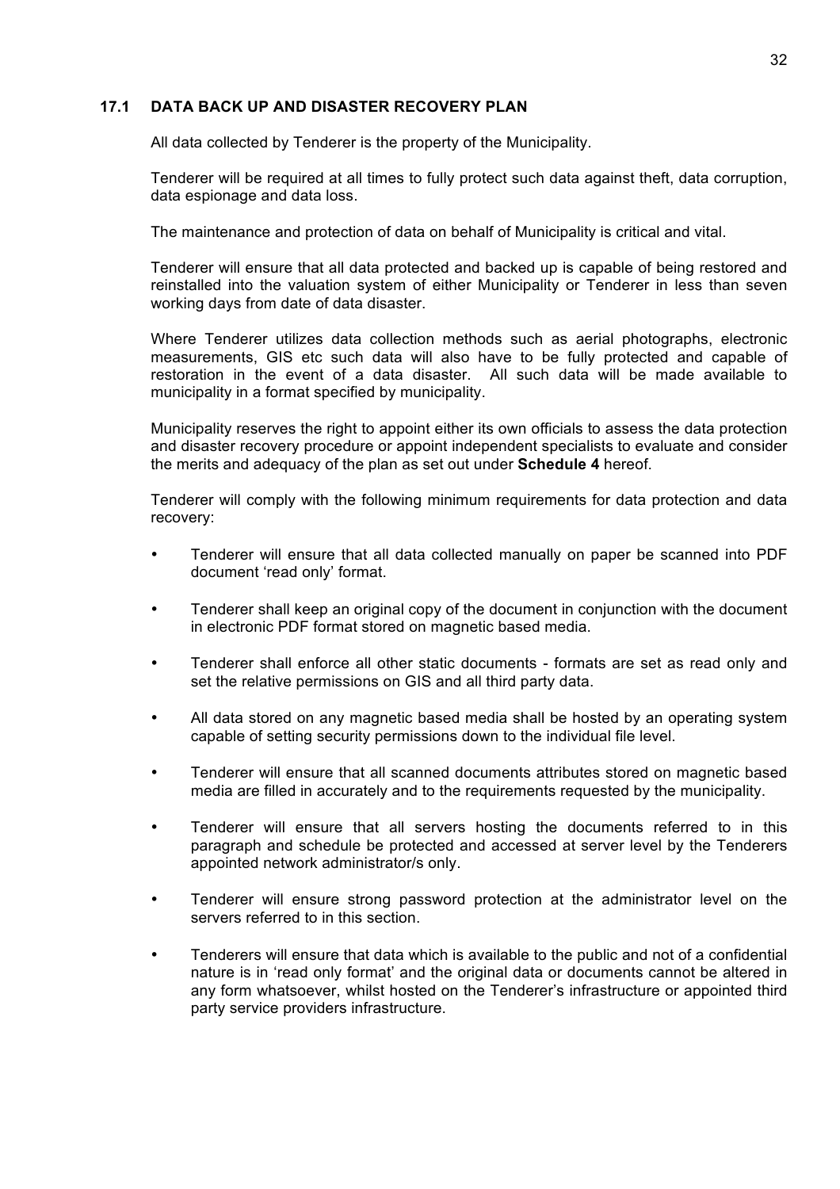## 17.1 DATA BACK UP AND DISASTER RECOVERY PLAN

All data collected by Tenderer is the property of the Municipality.

Tenderer will be required at all times to fully protect such data against theft, data corruption, data espionage and data loss.

The maintenance and protection of data on behalf of Municipality is critical and vital.

Tenderer will ensure that all data protected and backed up is capable of being restored and reinstalled into the valuation system of either Municipality or Tenderer in less than seven working days from date of data disaster.

Where Tenderer utilizes data collection methods such as aerial photographs, electronic measurements, GIS etc such data will also have to be fully protected and capable of restoration in the event of a data disaster. All such data will be made available to municipality in a format specified by municipality.

Municipality reserves the right to appoint either its own officials to assess the data protection and disaster recovery procedure or appoint independent specialists to evaluate and consider the merits and adequacy of the plan as set out under **Schedule 4** hereof.

Tenderer will comply with the following minimum requirements for data protection and data recovery:

- Tenderer will ensure that all data collected manually on paper be scanned into PDF document 'read only' format.
- Tenderer shall keep an original copy of the document in conjunction with the document in electronic PDF format stored on magnetic based media.
- Tenderer shall enforce all other static documents - formats are set as read only and set the relative permissions on GIS and all third party data.
- All data stored on any magnetic based media shall be hosted by an operating system capable of setting security permissions down to the individual file level.
- Tenderer will ensure that all scanned documents attributes stored on magnetic based media are filled in accurately and to the requirements requested by the municipality.
- Tenderer will ensure that all servers hosting the documents referred to in this paragraph and schedule be protected and accessed at server level by the Tenderers appointed network administrator/s only.
- Tenderer will ensure strong password protection at the administrator level on the servers referred to in this section.
- Tenderers will ensure that data which is available to the public and not of a confidential nature is in 'read only format' and the original data or documents cannot be altered in any form whatsoever, whilst hosted on the Tenderer's infrastructure or appointed third party service providers infrastructure.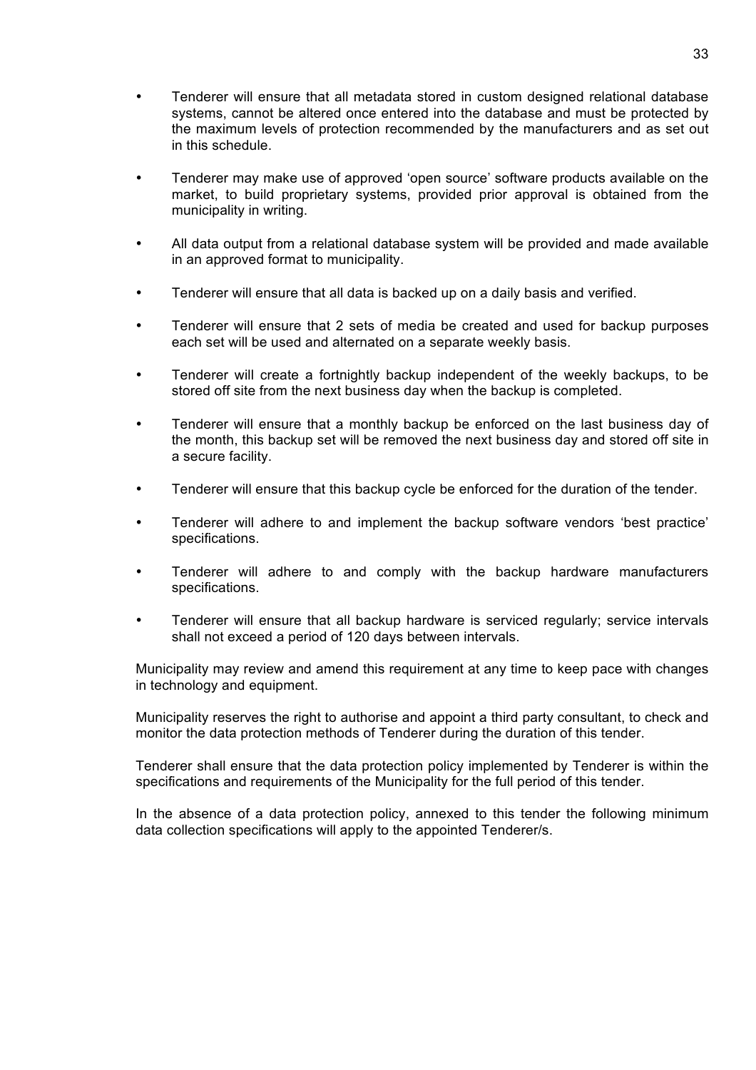- Tenderer will ensure that all metadata stored in custom designed relational database systems, cannot be altered once entered into the database and must be protected by the maximum levels of protection recommended by the manufacturers and as set out in this schedule.

- Tenderer may make use of approved 'open source' software products available on the market, to build proprietary systems, provided prior approval is obtained from the municipality in writing.

- All data output from a relational database system will be provided and made available in an approved format to municipality.

- Tenderer will ensure that all data is backed up on a daily basis and verified.

- Tenderer will ensure that 2 sets of media be created and used for backup purposes each set will be used and alternated on a separate weekly basis.

- Tenderer will create a fortnightly backup independent of the weekly backups, to be stored off site from the next business day when the backup is completed.

- Tenderer will ensure that a monthly backup be enforced on the last business day of the month, this backup set will be removed the next business day and stored off site in a secure facility.

- Tenderer will ensure that this backup cycle be enforced for the duration of the tender.

- Tenderer will adhere to and implement the backup software vendors 'best practice' specifications.

- Tenderer will adhere to and comply with the backup hardware manufacturers specifications.

- Tenderer will ensure that all backup hardware is serviced regularly; service intervals shall not exceed a period of 120 days between intervals.

Municipality may review and amend this requirement at any time to keep pace with changes in technology and equipment.

Municipality reserves the right to authorise and appoint a third party consultant, to check and monitor the data protection methods of Tenderer during the duration of this tender.

Tenderer shall ensure that the data protection policy implemented by Tenderer is within the specifications and requirements of the Municipality for the full period of this tender.

In the absence of a data protection policy, annexed to this tender the following minimum data collection specifications will apply to the appointed Tenderer/s.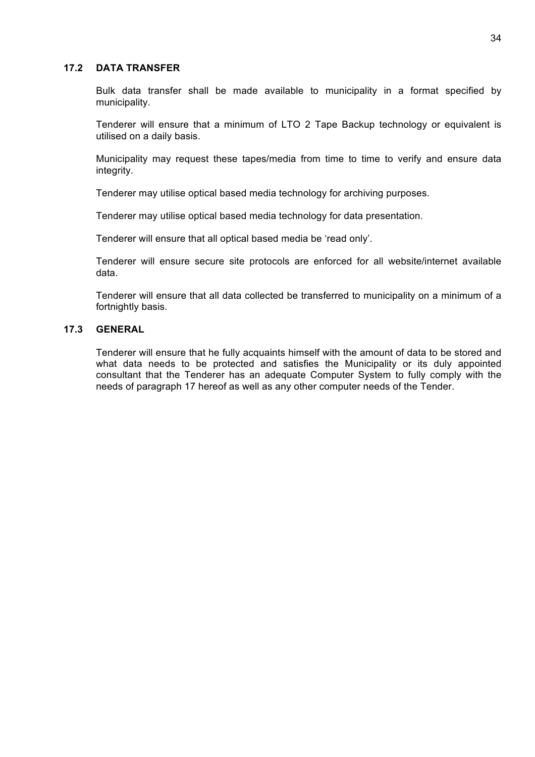### 17.2 DATA TRANSFER

Bulk data transfer shall be made available to municipality in a format specified by municipality.

Tenderer will ensure that a minimum of LTO 2 Tape Backup technology or equivalent is utilised on a daily basis.

Municipality may request these tapes/media from time to time to verify and ensure data integrity.

Tenderer may utilise optical based media technology for archiving purposes.

Tenderer may utilise optical based media technology for data presentation.

Tenderer will ensure that all optical based media be 'read only'.

Tenderer will ensure secure site protocols are enforced for all website/internet available data.

Tenderer will ensure that all data collected be transferred to municipality on a minimum of a fortnightly basis.

### 17.3 GENERAL

Tenderer will ensure that he fully acquaints himself with the amount of data to be stored and what data needs to be protected and satisfies the Municipality or its duly appointed consultant that the Tenderer has an adequate Computer System to fully comply with the needs of paragraph 17 hereof as well as any other computer needs of the Tender.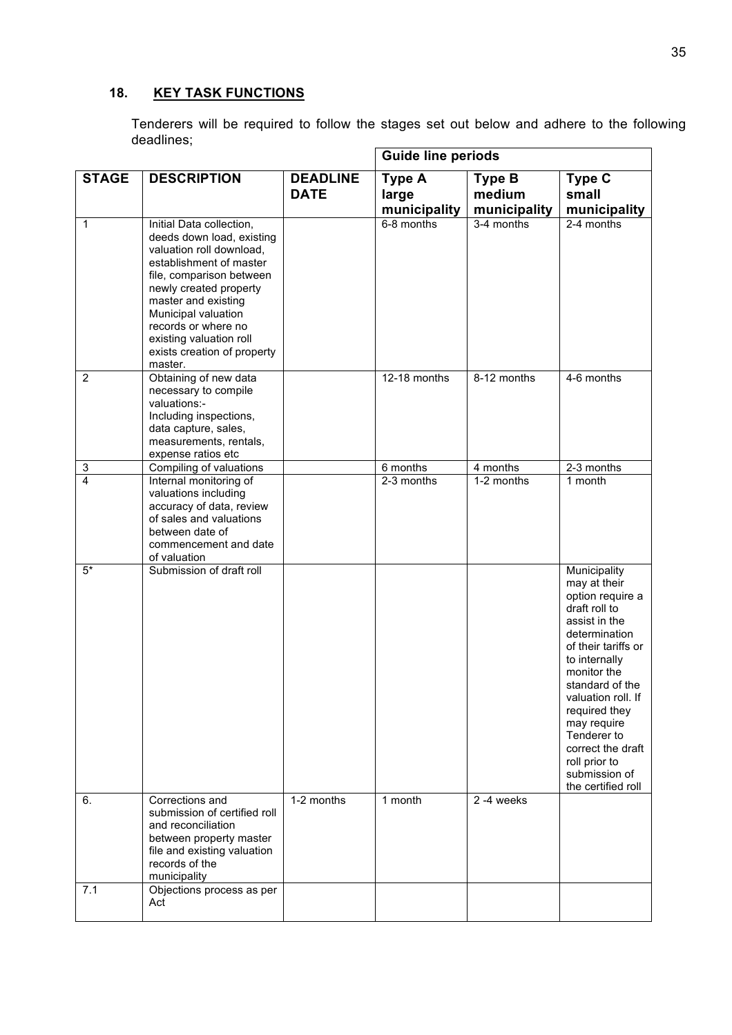## 18. KEY TASK FUNCTIONS

Tenderers will be required to follow the stages set out below and adhere to the following deadlines;

| STAGE | DESCRIPTION | DEADLINE DATE | Guide line periods | | |
|---|---|---|---|---|---|
| | | | **Type A large municipality** | **Type B medium municipality** | **Type C small municipality** |
| 1 | Initial Data collection, deeds down load, existing valuation roll download, establishment of master file, comparison between newly created property master and existing Municipal valuation records or where no existing valuation roll exists creation of property master. | | 6-8 months | 3-4 months | 2-4 months |
| 2 | Obtaining of new data necessary to compile valuations:- Including inspections, data capture, sales, measurements, rentals, expense ratios etc | | 12-18 months | 8-12 months | 4-6 months |
| 3 | Compiling of valuations | | 6 months | 4 months | 2-3 months |
| 4 | Internal monitoring of valuations including accuracy of data, review of sales and valuations between date of commencement and date of valuation | | 2-3 months | 1-2 months | 1 month |
| 5* | Submission of draft roll | | | | Municipality may at their option require a draft roll to assist in the determination of their tariffs or to internally monitor the standard of the valuation roll. If required they may require Tenderer to correct the draft roll prior to submission of the certified roll |
| 6. | Corrections and submission of certified roll and reconciliation between property master file and existing valuation records of the municipality | 1-2 months | 1 month | 2 -4 weeks | |
| 7.1 | Objections process as per Act | | | | |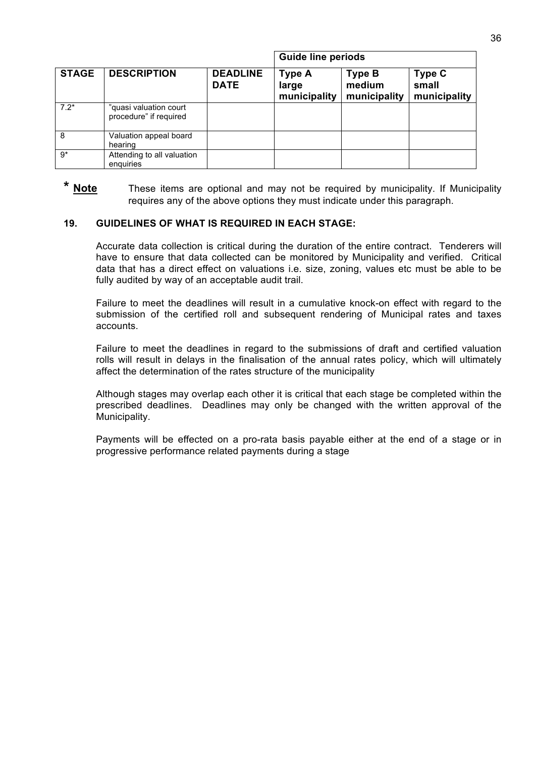| | | | Guide line periods | | |
|---|---|---|---|---|---|
| **STAGE** | **DESCRIPTION** | **DEADLINE DATE** | **Type A large municipality** | **Type B medium municipality** | **Type C small municipality** |
| 7.2* | "quasi valuation court procedure" if required | | | | |
| 8 | Valuation appeal board hearing | | | | |
| 9* | Attending to all valuation enquiries | | | | |

**\* Note** These items are optional and may not be required by municipality. If Municipality requires any of the above options they must indicate under this paragraph.

### 19. GUIDELINES OF WHAT IS REQUIRED IN EACH STAGE:

Accurate data collection is critical during the duration of the entire contract. Tenderers will have to ensure that data collected can be monitored by Municipality and verified. Critical data that has a direct effect on valuations i.e. size, zoning, values etc must be able to be fully audited by way of an acceptable audit trail.

Failure to meet the deadlines will result in a cumulative knock-on effect with regard to the submission of the certified roll and subsequent rendering of Municipal rates and taxes accounts.

Failure to meet the deadlines in regard to the submissions of draft and certified valuation rolls will result in delays in the finalisation of the annual rates policy, which will ultimately affect the determination of the rates structure of the municipality

Although stages may overlap each other it is critical that each stage be completed within the prescribed deadlines. Deadlines may only be changed with the written approval of the Municipality.

Payments will be effected on a pro-rata basis payable either at the end of a stage or in progressive performance related payments during a stage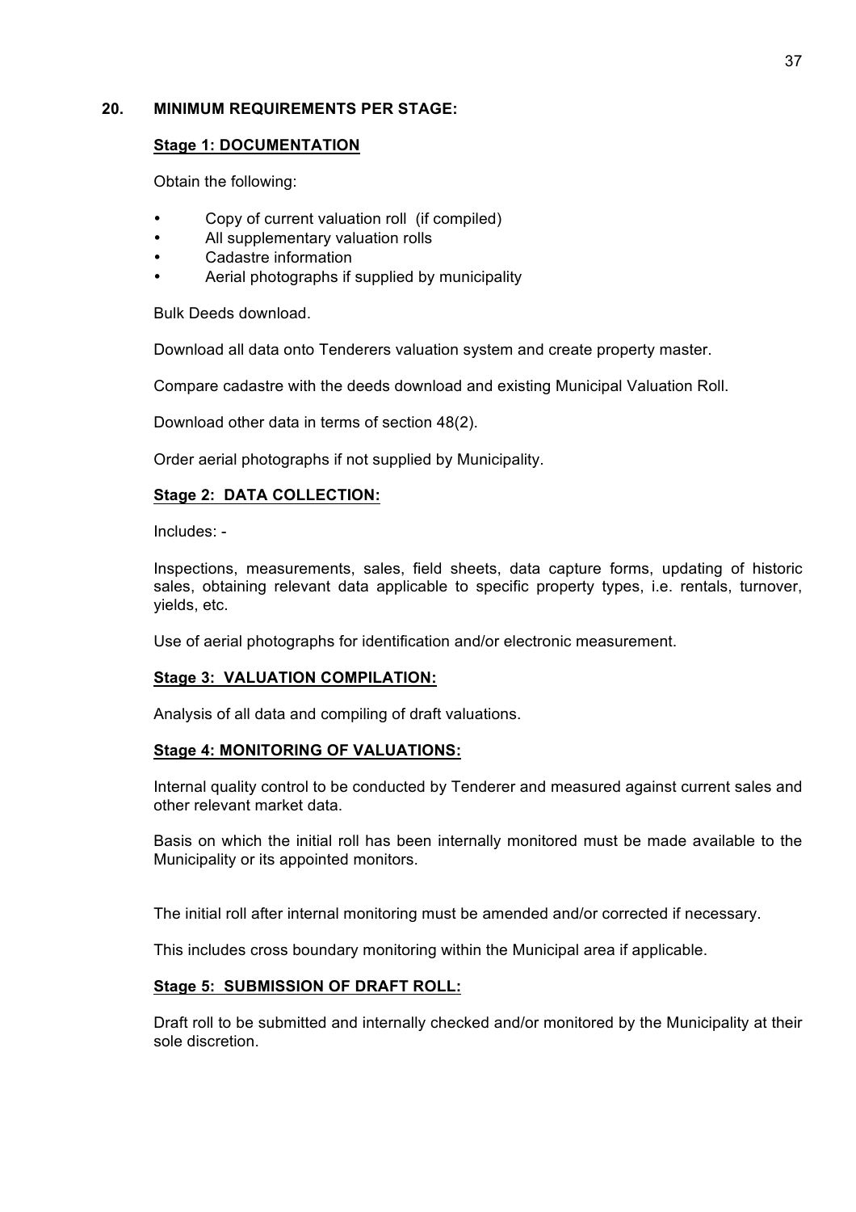## 20. MINIMUM REQUIREMENTS PER STAGE:

### Stage 1: DOCUMENTATION

Obtain the following:

- Copy of current valuation roll (if compiled)
- All supplementary valuation rolls
- Cadastre information
- Aerial photographs if supplied by municipality

Bulk Deeds download.

Download all data onto Tenderers valuation system and create property master.

Compare cadastre with the deeds download and existing Municipal Valuation Roll.

Download other data in terms of section 48(2).

Order aerial photographs if not supplied by Municipality.

### Stage 2: DATA COLLECTION:

Includes: -

Inspections, measurements, sales, field sheets, data capture forms, updating of historic sales, obtaining relevant data applicable to specific property types, i.e. rentals, turnover, yields, etc.

Use of aerial photographs for identification and/or electronic measurement.

### Stage 3: VALUATION COMPILATION:

Analysis of all data and compiling of draft valuations.

### Stage 4: MONITORING OF VALUATIONS:

Internal quality control to be conducted by Tenderer and measured against current sales and other relevant market data.

Basis on which the initial roll has been internally monitored must be made available to the Municipality or its appointed monitors.

The initial roll after internal monitoring must be amended and/or corrected if necessary.

This includes cross boundary monitoring within the Municipal area if applicable.

### Stage 5: SUBMISSION OF DRAFT ROLL:

Draft roll to be submitted and internally checked and/or monitored by the Municipality at their sole discretion.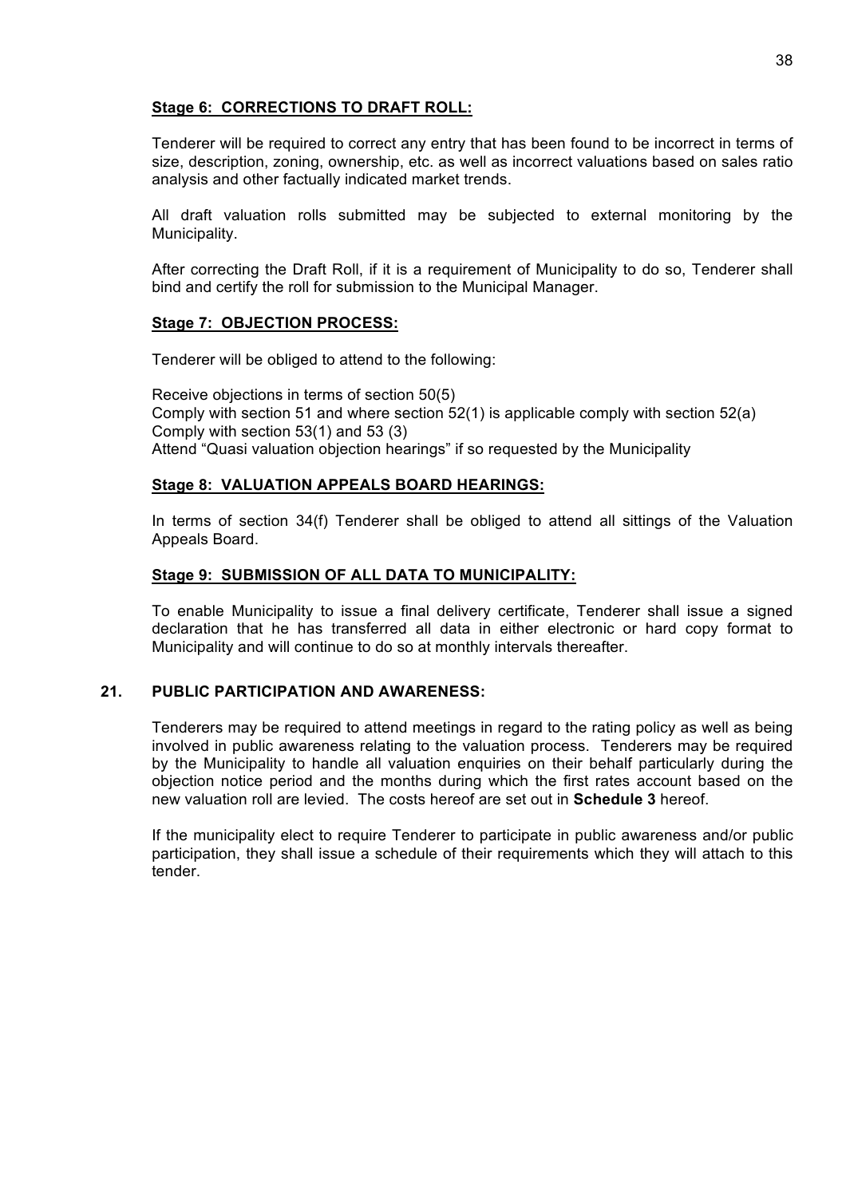**Stage 6: CORRECTIONS TO DRAFT ROLL:**

Tenderer will be required to correct any entry that has been found to be incorrect in terms of size, description, zoning, ownership, etc. as well as incorrect valuations based on sales ratio analysis and other factually indicated market trends.

All draft valuation rolls submitted may be subjected to external monitoring by the Municipality.

After correcting the Draft Roll, if it is a requirement of Municipality to do so, Tenderer shall bind and certify the roll for submission to the Municipal Manager.

**Stage 7: OBJECTION PROCESS:**

Tenderer will be obliged to attend to the following:

Receive objections in terms of section 50(5)
Comply with section 51 and where section 52(1) is applicable comply with section 52(a)
Comply with section 53(1) and 53 (3)
Attend "Quasi valuation objection hearings" if so requested by the Municipality

**Stage 8: VALUATION APPEALS BOARD HEARINGS:**

In terms of section 34(f) Tenderer shall be obliged to attend all sittings of the Valuation Appeals Board.

**Stage 9: SUBMISSION OF ALL DATA TO MUNICIPALITY:**

To enable Municipality to issue a final delivery certificate, Tenderer shall issue a signed declaration that he has transferred all data in either electronic or hard copy format to Municipality and will continue to do so at monthly intervals thereafter.

## 21. PUBLIC PARTICIPATION AND AWARENESS:

Tenderers may be required to attend meetings in regard to the rating policy as well as being involved in public awareness relating to the valuation process. Tenderers may be required by the Municipality to handle all valuation enquiries on their behalf particularly during the objection notice period and the months during which the first rates account based on the new valuation roll are levied. The costs hereof are set out in **Schedule 3** hereof.

If the municipality elect to require Tenderer to participate in public awareness and/or public participation, they shall issue a schedule of their requirements which they will attach to this tender.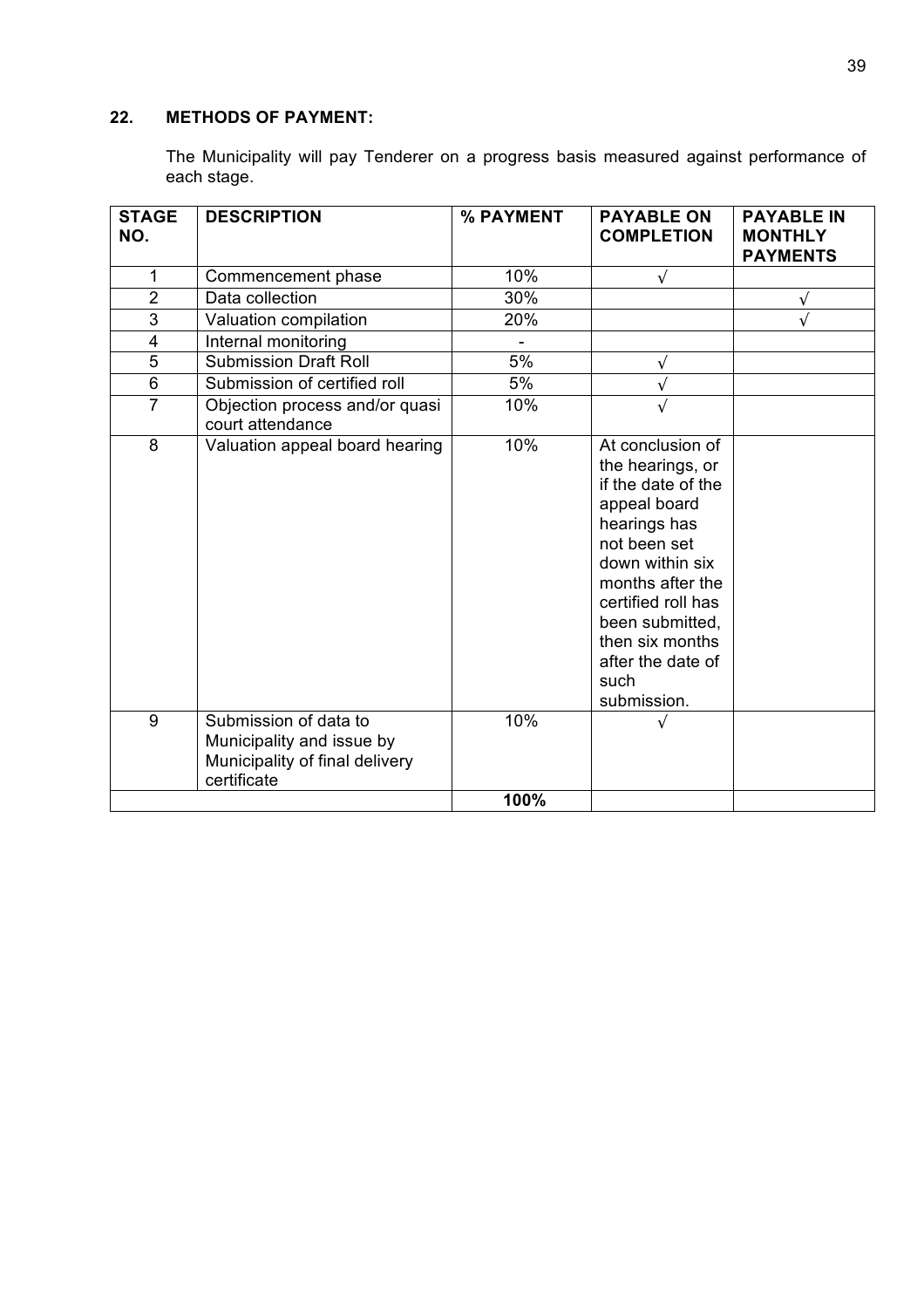## 22. METHODS OF PAYMENT:

The Municipality will pay Tenderer on a progress basis measured against performance of each stage.

| STAGE NO. | DESCRIPTION | % PAYMENT | PAYABLE ON COMPLETION | PAYABLE IN MONTHLY PAYMENTS |
|---|---|---|---|---|
| 1 | Commencement phase | 10% | √ | |
| 2 | Data collection | 30% | | √ |
| 3 | Valuation compilation | 20% | | √ |
| 4 | Internal monitoring | - | | |
| 5 | Submission Draft Roll | 5% | √ | |
| 6 | Submission of certified roll | 5% | √ | |
| 7 | Objection process and/or quasi court attendance | 10% | √ | |
| 8 | Valuation appeal board hearing | 10% | At conclusion of the hearings, or if the date of the appeal board hearings has not been set down within six months after the certified roll has been submitted, then six months after the date of such submission. | |
| 9 | Submission of data to Municipality and issue by Municipality of final delivery certificate | 10% | √ | |
| | | **100%** | | |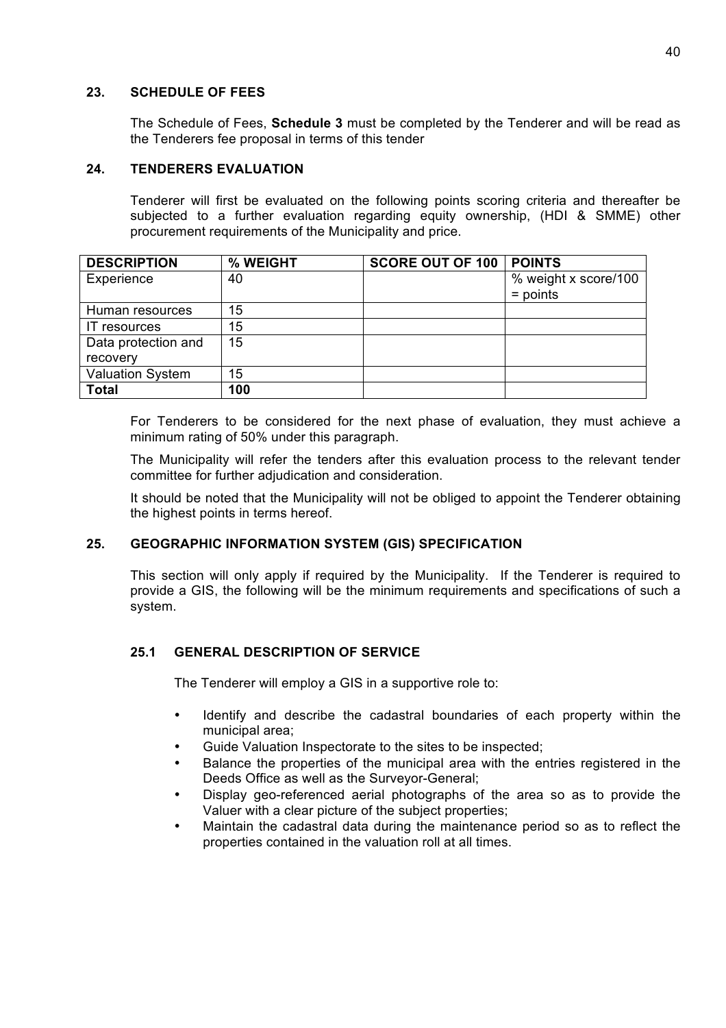## 23. SCHEDULE OF FEES

The Schedule of Fees, **Schedule 3** must be completed by the Tenderer and will be read as the Tenderers fee proposal in terms of this tender

## 24. TENDERERS EVALUATION

Tenderer will first be evaluated on the following points scoring criteria and thereafter be subjected to a further evaluation regarding equity ownership, (HDI & SMME) other procurement requirements of the Municipality and price.

| DESCRIPTION | % WEIGHT | SCORE OUT OF 100 | POINTS |
|---|---|---|---|
| Experience | 40 | | % weight x score/100 = points |
| Human resources | 15 | | |
| IT resources | 15 | | |
| Data protection and recovery | 15 | | |
| Valuation System | 15 | | |
| **Total** | **100** | | |

For Tenderers to be considered for the next phase of evaluation, they must achieve a minimum rating of 50% under this paragraph.

The Municipality will refer the tenders after this evaluation process to the relevant tender committee for further adjudication and consideration.

It should be noted that the Municipality will not be obliged to appoint the Tenderer obtaining the highest points in terms hereof.

## 25. GEOGRAPHIC INFORMATION SYSTEM (GIS) SPECIFICATION

This section will only apply if required by the Municipality. If the Tenderer is required to provide a GIS, the following will be the minimum requirements and specifications of such a system.

### 25.1 GENERAL DESCRIPTION OF SERVICE

The Tenderer will employ a GIS in a supportive role to:

- Identify and describe the cadastral boundaries of each property within the municipal area;
- Guide Valuation Inspectorate to the sites to be inspected;
- Balance the properties of the municipal area with the entries registered in the Deeds Office as well as the Surveyor-General;
- Display geo-referenced aerial photographs of the area so as to provide the Valuer with a clear picture of the subject properties;
- Maintain the cadastral data during the maintenance period so as to reflect the properties contained in the valuation roll at all times.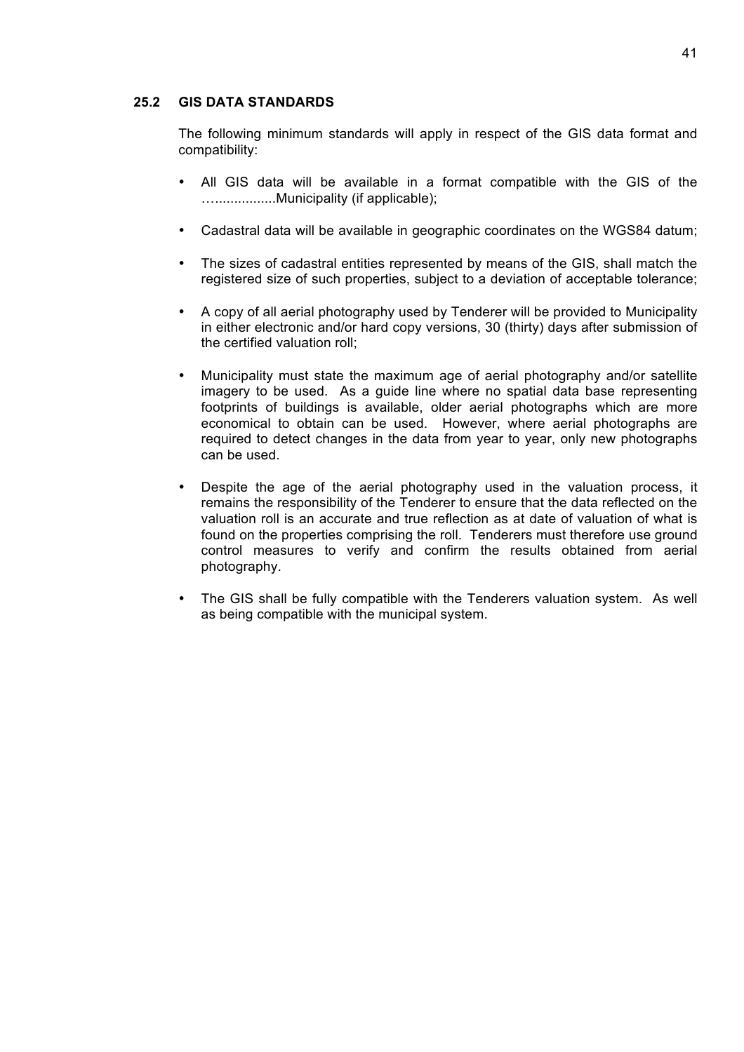### 25.2 GIS DATA STANDARDS

The following minimum standards will apply in respect of the GIS data format and compatibility:

- All GIS data will be available in a format compatible with the GIS of the …...............Municipality (if applicable);

- Cadastral data will be available in geographic coordinates on the WGS84 datum;

- The sizes of cadastral entities represented by means of the GIS, shall match the registered size of such properties, subject to a deviation of acceptable tolerance;

- A copy of all aerial photography used by Tenderer will be provided to Municipality in either electronic and/or hard copy versions, 30 (thirty) days after submission of the certified valuation roll;

- Municipality must state the maximum age of aerial photography and/or satellite imagery to be used. As a guide line where no spatial data base representing footprints of buildings is available, older aerial photographs which are more economical to obtain can be used. However, where aerial photographs are required to detect changes in the data from year to year, only new photographs can be used.

- Despite the age of the aerial photography used in the valuation process, it remains the responsibility of the Tenderer to ensure that the data reflected on the valuation roll is an accurate and true reflection as at date of valuation of what is found on the properties comprising the roll. Tenderers must therefore use ground control measures to verify and confirm the results obtained from aerial photography.

- The GIS shall be fully compatible with the Tenderers valuation system. As well as being compatible with the municipal system.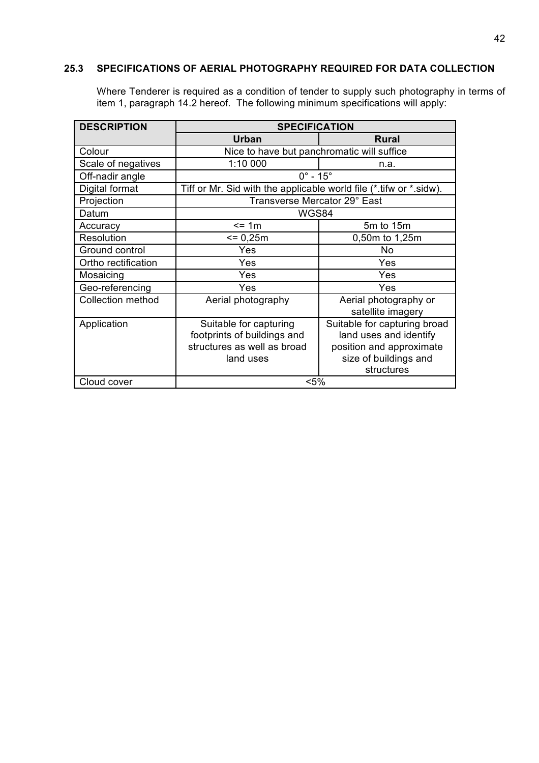## 25.3 SPECIFICATIONS OF AERIAL PHOTOGRAPHY REQUIRED FOR DATA COLLECTION

Where Tenderer is required as a condition of tender to supply such photography in terms of item 1, paragraph 14.2 hereof. The following minimum specifications will apply:

| DESCRIPTION | SPECIFICATION | |
|---|---|---|
| | **Urban** | **Rural** |
| Colour | Nice to have but panchromatic will suffice | |
| Scale of negatives | 1:10 000 | n.a. |
| Off-nadir angle | 0° - 15° | |
| Digital format | Tiff or Mr. Sid with the applicable world file (*.tifw or *.sidw). | |
| Projection | Transverse Mercator 29° East | |
| Datum | WGS84 | |
| Accuracy | <= 1m | 5m to 15m |
| Resolution | <= 0,25m | 0,50m to 1,25m |
| Ground control | Yes | No |
| Ortho rectification | Yes | Yes |
| Mosaicing | Yes | Yes |
| Geo-referencing | Yes | Yes |
| Collection method | Aerial photography | Aerial photography or satellite imagery |
| Application | Suitable for capturing footprints of buildings and structures as well as broad land uses | Suitable for capturing broad land uses and identify position and approximate size of buildings and structures |
| Cloud cover | <5% | |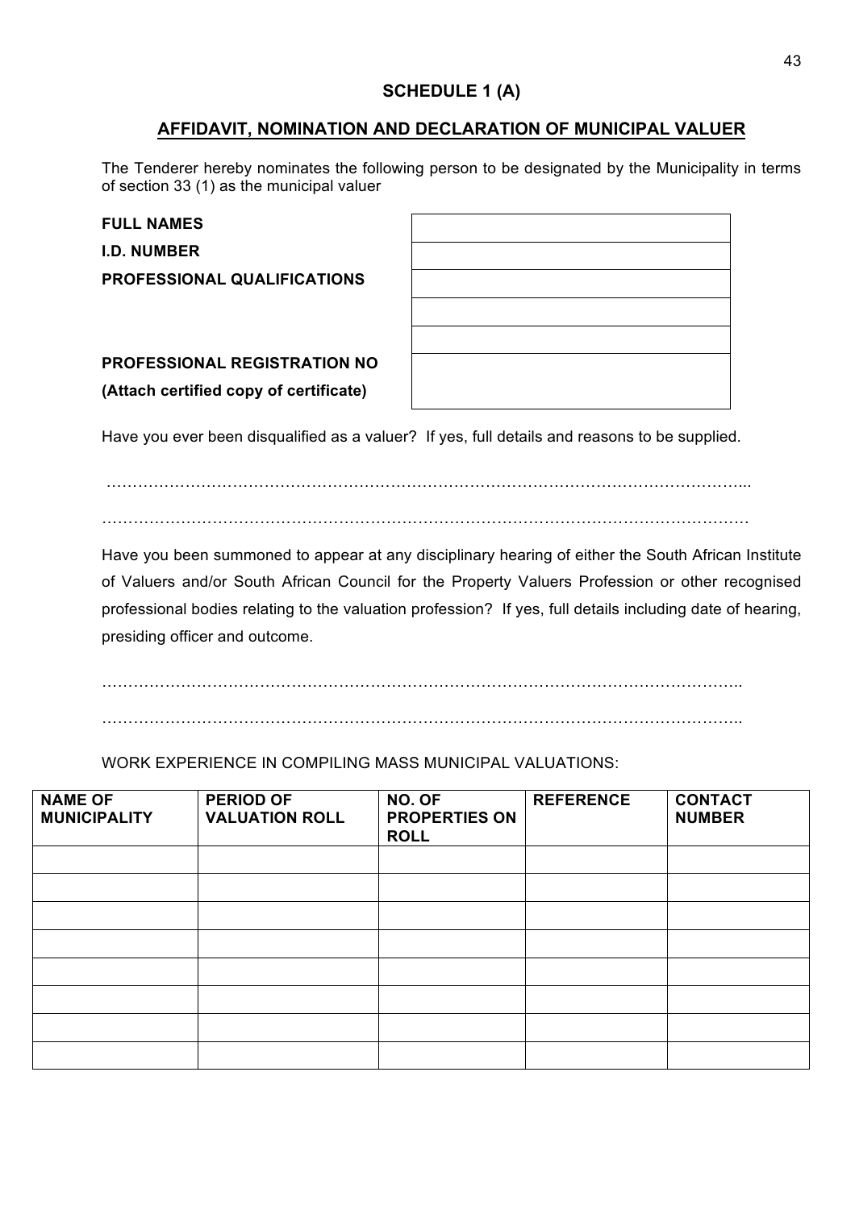## SCHEDULE 1 (A)

## AFFIDAVIT, NOMINATION AND DECLARATION OF MUNICIPAL VALUER

The Tenderer hereby nominates the following person to be designated by the Municipality in terms of section 33 (1) as the municipal valuer

| | |
|---|---|
| **FULL NAMES** | |
| **I.D. NUMBER** | |
| **PROFESSIONAL QUALIFICATIONS** | |
| | |
| | |
| **PROFESSIONAL REGISTRATION NO** **(Attach certified copy of certificate)** | |

Have you ever been disqualified as a valuer? If yes, full details and reasons to be supplied.

…………………………………………………………………………………………………………...

…………………………………………………………………………………………………………

Have you been summoned to appear at any disciplinary hearing of either the South African Institute of Valuers and/or South African Council for the Property Valuers Profession or other recognised professional bodies relating to the valuation profession? If yes, full details including date of hearing, presiding officer and outcome.

………………………………………………………………………………………………………..

………………………………………………………………………………………………………..

WORK EXPERIENCE IN COMPILING MASS MUNICIPAL VALUATIONS:

| NAME OF MUNICIPALITY | PERIOD OF VALUATION ROLL | NO. OF PROPERTIES ON ROLL | REFERENCE | CONTACT NUMBER |
|---|---|---|---|---|
| | | | | |
| | | | | |
| | | | | |
| | | | | |
| | | | | |
| | | | | |
| | | | | |
| | | | | |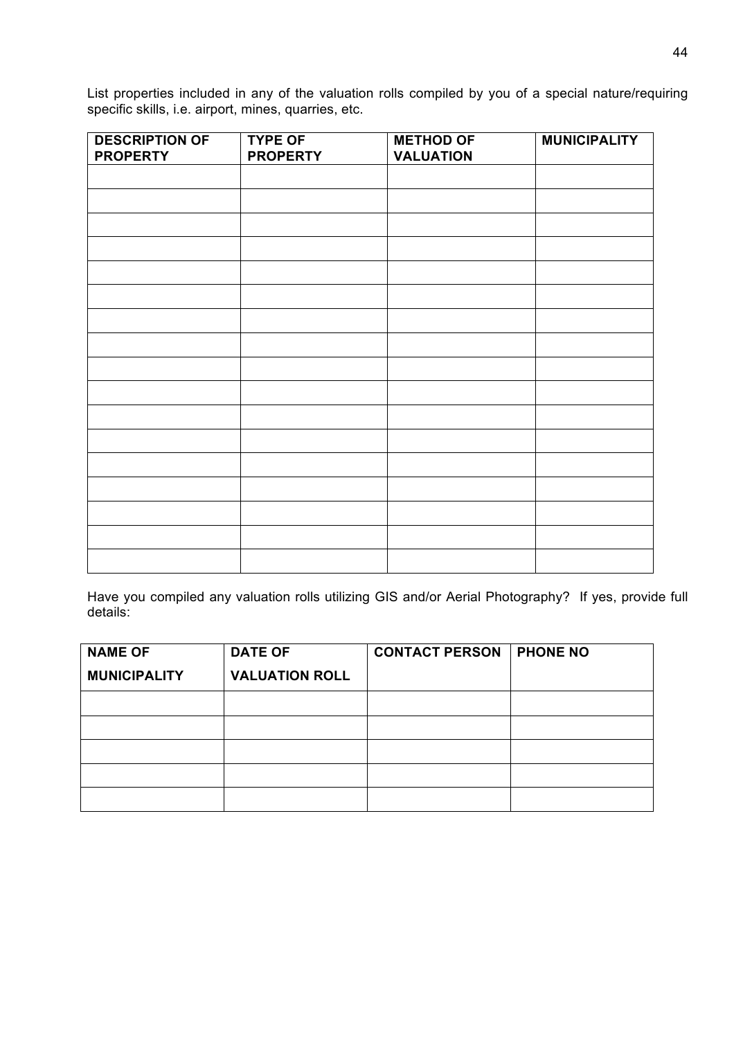List properties included in any of the valuation rolls compiled by you of a special nature/requiring specific skills, i.e. airport, mines, quarries, etc.

| DESCRIPTION OF PROPERTY | TYPE OF PROPERTY | METHOD OF VALUATION | MUNICIPALITY |
|---|---|---|---|
| | | | |
| | | | |
| | | | |
| | | | |
| | | | |
| | | | |
| | | | |
| | | | |
| | | | |
| | | | |
| | | | |
| | | | |
| | | | |
| | | | |
| | | | |
| | | | |
| | | | |

Have you compiled any valuation rolls utilizing GIS and/or Aerial Photography? If yes, provide full details:

| NAME OF MUNICIPALITY | DATE OF VALUATION ROLL | CONTACT PERSON | PHONE NO |
|---|---|---|---|
| | | | |
| | | | |
| | | | |
| | | | |
| | | | |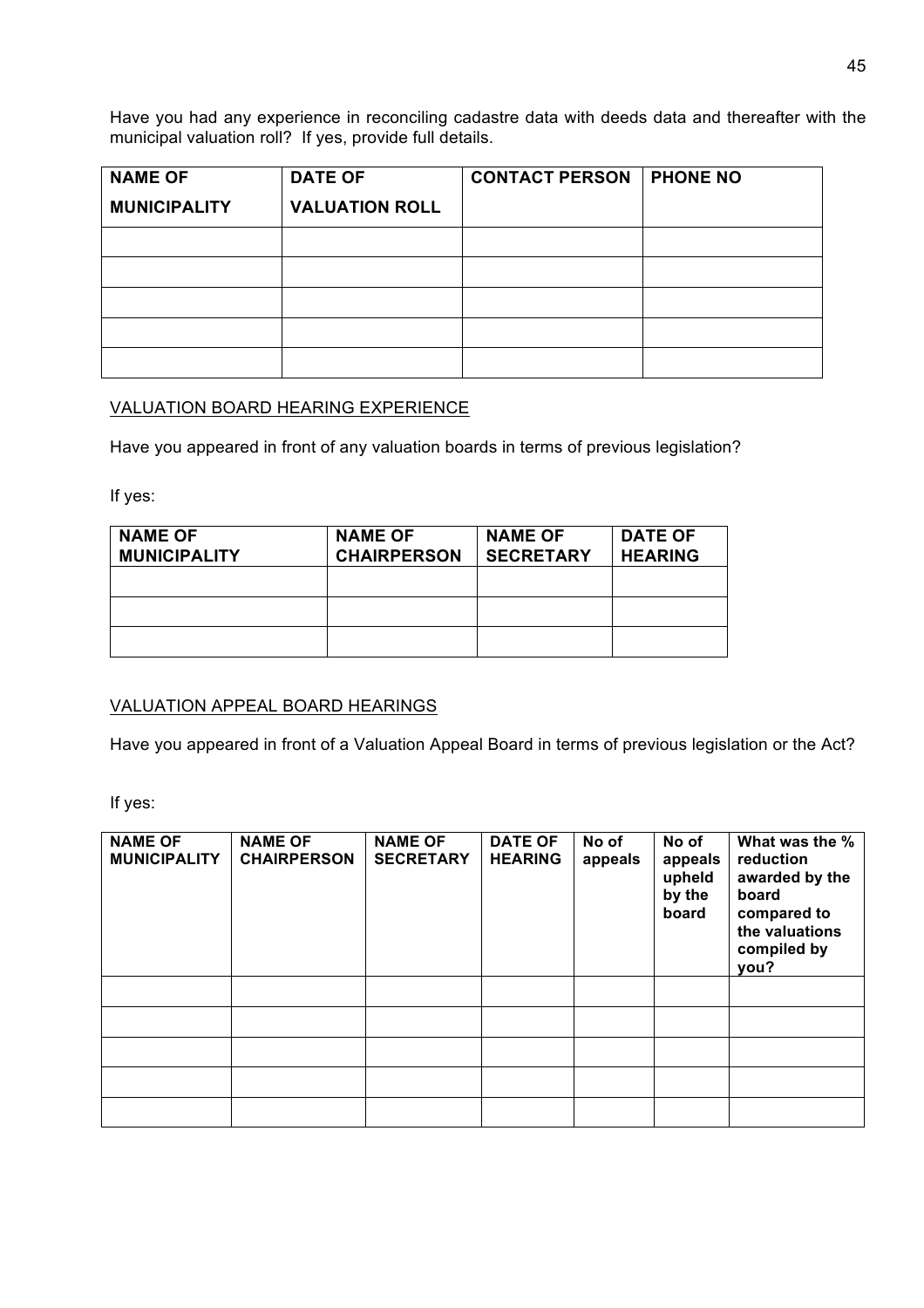Have you had any experience in reconciling cadastre data with deeds data and thereafter with the municipal valuation roll? If yes, provide full details.

| NAME OF MUNICIPALITY | DATE OF VALUATION ROLL | CONTACT PERSON | PHONE NO |
|---|---|---|---|
| | | | |
| | | | |
| | | | |
| | | | |
| | | | |

VALUATION BOARD HEARING EXPERIENCE

Have you appeared in front of any valuation boards in terms of previous legislation?

If yes:

| NAME OF MUNICIPALITY | NAME OF CHAIRPERSON | NAME OF SECRETARY | DATE OF HEARING |
|---|---|---|---|
| | | | |
| | | | |
| | | | |

VALUATION APPEAL BOARD HEARINGS

Have you appeared in front of a Valuation Appeal Board in terms of previous legislation or the Act?

If yes:

| NAME OF MUNICIPALITY | NAME OF CHAIRPERSON | NAME OF SECRETARY | DATE OF HEARING | No of appeals | No of appeals upheld by the board | What was the % reduction awarded by the board compared to the valuations compiled by you? |
|---|---|---|---|---|---|---|
| | | | | | | |
| | | | | | | |
| | | | | | | |
| | | | | | | |
| | | | | | | |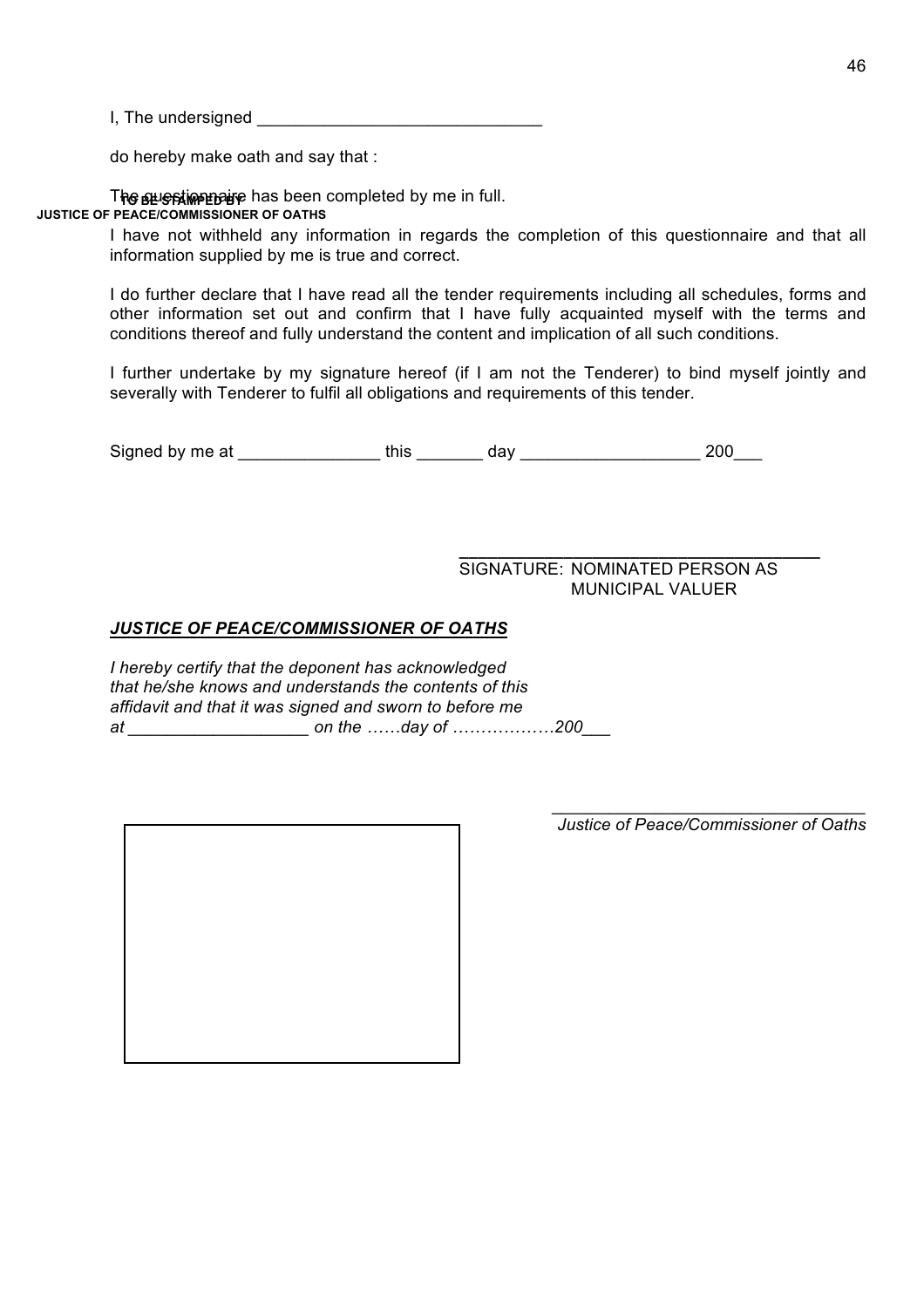I, The undersigned ______________________________

do hereby make oath and say that :

The questionnaire has been completed by me in full.

**TO BE STAMPED BY JUSTICE OF PEACE/COMMISSIONER OF OATHS**

I have not withheld any information in regards the completion of this questionnaire and that all information supplied by me is true and correct.

I do further declare that I have read all the tender requirements including all schedules, forms and other information set out and confirm that I have fully acquainted myself with the terms and conditions thereof and fully understand the content and implication of all such conditions.

I further undertake by my signature hereof (if I am not the Tenderer) to bind myself jointly and severally with Tenderer to fulfil all obligations and requirements of this tender.

Signed by me at _______________ this _______ day ___________________ 200___

_____________________________________
SIGNATURE: NOMINATED PERSON AS MUNICIPAL VALUER

***JUSTICE OF PEACE/COMMISSIONER OF OATHS***

*I hereby certify that the deponent has acknowledged that he/she knows and understands the contents of this affidavit and that it was signed and sworn to before me at ___________________ on the ……day of ………………200___*

_________________________________
*Justice of Peace/Commissioner of Oaths*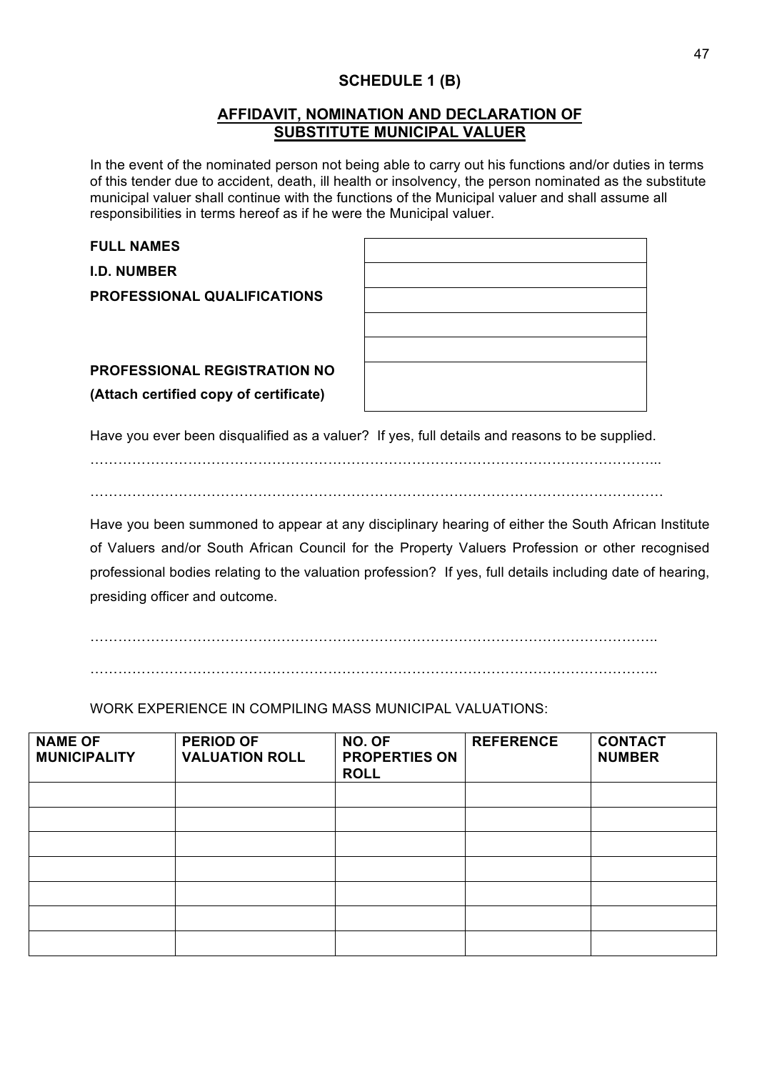# SCHEDULE 1 (B)

## AFFIDAVIT, NOMINATION AND DECLARATION OF SUBSTITUTE MUNICIPAL VALUER

In the event of the nominated person not being able to carry out his functions and/or duties in terms of this tender due to accident, death, ill health or insolvency, the person nominated as the substitute municipal valuer shall continue with the functions of the Municipal valuer and shall assume all responsibilities in terms hereof as if he were the Municipal valuer.

| | |
|---|---|
| **FULL NAMES** | |
| **I.D. NUMBER** | |
| **PROFESSIONAL QUALIFICATIONS** | |
| | |
| | |
| **PROFESSIONAL REGISTRATION NO (Attach certified copy of certificate)** | |

Have you ever been disqualified as a valuer? If yes, full details and reasons to be supplied.

……………………………………………………………………………………………………...

……………………………………………………………………………………………………

Have you been summoned to appear at any disciplinary hearing of either the South African Institute of Valuers and/or South African Council for the Property Valuers Profession or other recognised professional bodies relating to the valuation profession? If yes, full details including date of hearing, presiding officer and outcome.

……………………………………………………………………………………………………..

……………………………………………………………………………………………………..

WORK EXPERIENCE IN COMPILING MASS MUNICIPAL VALUATIONS:

| NAME OF MUNICIPALITY | PERIOD OF VALUATION ROLL | NO. OF PROPERTIES ON ROLL | REFERENCE | CONTACT NUMBER |
|---|---|---|---|---|
| | | | | |
| | | | | |
| | | | | |
| | | | | |
| | | | | |
| | | | | |
| | | | | |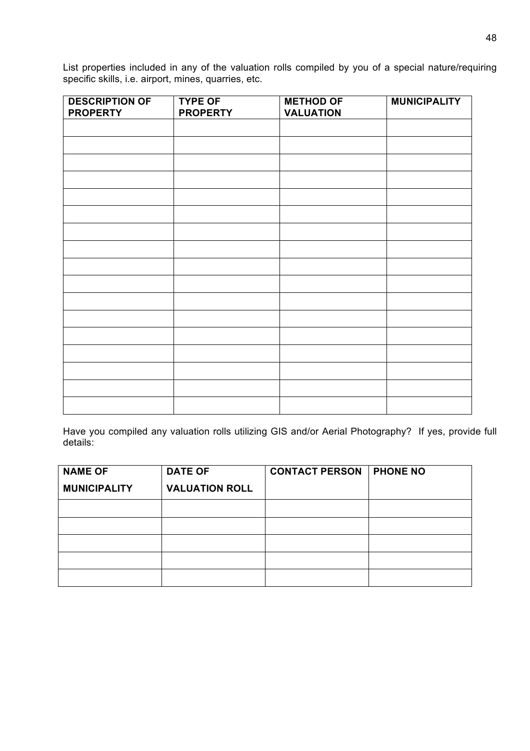List properties included in any of the valuation rolls compiled by you of a special nature/requiring specific skills, i.e. airport, mines, quarries, etc.

| DESCRIPTION OF PROPERTY | TYPE OF PROPERTY | METHOD OF VALUATION | MUNICIPALITY |
|---|---|---|---|
| | | | |
| | | | |
| | | | |
| | | | |
| | | | |
| | | | |
| | | | |
| | | | |
| | | | |
| | | | |
| | | | |
| | | | |
| | | | |
| | | | |
| | | | |
| | | | |
| | | | |

Have you compiled any valuation rolls utilizing GIS and/or Aerial Photography? If yes, provide full details:

| NAME OF MUNICIPALITY | DATE OF VALUATION ROLL | CONTACT PERSON | PHONE NO |
|---|---|---|---|
| | | | |
| | | | |
| | | | |
| | | | |
| | | | |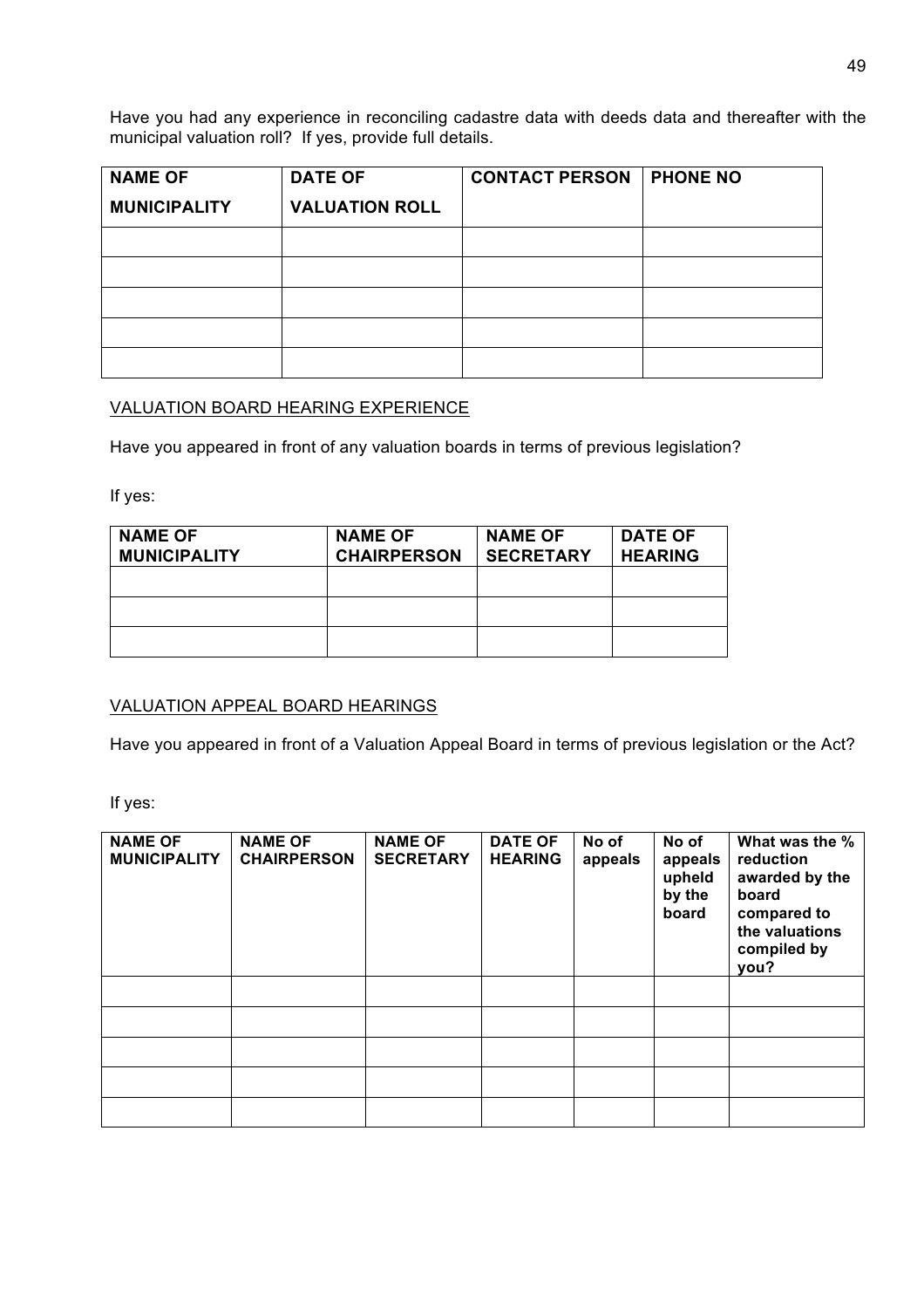Have you had any experience in reconciling cadastre data with deeds data and thereafter with the municipal valuation roll? If yes, provide full details.

| NAME OF MUNICIPALITY | DATE OF VALUATION ROLL | CONTACT PERSON | PHONE NO |
|---|---|---|---|
| | | | |
| | | | |
| | | | |
| | | | |
| | | | |

VALUATION BOARD HEARING EXPERIENCE

Have you appeared in front of any valuation boards in terms of previous legislation?

If yes:

| NAME OF MUNICIPALITY | NAME OF CHAIRPERSON | NAME OF SECRETARY | DATE OF HEARING |
|---|---|---|---|
| | | | |
| | | | |
| | | | |

VALUATION APPEAL BOARD HEARINGS

Have you appeared in front of a Valuation Appeal Board in terms of previous legislation or the Act?

If yes:

| NAME OF MUNICIPALITY | NAME OF CHAIRPERSON | NAME OF SECRETARY | DATE OF HEARING | No of appeals | No of appeals upheld by the board | What was the % reduction awarded by the board compared to the valuations compiled by you? |
|---|---|---|---|---|---|---|
| | | | | | | |
| | | | | | | |
| | | | | | | |
| | | | | | | |
| | | | | | | |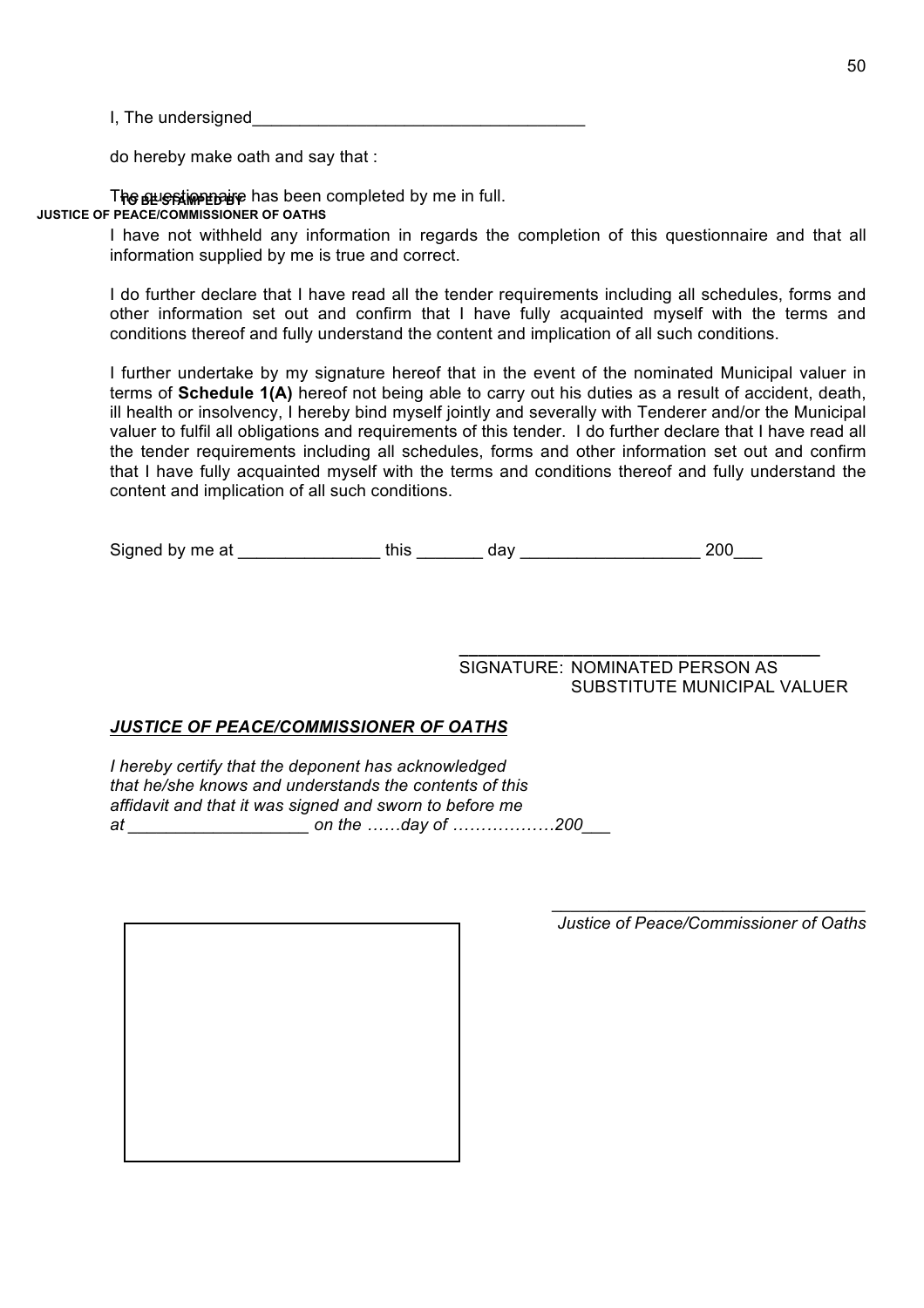I, The undersigned____________________________________

do hereby make oath and say that :

The questionnaire has been completed by me in full.

I have not withheld any information in regards the completion of this questionnaire and that all information supplied by me is true and correct.

I do further declare that I have read all the tender requirements including all schedules, forms and other information set out and confirm that I have fully acquainted myself with the terms and conditions thereof and fully understand the content and implication of all such conditions.

I further undertake by my signature hereof that in the event of the nominated Municipal valuer in terms of **Schedule 1(A)** hereof not being able to carry out his duties as a result of accident, death, ill health or insolvency, I hereby bind myself jointly and severally with Tenderer and/or the Municipal valuer to fulfil all obligations and requirements of this tender. I do further declare that I have read all the tender requirements including all schedules, forms and other information set out and confirm that I have fully acquainted myself with the terms and conditions thereof and fully understand the content and implication of all such conditions.

Signed by me at _______________ this _______ day ___________________ 200___

______________________________________
SIGNATURE: NOMINATED PERSON AS SUBSTITUTE MUNICIPAL VALUER

***JUSTICE OF PEACE/COMMISSIONER OF OATHS***

*I hereby certify that the deponent has acknowledged that he/she knows and understands the contents of this affidavit and that it was signed and sworn to before me at ___________________ on the ……day of ………………200___*

_________________________________
*Justice of Peace/Commissioner of Oaths*

**TO BE STAMPED BY JUSTICE OF PEACE/COMMISSIONER OF OATHS**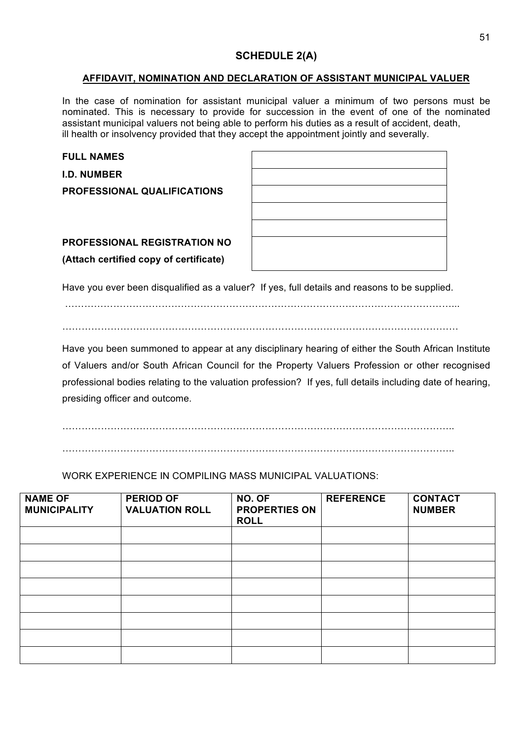## SCHEDULE 2(A)

**AFFIDAVIT, NOMINATION AND DECLARATION OF ASSISTANT MUNICIPAL VALUER**

In the case of nomination for assistant municipal valuer a minimum of two persons must be nominated. This is necessary to provide for succession in the event of one of the nominated assistant municipal valuers not being able to perform his duties as a result of accident, death, ill health or insolvency provided that they accept the appointment jointly and severally.

| | |
|---|---|
| **FULL NAMES** | |
| **I.D. NUMBER** | |
| **PROFESSIONAL QUALIFICATIONS** | |
| | |
| | |
| **PROFESSIONAL REGISTRATION NO** **(Attach certified copy of certificate)** | |

Have you ever been disqualified as a valuer? If yes, full details and reasons to be supplied.

……………………………………………………………………………………………………………...

……………………………………………………………………………………………………………

Have you been summoned to appear at any disciplinary hearing of either the South African Institute of Valuers and/or South African Council for the Property Valuers Profession or other recognised professional bodies relating to the valuation profession? If yes, full details including date of hearing, presiding officer and outcome.

……………………………………………………………………………………………………………..

……………………………………………………………………………………………………………..

WORK EXPERIENCE IN COMPILING MASS MUNICIPAL VALUATIONS:

| NAME OF MUNICIPALITY | PERIOD OF VALUATION ROLL | NO. OF PROPERTIES ON ROLL | REFERENCE | CONTACT NUMBER |
|---|---|---|---|---|
| | | | | |
| | | | | |
| | | | | |
| | | | | |
| | | | | |
| | | | | |
| | | | | |
| | | | | |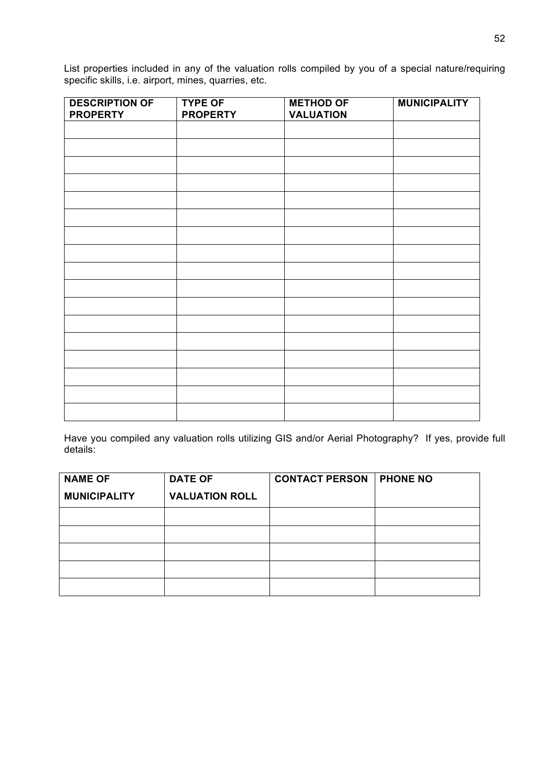List properties included in any of the valuation rolls compiled by you of a special nature/requiring specific skills, i.e. airport, mines, quarries, etc.

| DESCRIPTION OF PROPERTY | TYPE OF PROPERTY | METHOD OF VALUATION | MUNICIPALITY |
|---|---|---|---|
| | | | |
| | | | |
| | | | |
| | | | |
| | | | |
| | | | |
| | | | |
| | | | |
| | | | |
| | | | |
| | | | |
| | | | |
| | | | |
| | | | |
| | | | |
| | | | |
| | | | |

Have you compiled any valuation rolls utilizing GIS and/or Aerial Photography? If yes, provide full details:

| NAME OF MUNICIPALITY | DATE OF VALUATION ROLL | CONTACT PERSON | PHONE NO |
|---|---|---|---|
| | | | |
| | | | |
| | | | |
| | | | |
| | | | |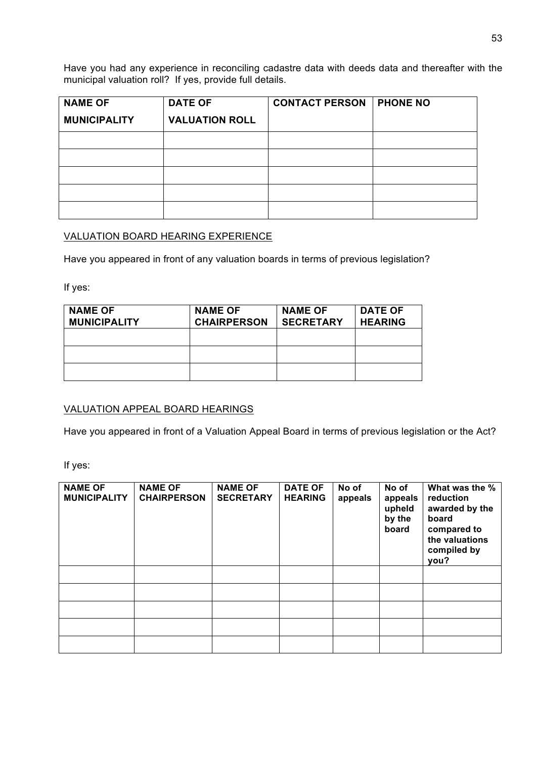Have you had any experience in reconciling cadastre data with deeds data and thereafter with the municipal valuation roll? If yes, provide full details.

| NAME OF MUNICIPALITY | DATE OF VALUATION ROLL | CONTACT PERSON | PHONE NO |
|---|---|---|---|
| | | | |
| | | | |
| | | | |
| | | | |
| | | | |

VALUATION BOARD HEARING EXPERIENCE

Have you appeared in front of any valuation boards in terms of previous legislation?

If yes:

| NAME OF MUNICIPALITY | NAME OF CHAIRPERSON | NAME OF SECRETARY | DATE OF HEARING |
|---|---|---|---|
| | | | |
| | | | |
| | | | |

VALUATION APPEAL BOARD HEARINGS

Have you appeared in front of a Valuation Appeal Board in terms of previous legislation or the Act?

If yes:

| NAME OF MUNICIPALITY | NAME OF CHAIRPERSON | NAME OF SECRETARY | DATE OF HEARING | No of appeals | No of appeals upheld by the board | What was the % reduction awarded by the board compared to the valuations compiled by you? |
|---|---|---|---|---|---|---|
| | | | | | | |
| | | | | | | |
| | | | | | | |
| | | | | | | |
| | | | | | | |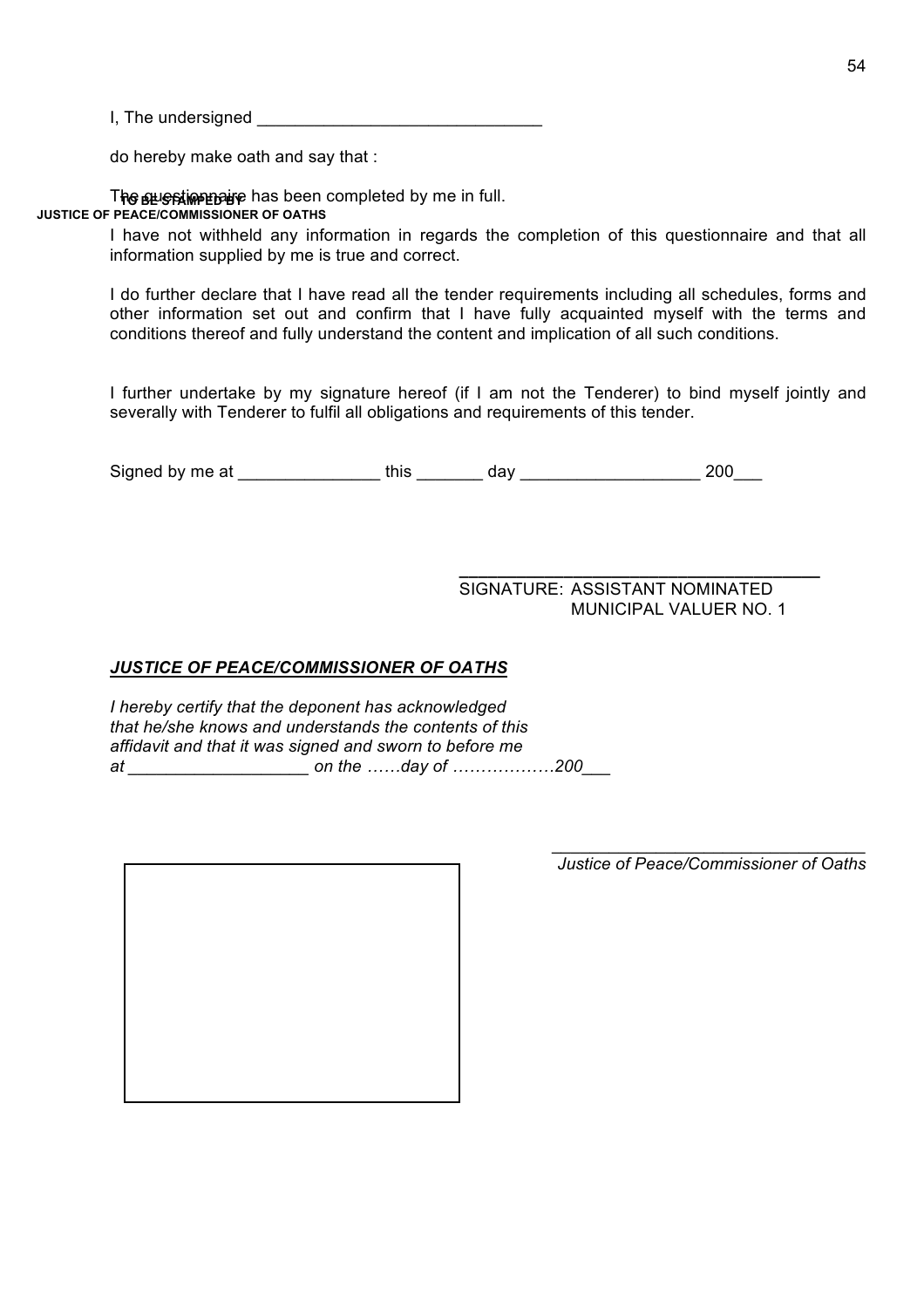I, The undersigned ______________________________

do hereby make oath and say that :

The questionnaire has been completed by me in full.

**TO BE STAMPED BY JUSTICE OF PEACE/COMMISSIONER OF OATHS**

I have not withheld any information in regards the completion of this questionnaire and that all information supplied by me is true and correct.

I do further declare that I have read all the tender requirements including all schedules, forms and other information set out and confirm that I have fully acquainted myself with the terms and conditions thereof and fully understand the content and implication of all such conditions.

I further undertake by my signature hereof (if I am not the Tenderer) to bind myself jointly and severally with Tenderer to fulfil all obligations and requirements of this tender.

Signed by me at _______________ this _______ day ___________________ 200___

______________________________________
SIGNATURE: ASSISTANT NOMINATED MUNICIPAL VALUER NO. 1

***JUSTICE OF PEACE/COMMISSIONER OF OATHS***

*I hereby certify that the deponent has acknowledged that he/she knows and understands the contents of this affidavit and that it was signed and sworn to before me at ___________________ on the ……day of ………………200___*

_________________________________
*Justice of Peace/Commissioner of Oaths*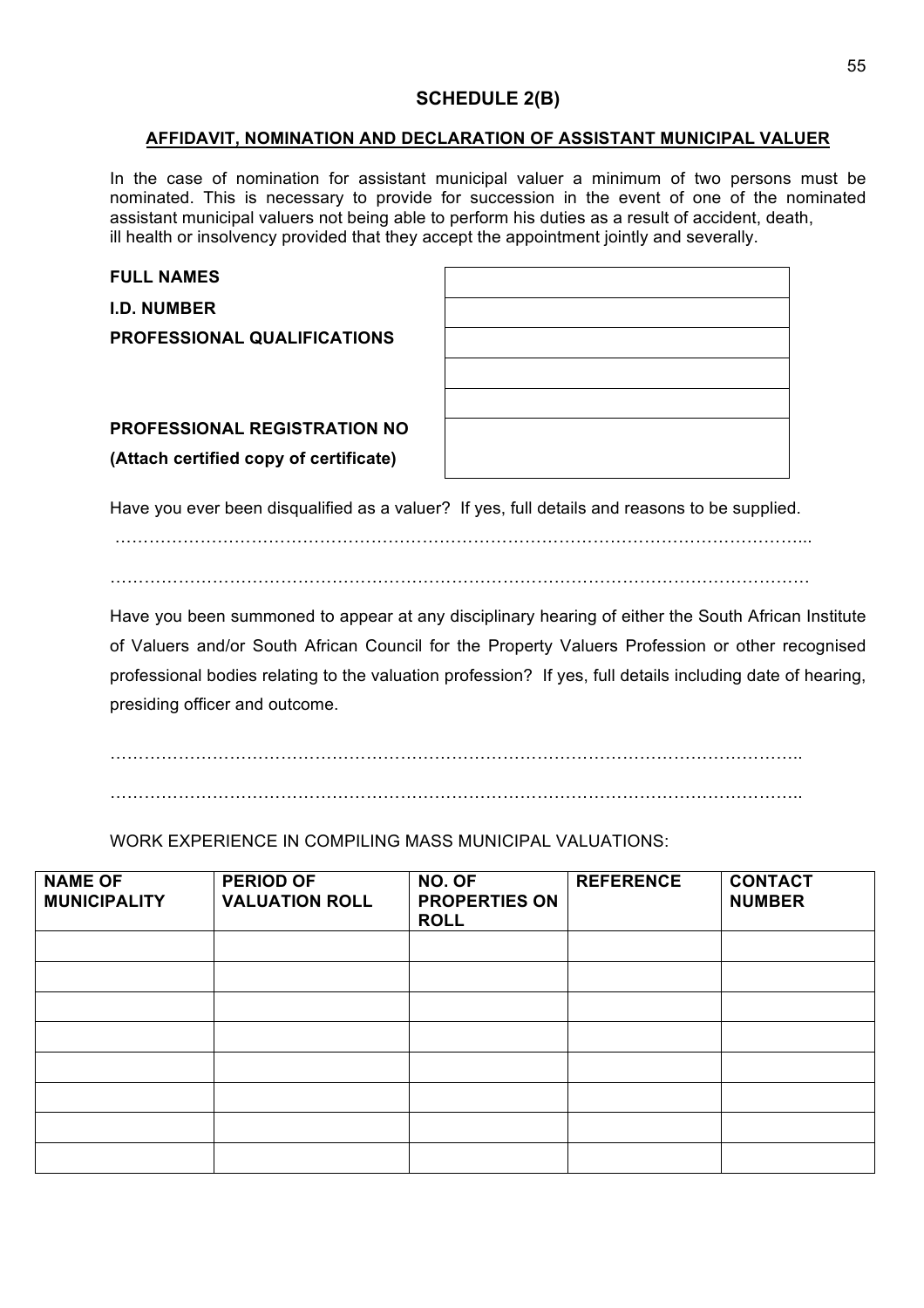## SCHEDULE 2(B)

**AFFIDAVIT, NOMINATION AND DECLARATION OF ASSISTANT MUNICIPAL VALUER**

In the case of nomination for assistant municipal valuer a minimum of two persons must be nominated. This is necessary to provide for succession in the event of one of the nominated assistant municipal valuers not being able to perform his duties as a result of accident, death, ill health or insolvency provided that they accept the appointment jointly and severally.

| | |
|---|---|
| **FULL NAMES** | |
| **I.D. NUMBER** | |
| **PROFESSIONAL QUALIFICATIONS** | |
| | |
| | |
| **PROFESSIONAL REGISTRATION NO** **(Attach certified copy of certificate)** | |

Have you ever been disqualified as a valuer? If yes, full details and reasons to be supplied.

……………………………………………………………………………………………………………...

…………………………………………………………………………………………………………

Have you been summoned to appear at any disciplinary hearing of either the South African Institute of Valuers and/or South African Council for the Property Valuers Profession or other recognised professional bodies relating to the valuation profession? If yes, full details including date of hearing, presiding officer and outcome.

……………………………………………………………………………………………………………..

……………………………………………………………………………………………………………..

WORK EXPERIENCE IN COMPILING MASS MUNICIPAL VALUATIONS:

| NAME OF MUNICIPALITY | PERIOD OF VALUATION ROLL | NO. OF PROPERTIES ON ROLL | REFERENCE | CONTACT NUMBER |
|---|---|---|---|---|
| | | | | |
| | | | | |
| | | | | |
| | | | | |
| | | | | |
| | | | | |
| | | | | |
| | | | | |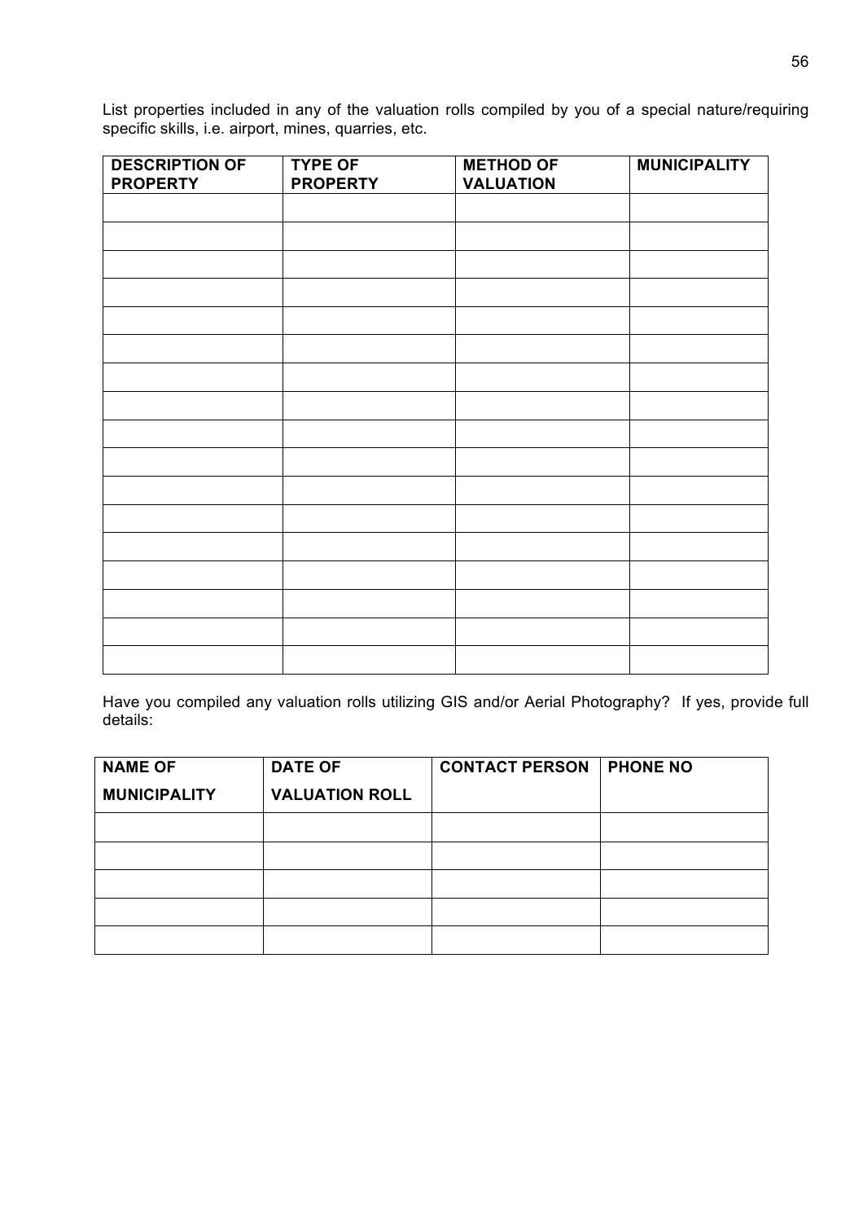List properties included in any of the valuation rolls compiled by you of a special nature/requiring specific skills, i.e. airport, mines, quarries, etc.

| DESCRIPTION OF PROPERTY | TYPE OF PROPERTY | METHOD OF VALUATION | MUNICIPALITY |
|---|---|---|---|
| | | | |
| | | | |
| | | | |
| | | | |
| | | | |
| | | | |
| | | | |
| | | | |
| | | | |
| | | | |
| | | | |
| | | | |
| | | | |
| | | | |
| | | | |
| | | | |
| | | | |

Have you compiled any valuation rolls utilizing GIS and/or Aerial Photography? If yes, provide full details:

| NAME OF MUNICIPALITY | DATE OF VALUATION ROLL | CONTACT PERSON | PHONE NO |
|---|---|---|---|
| | | | |
| | | | |
| | | | |
| | | | |
| | | | |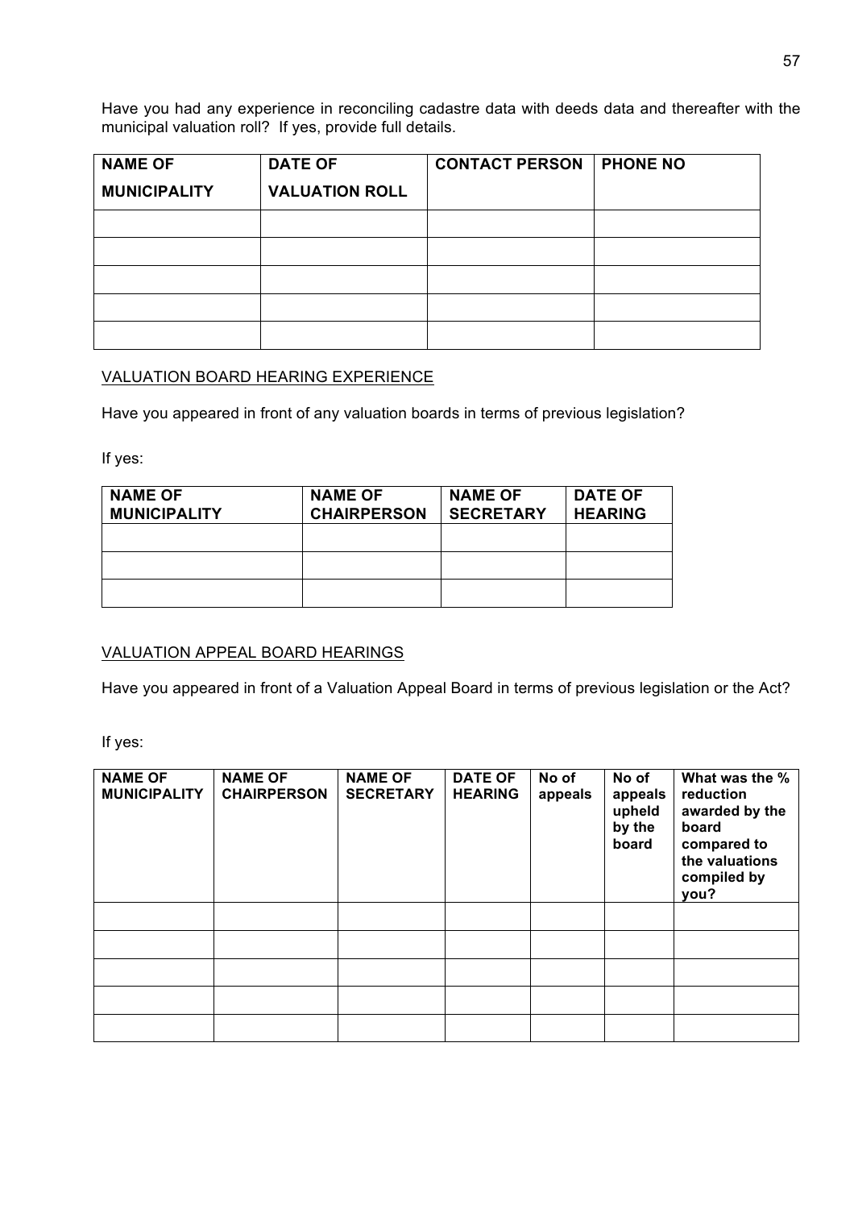Have you had any experience in reconciling cadastre data with deeds data and thereafter with the municipal valuation roll? If yes, provide full details.

| NAME OF MUNICIPALITY | DATE OF VALUATION ROLL | CONTACT PERSON | PHONE NO |
|---|---|---|---|
| | | | |
| | | | |
| | | | |
| | | | |
| | | | |

VALUATION BOARD HEARING EXPERIENCE

Have you appeared in front of any valuation boards in terms of previous legislation?

If yes:

| NAME OF MUNICIPALITY | NAME OF CHAIRPERSON | NAME OF SECRETARY | DATE OF HEARING |
|---|---|---|---|
| | | | |
| | | | |
| | | | |

VALUATION APPEAL BOARD HEARINGS

Have you appeared in front of a Valuation Appeal Board in terms of previous legislation or the Act?

If yes:

| NAME OF MUNICIPALITY | NAME OF CHAIRPERSON | NAME OF SECRETARY | DATE OF HEARING | No of appeals | No of appeals upheld by the board | What was the % reduction awarded by the board compared to the valuations compiled by you? |
|---|---|---|---|---|---|---|
| | | | | | | |
| | | | | | | |
| | | | | | | |
| | | | | | | |
| | | | | | | |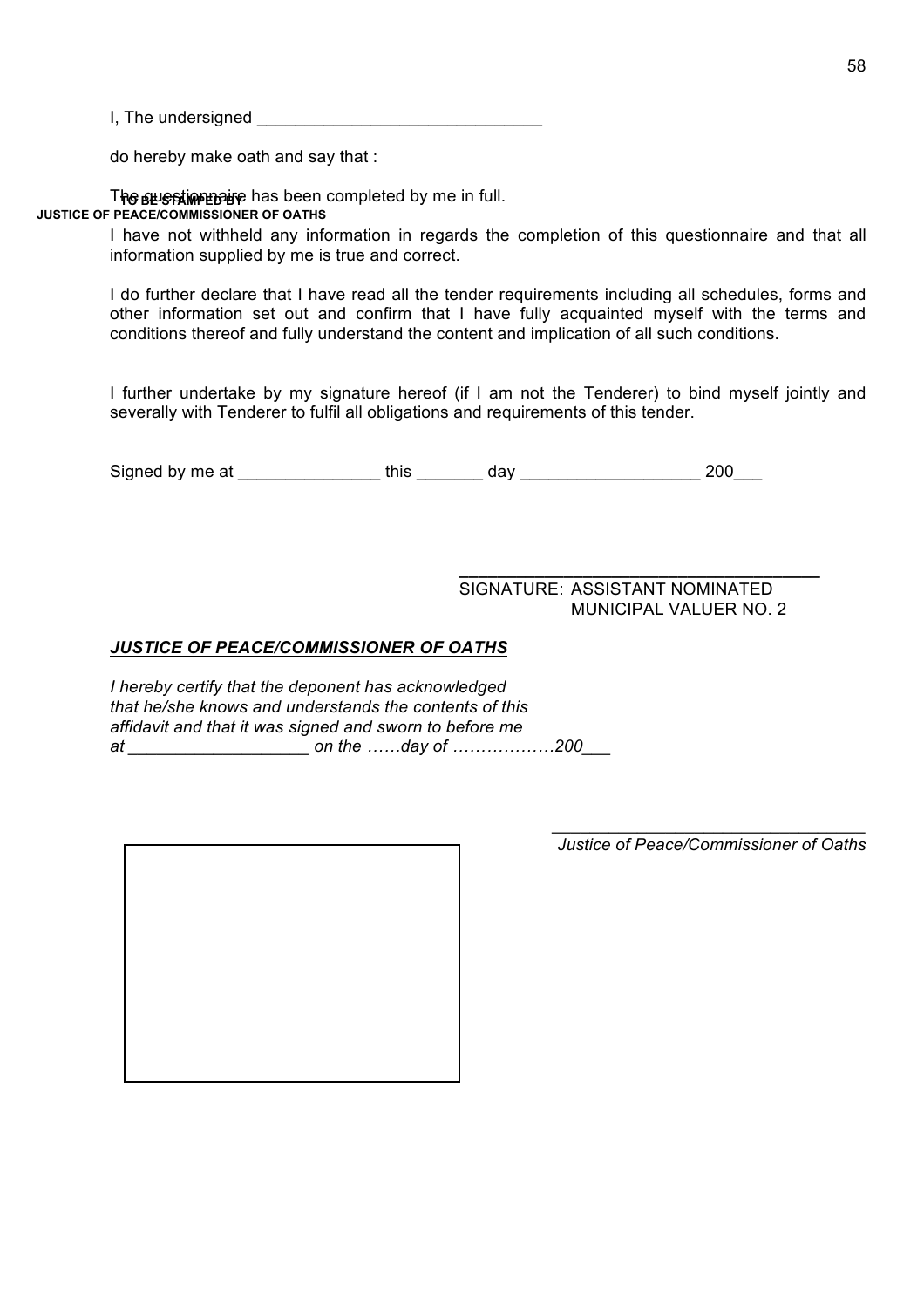I, The undersigned ______________________________

do hereby make oath and say that :

The questionnaire has been completed by me in full.

I have not withheld any information in regards the completion of this questionnaire and that all information supplied by me is true and correct.

I do further declare that I have read all the tender requirements including all schedules, forms and other information set out and confirm that I have fully acquainted myself with the terms and conditions thereof and fully understand the content and implication of all such conditions.

I further undertake by my signature hereof (if I am not the Tenderer) to bind myself jointly and severally with Tenderer to fulfil all obligations and requirements of this tender.

Signed by me at _______________ this _______ day ___________________ 200___

_____________________________________
SIGNATURE: ASSISTANT NOMINATED MUNICIPAL VALUER NO. 2

***JUSTICE OF PEACE/COMMISSIONER OF OATHS***

*I hereby certify that the deponent has acknowledged that he/she knows and understands the contents of this affidavit and that it was signed and sworn to before me at ___________________ on the ……day of ………………200___*

_________________________________
*Justice of Peace/Commissioner of Oaths*

**TO BE STAMPED BY JUSTICE OF PEACE/COMMISSIONER OF OATHS**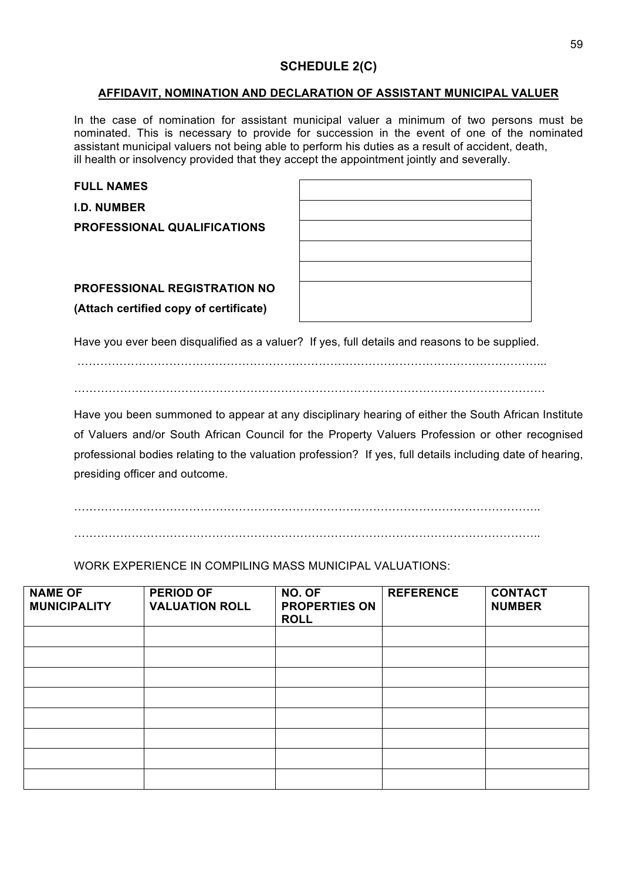## SCHEDULE 2(C)

**AFFIDAVIT, NOMINATION AND DECLARATION OF ASSISTANT MUNICIPAL VALUER**

In the case of nomination for assistant municipal valuer a minimum of two persons must be nominated. This is necessary to provide for succession in the event of one of the nominated assistant municipal valuers not being able to perform his duties as a result of accident, death, ill health or insolvency provided that they accept the appointment jointly and severally.

| | |
|---|---|
| **FULL NAMES** | |
| **I.D. NUMBER** | |
| **PROFESSIONAL QUALIFICATIONS** | |
| | |
| | |
| **PROFESSIONAL REGISTRATION NO** **(Attach certified copy of certificate)** | |

Have you ever been disqualified as a valuer? If yes, full details and reasons to be supplied.

…………………………………………………………………………………………………………...

…………………………………………………………………………………………………………

Have you been summoned to appear at any disciplinary hearing of either the South African Institute of Valuers and/or South African Council for the Property Valuers Profession or other recognised professional bodies relating to the valuation profession? If yes, full details including date of hearing, presiding officer and outcome.

………………………………………………………………………………………………………..

………………………………………………………………………………………………………..

WORK EXPERIENCE IN COMPILING MASS MUNICIPAL VALUATIONS:

| NAME OF MUNICIPALITY | PERIOD OF VALUATION ROLL | NO. OF PROPERTIES ON ROLL | REFERENCE | CONTACT NUMBER |
|---|---|---|---|---|
| | | | | |
| | | | | |
| | | | | |
| | | | | |
| | | | | |
| | | | | |
| | | | | |
| | | | | |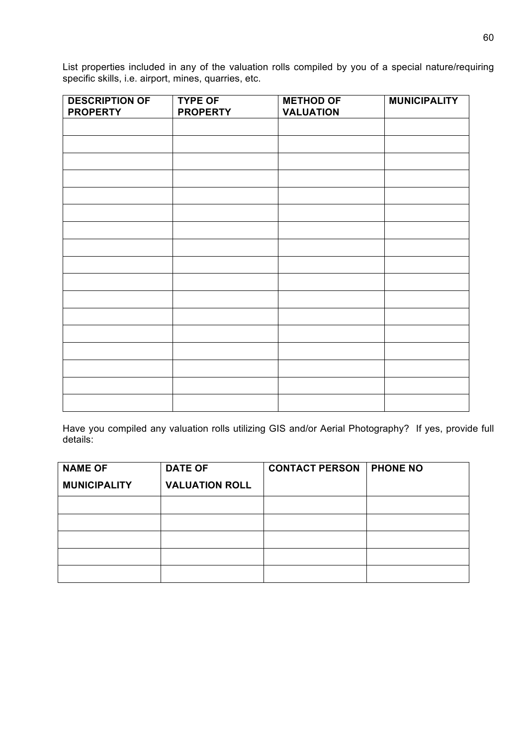List properties included in any of the valuation rolls compiled by you of a special nature/requiring specific skills, i.e. airport, mines, quarries, etc.

| DESCRIPTION OF PROPERTY | TYPE OF PROPERTY | METHOD OF VALUATION | MUNICIPALITY |
|---|---|---|---|
| | | | |
| | | | |
| | | | |
| | | | |
| | | | |
| | | | |
| | | | |
| | | | |
| | | | |
| | | | |
| | | | |
| | | | |
| | | | |
| | | | |
| | | | |
| | | | |
| | | | |

Have you compiled any valuation rolls utilizing GIS and/or Aerial Photography? If yes, provide full details:

| NAME OF MUNICIPALITY | DATE OF VALUATION ROLL | CONTACT PERSON | PHONE NO |
|---|---|---|---|
| | | | |
| | | | |
| | | | |
| | | | |
| | | | |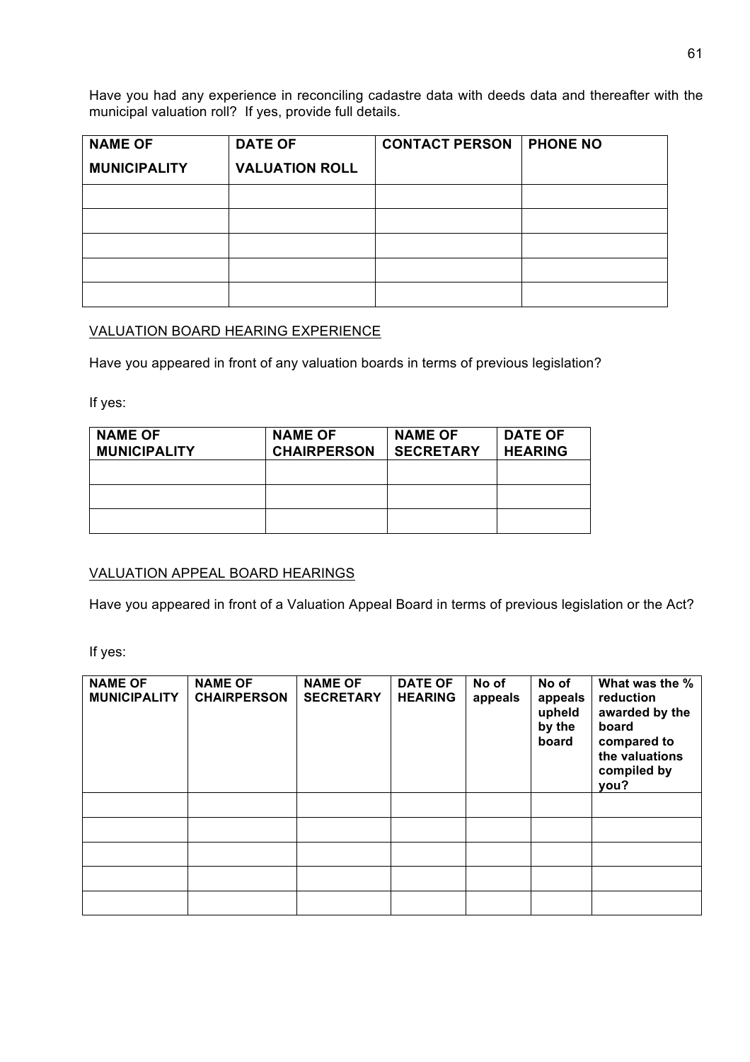Have you had any experience in reconciling cadastre data with deeds data and thereafter with the municipal valuation roll? If yes, provide full details.

| NAME OF MUNICIPALITY | DATE OF VALUATION ROLL | CONTACT PERSON | PHONE NO |
|---|---|---|---|
| | | | |
| | | | |
| | | | |
| | | | |
| | | | |

VALUATION BOARD HEARING EXPERIENCE

Have you appeared in front of any valuation boards in terms of previous legislation?

If yes:

| NAME OF MUNICIPALITY | NAME OF CHAIRPERSON | NAME OF SECRETARY | DATE OF HEARING |
|---|---|---|---|
| | | | |
| | | | |
| | | | |

VALUATION APPEAL BOARD HEARINGS

Have you appeared in front of a Valuation Appeal Board in terms of previous legislation or the Act?

If yes:

| NAME OF MUNICIPALITY | NAME OF CHAIRPERSON | NAME OF SECRETARY | DATE OF HEARING | No of appeals | No of appeals upheld by the board | What was the % reduction awarded by the board compared to the valuations compiled by you? |
|---|---|---|---|---|---|---|
| | | | | | | |
| | | | | | | |
| | | | | | | |
| | | | | | | |
| | | | | | | |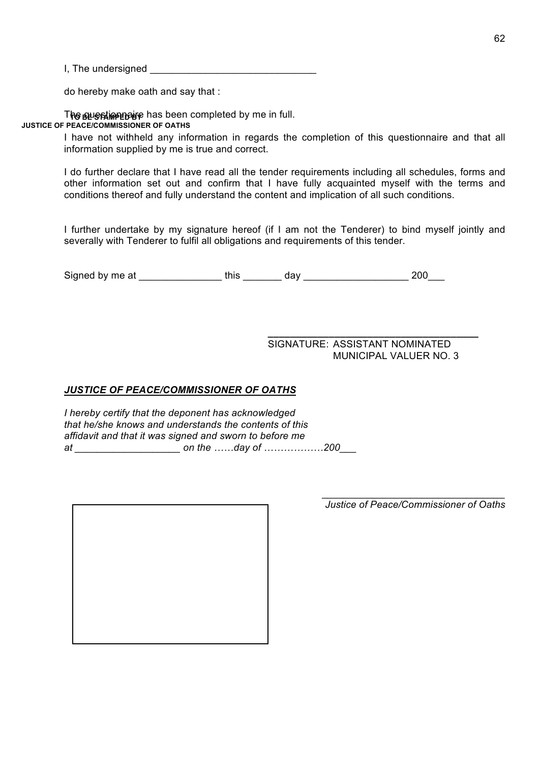I, The undersigned ______________________________

do hereby make oath and say that :

The questionnaire has been completed by me in full.

**TO BE STAMPED BY JUSTICE OF PEACE/COMMISSIONER OF OATHS**

I have not withheld any information in regards the completion of this questionnaire and that all information supplied by me is true and correct.

I do further declare that I have read all the tender requirements including all schedules, forms and other information set out and confirm that I have fully acquainted myself with the terms and conditions thereof and fully understand the content and implication of all such conditions.

I further undertake by my signature hereof (if I am not the Tenderer) to bind myself jointly and severally with Tenderer to fulfil all obligations and requirements of this tender.

Signed by me at _______________ this _______ day ___________________ 200___

______________________________________
SIGNATURE: ASSISTANT NOMINATED MUNICIPAL VALUER NO. 3

***JUSTICE OF PEACE/COMMISSIONER OF OATHS***

*I hereby certify that the deponent has acknowledged that he/she knows and understands the contents of this affidavit and that it was signed and sworn to before me at ___________________ on the ……day of ………………200___*

_________________________________
*Justice of Peace/Commissioner of Oaths*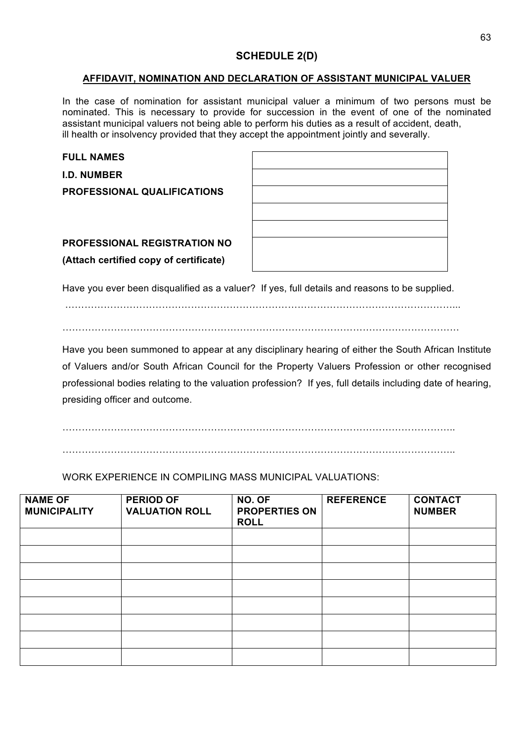## SCHEDULE 2(D)

### AFFIDAVIT, NOMINATION AND DECLARATION OF ASSISTANT MUNICIPAL VALUER

In the case of nomination for assistant municipal valuer a minimum of two persons must be nominated. This is necessary to provide for succession in the event of one of the nominated assistant municipal valuers not being able to perform his duties as a result of accident, death, ill health or insolvency provided that they accept the appointment jointly and severally.

| | |
|---|---|
| **FULL NAMES** | |
| **I.D. NUMBER** | |
| **PROFESSIONAL QUALIFICATIONS** | |
| | |
| | |
| **PROFESSIONAL REGISTRATION NO (Attach certified copy of certificate)** | |

Have you ever been disqualified as a valuer? If yes, full details and reasons to be supplied.

…………………………………………………………………………………………………………...

…………………………………………………………………………………………………………

Have you been summoned to appear at any disciplinary hearing of either the South African Institute of Valuers and/or South African Council for the Property Valuers Profession or other recognised professional bodies relating to the valuation profession? If yes, full details including date of hearing, presiding officer and outcome.

………………………………………………………………………………………………………..

………………………………………………………………………………………………………..

WORK EXPERIENCE IN COMPILING MASS MUNICIPAL VALUATIONS:

| NAME OF MUNICIPALITY | PERIOD OF VALUATION ROLL | NO. OF PROPERTIES ON ROLL | REFERENCE | CONTACT NUMBER |
|---|---|---|---|---|
| | | | | |
| | | | | |
| | | | | |
| | | | | |
| | | | | |
| | | | | |
| | | | | |
| | | | | |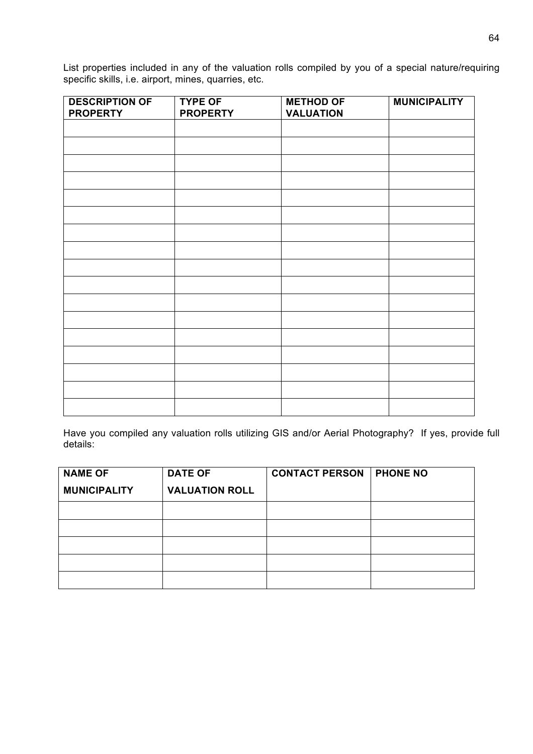List properties included in any of the valuation rolls compiled by you of a special nature/requiring specific skills, i.e. airport, mines, quarries, etc.

| DESCRIPTION OF PROPERTY | TYPE OF PROPERTY | METHOD OF VALUATION | MUNICIPALITY |
|---|---|---|---|
| | | | |
| | | | |
| | | | |
| | | | |
| | | | |
| | | | |
| | | | |
| | | | |
| | | | |
| | | | |
| | | | |
| | | | |
| | | | |
| | | | |
| | | | |
| | | | |
| | | | |

Have you compiled any valuation rolls utilizing GIS and/or Aerial Photography? If yes, provide full details:

| NAME OF MUNICIPALITY | DATE OF VALUATION ROLL | CONTACT PERSON | PHONE NO |
|---|---|---|---|
| | | | |
| | | | |
| | | | |
| | | | |
| | | | |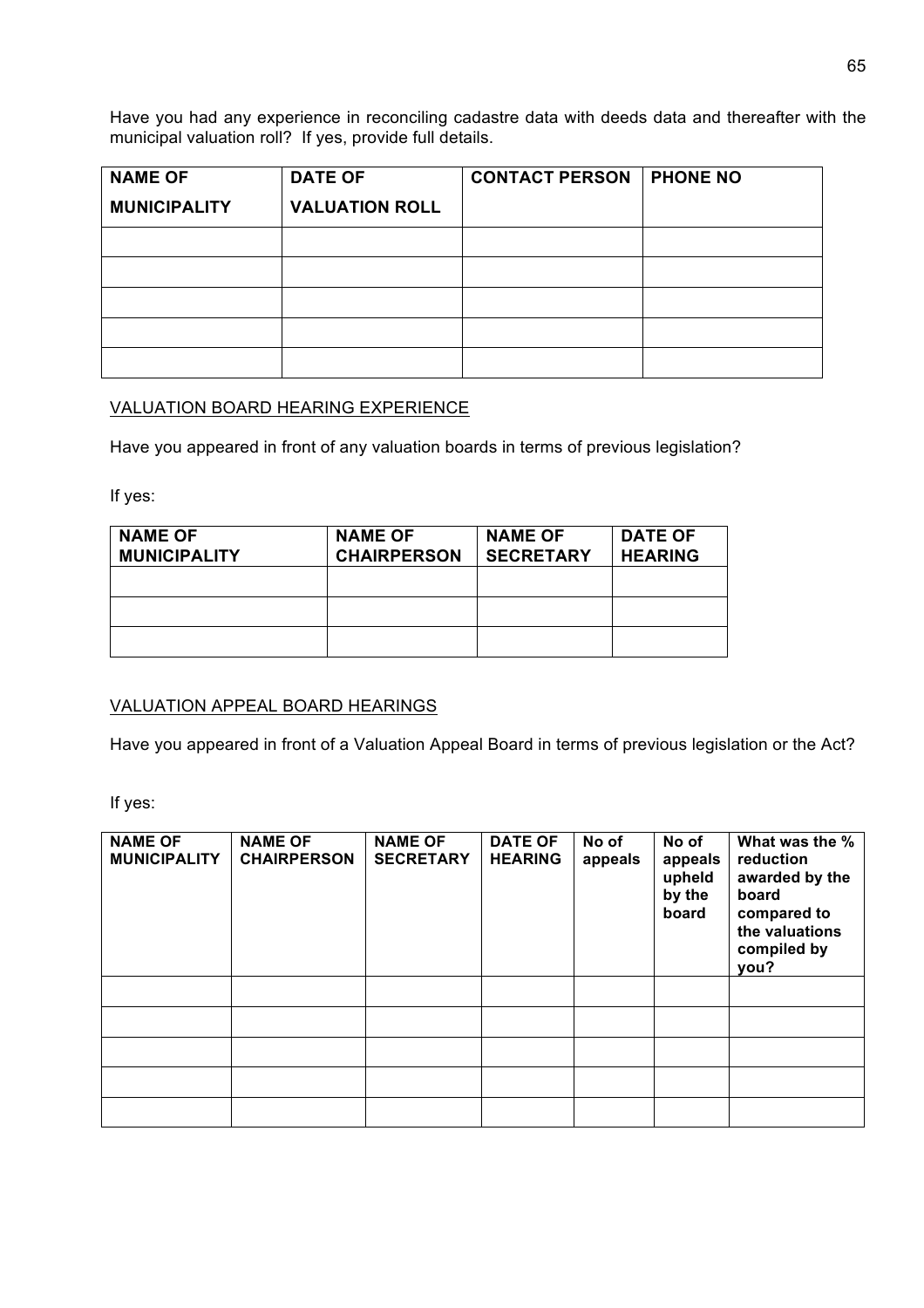Have you had any experience in reconciling cadastre data with deeds data and thereafter with the municipal valuation roll? If yes, provide full details.

| NAME OF MUNICIPALITY | DATE OF VALUATION ROLL | CONTACT PERSON | PHONE NO |
|---|---|---|---|
| | | | |
| | | | |
| | | | |
| | | | |
| | | | |

VALUATION BOARD HEARING EXPERIENCE

Have you appeared in front of any valuation boards in terms of previous legislation?

If yes:

| NAME OF MUNICIPALITY | NAME OF CHAIRPERSON | NAME OF SECRETARY | DATE OF HEARING |
|---|---|---|---|
| | | | |
| | | | |
| | | | |

VALUATION APPEAL BOARD HEARINGS

Have you appeared in front of a Valuation Appeal Board in terms of previous legislation or the Act?

If yes:

| NAME OF MUNICIPALITY | NAME OF CHAIRPERSON | NAME OF SECRETARY | DATE OF HEARING | No of appeals | No of appeals upheld by the board | What was the % reduction awarded by the board compared to the valuations compiled by you? |
|---|---|---|---|---|---|---|
| | | | | | | |
| | | | | | | |
| | | | | | | |
| | | | | | | |
| | | | | | | |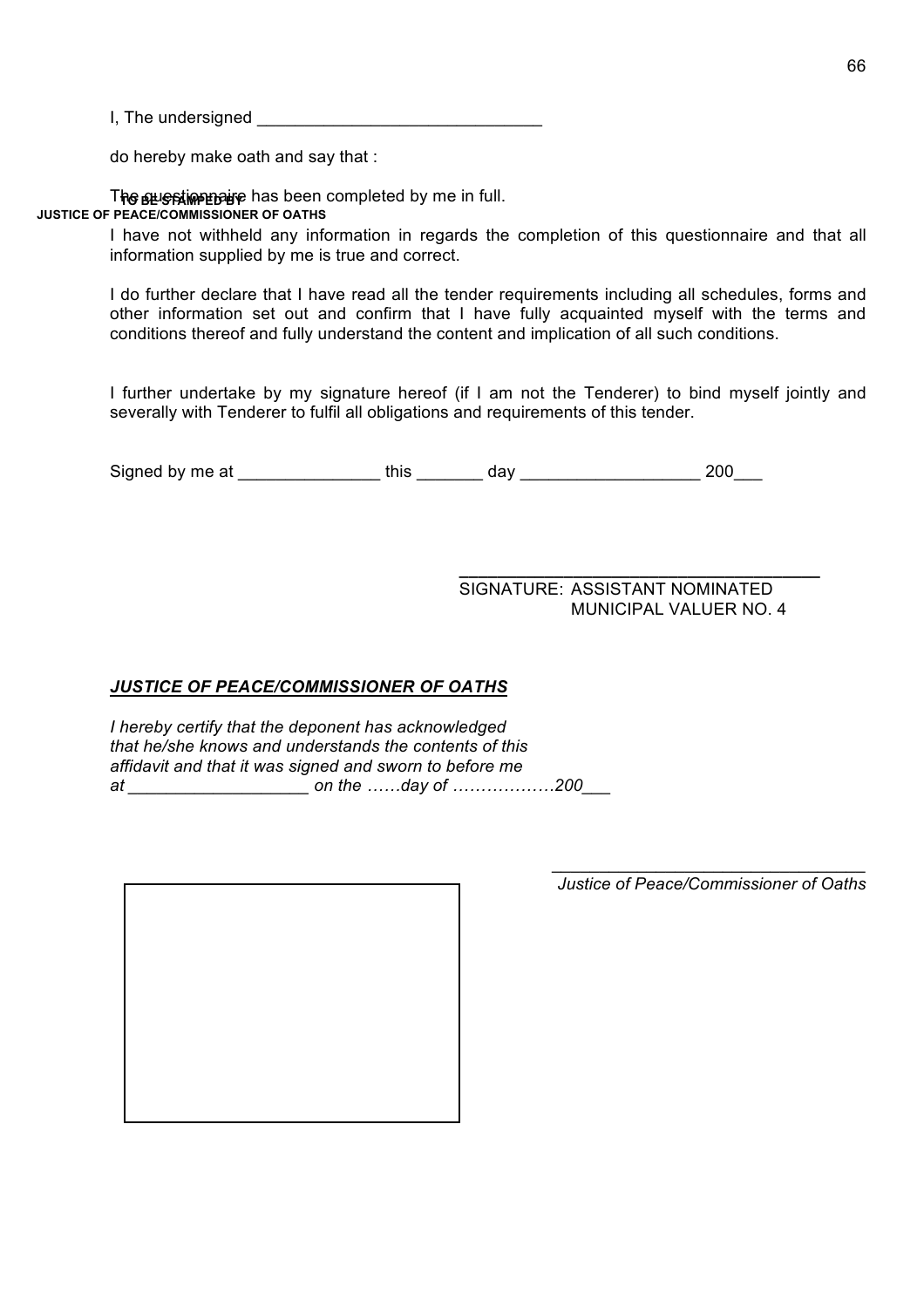I, The undersigned ______________________________

do hereby make oath and say that :

The questionnaire has been completed by me in full.

**TO BE STAMPED BY JUSTICE OF PEACE/COMMISSIONER OF OATHS**

I have not withheld any information in regards the completion of this questionnaire and that all information supplied by me is true and correct.

I do further declare that I have read all the tender requirements including all schedules, forms and other information set out and confirm that I have fully acquainted myself with the terms and conditions thereof and fully understand the content and implication of all such conditions.

I further undertake by my signature hereof (if I am not the Tenderer) to bind myself jointly and severally with Tenderer to fulfil all obligations and requirements of this tender.

Signed by me at _______________ this _______ day ___________________ 200___

______________________________________
SIGNATURE: ASSISTANT NOMINATED MUNICIPAL VALUER NO. 4

***JUSTICE OF PEACE/COMMISSIONER OF OATHS***

*I hereby certify that the deponent has acknowledged that he/she knows and understands the contents of this affidavit and that it was signed and sworn to before me at ___________________ on the ……day of ………………200___*

_________________________________
*Justice of Peace/Commissioner of Oaths*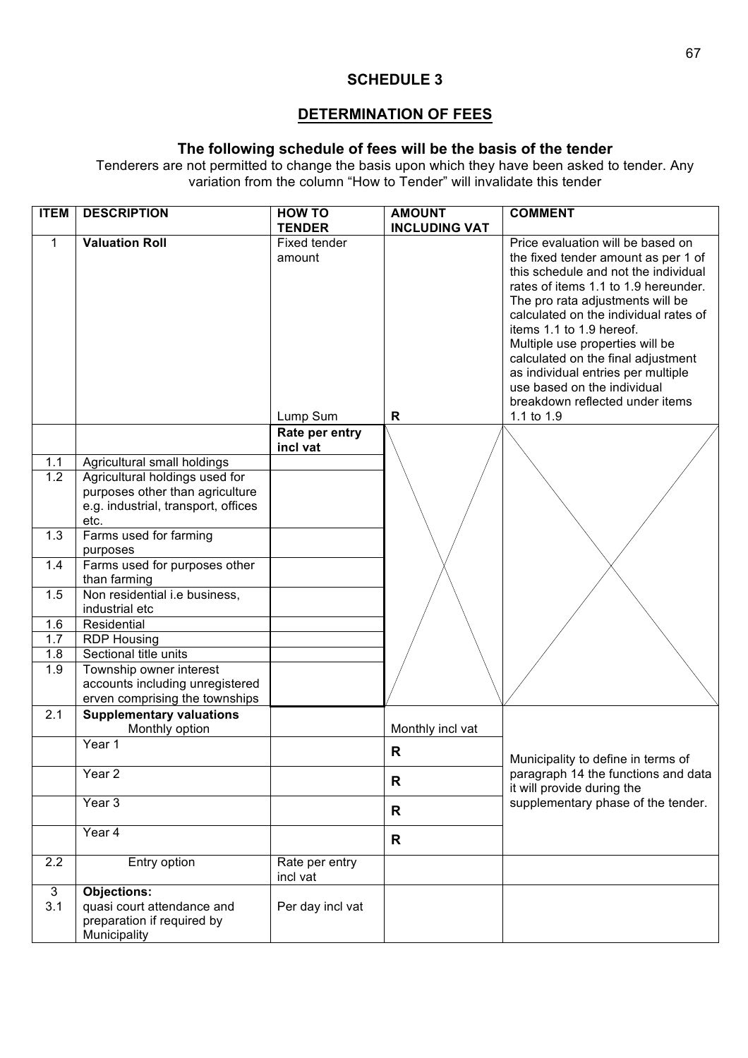# SCHEDULE 3

## DETERMINATION OF FEES

### The following schedule of fees will be the basis of the tender

Tenderers are not permitted to change the basis upon which they have been asked to tender. Any variation from the column "How to Tender" will invalidate this tender

| ITEM | DESCRIPTION | HOW TO TENDER | AMOUNT INCLUDING VAT | COMMENT |
|---|---|---|---|---|
| 1 | **Valuation Roll** | Fixed tender amount<br><br>Lump Sum | R | Price evaluation will be based on the fixed tender amount as per 1 of this schedule and not the individual rates of items 1.1 to 1.9 hereunder. The pro rata adjustments will be calculated on the individual rates of items 1.1 to 1.9 hereof. Multiple use properties will be calculated on the final adjustment as individual entries per multiple use based on the individual breakdown reflected under items 1.1 to 1.9 |
| | | **Rate per entry incl vat** | | |
| 1.1 | Agricultural small holdings | | | |
| 1.2 | Agricultural holdings used for purposes other than agriculture e.g. industrial, transport, offices etc. | | | |
| 1.3 | Farms used for farming purposes | | | |
| 1.4 | Farms used for purposes other than farming | | | |
| 1.5 | Non residential i.e business, industrial etc | | | |
| 1.6 | Residential | | | |
| 1.7 | RDP Housing | | | |
| 1.8 | Sectional title units | | | |
| 1.9 | Township owner interest accounts including unregistered erven comprising the townships | | | |
| 2.1 | **Supplementary valuations**<br>Monthly option | | Monthly incl vat | Municipality to define in terms of paragraph 14 the functions and data it will provide during the supplementary phase of the tender. |
| | Year 1 | | R | |
| | Year 2 | | R | |
| | Year 3 | | R | |
| | Year 4 | | R | |
| 2.2 | Entry option | Rate per entry incl vat | | |
| 3<br>3.1 | **Objections:**<br>quasi court attendance and preparation if required by Municipality | Per day incl vat | | |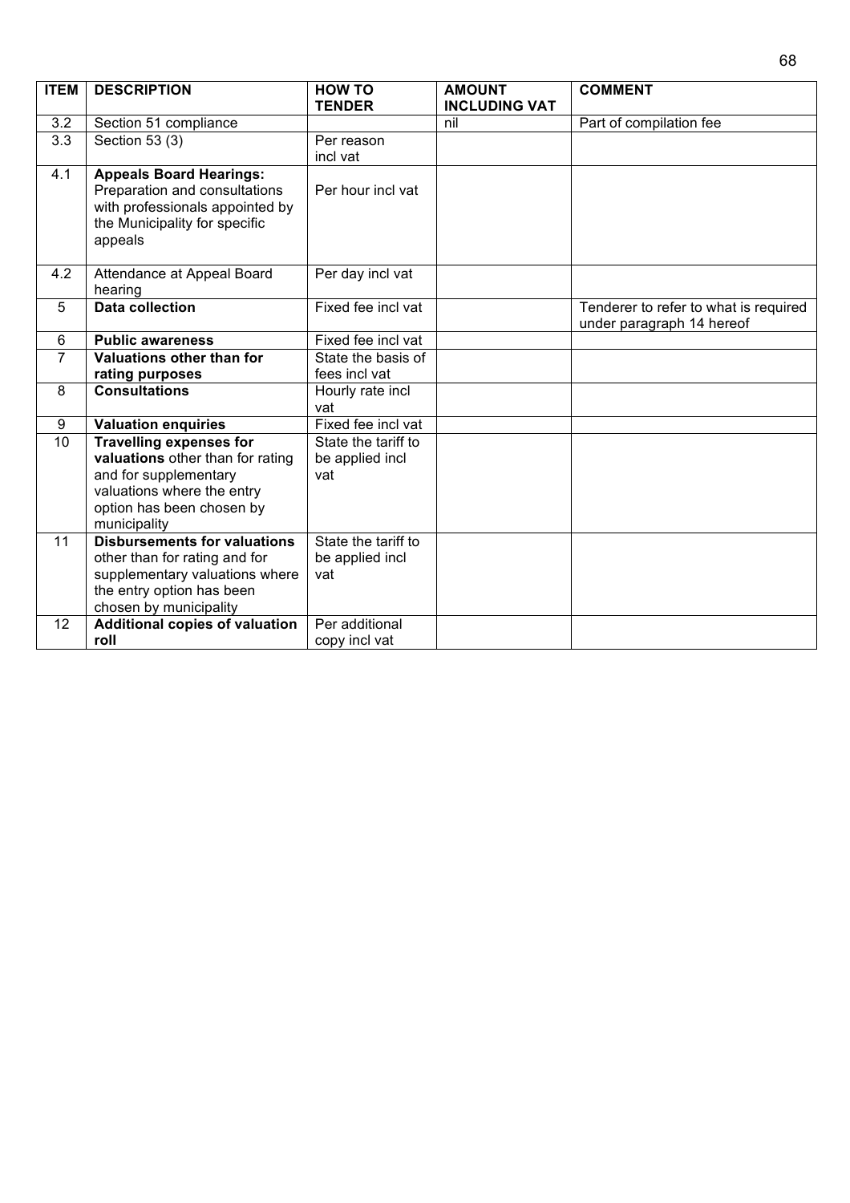| ITEM | DESCRIPTION | HOW TO TENDER | AMOUNT INCLUDING VAT | COMMENT |
|---|---|---|---|---|
| 3.2 | Section 51 compliance | | nil | Part of compilation fee |
| 3.3 | Section 53 (3) | Per reason incl vat | | |
| 4.1 | **Appeals Board Hearings:** Preparation and consultations with professionals appointed by the Municipality for specific appeals | Per hour incl vat | | |
| 4.2 | Attendance at Appeal Board hearing | Per day incl vat | | |
| 5 | **Data collection** | Fixed fee incl vat | | Tenderer to refer to what is required under paragraph 14 hereof |
| 6 | **Public awareness** | Fixed fee incl vat | | |
| 7 | **Valuations other than for rating purposes** | State the basis of fees incl vat | | |
| 8 | **Consultations** | Hourly rate incl vat | | |
| 9 | **Valuation enquiries** | Fixed fee incl vat | | |
| 10 | **Travelling expenses for valuations** other than for rating and for supplementary valuations where the entry option has been chosen by municipality | State the tariff to be applied incl vat | | |
| 11 | **Disbursements for valuations** other than for rating and for supplementary valuations where the entry option has been chosen by municipality | State the tariff to be applied incl vat | | |
| 12 | **Additional copies of valuation roll** | Per additional copy incl vat | | |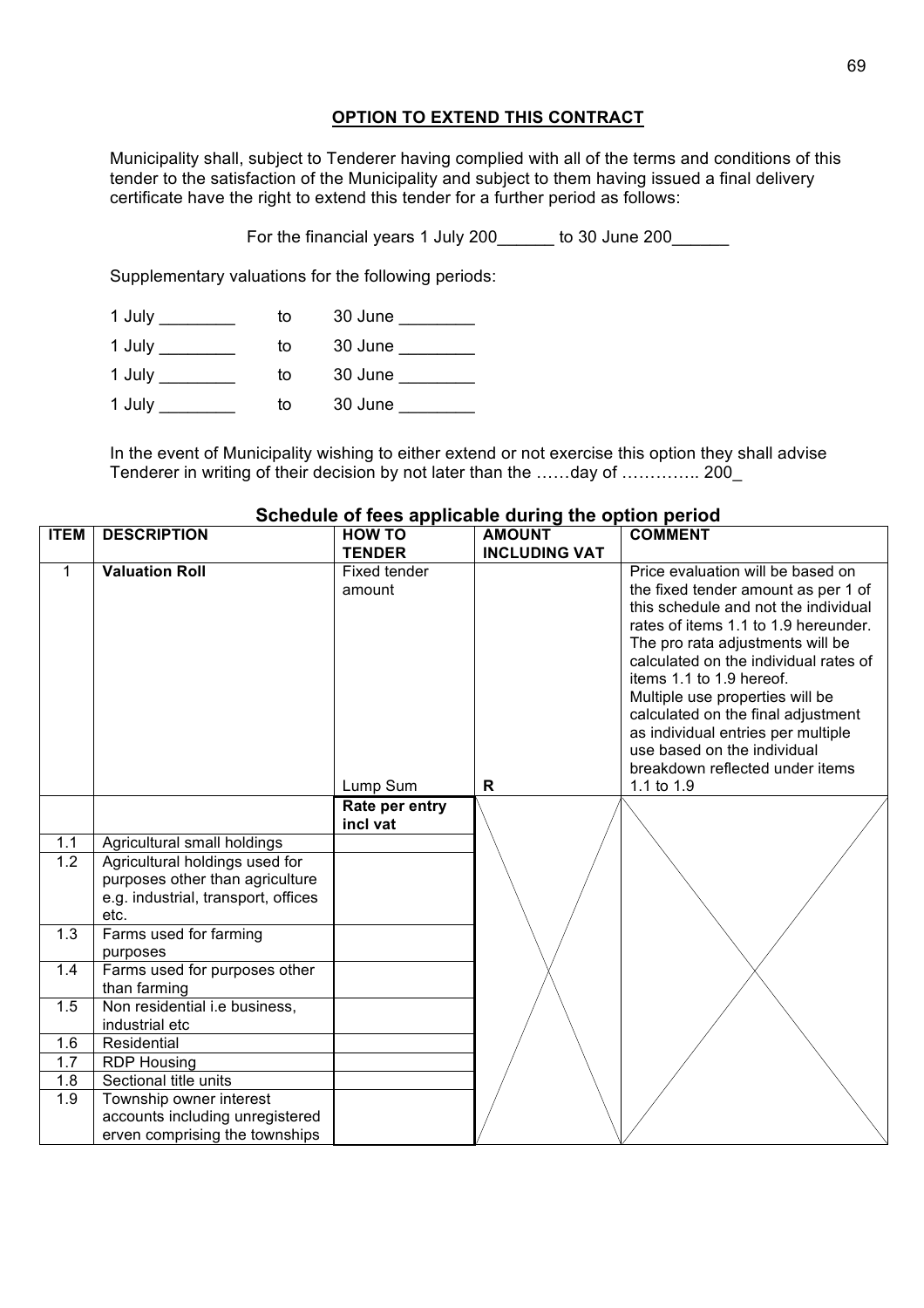## OPTION TO EXTEND THIS CONTRACT

Municipality shall, subject to Tenderer having complied with all of the terms and conditions of this tender to the satisfaction of the Municipality and subject to them having issued a final delivery certificate have the right to extend this tender for a further period as follows:

For the financial years 1 July 200______ to 30 June 200______

Supplementary valuations for the following periods:

1 July ________ to 30 June ________

1 July ________ to 30 June ________

1 July ________ to 30 June ________

1 July ________ to 30 June ________

In the event of Municipality wishing to either extend or not exercise this option they shall advise Tenderer in writing of their decision by not later than the ……day of ………….. 200_

### Schedule of fees applicable during the option period

| ITEM | DESCRIPTION | HOW TO TENDER | AMOUNT INCLUDING VAT | COMMENT |
|---|---|---|---|---|
| 1 | **Valuation Roll** | Fixed tender amount<br>Lump Sum | R | Price evaluation will be based on the fixed tender amount as per 1 of this schedule and not the individual rates of items 1.1 to 1.9 hereunder. The pro rata adjustments will be calculated on the individual rates of items 1.1 to 1.9 hereof. Multiple use properties will be calculated on the final adjustment as individual entries per multiple use based on the individual breakdown reflected under items 1.1 to 1.9 |
| | | **Rate per entry incl vat** | | |
| 1.1 | Agricultural small holdings | | | |
| 1.2 | Agricultural holdings used for purposes other than agriculture e.g. industrial, transport, offices etc. | | | |
| 1.3 | Farms used for farming purposes | | | |
| 1.4 | Farms used for purposes other than farming | | | |
| 1.5 | Non residential i.e business, industrial etc | | | |
| 1.6 | Residential | | | |
| 1.7 | RDP Housing | | | |
| 1.8 | Sectional title units | | | |
| 1.9 | Township owner interest accounts including unregistered erven comprising the townships | | | |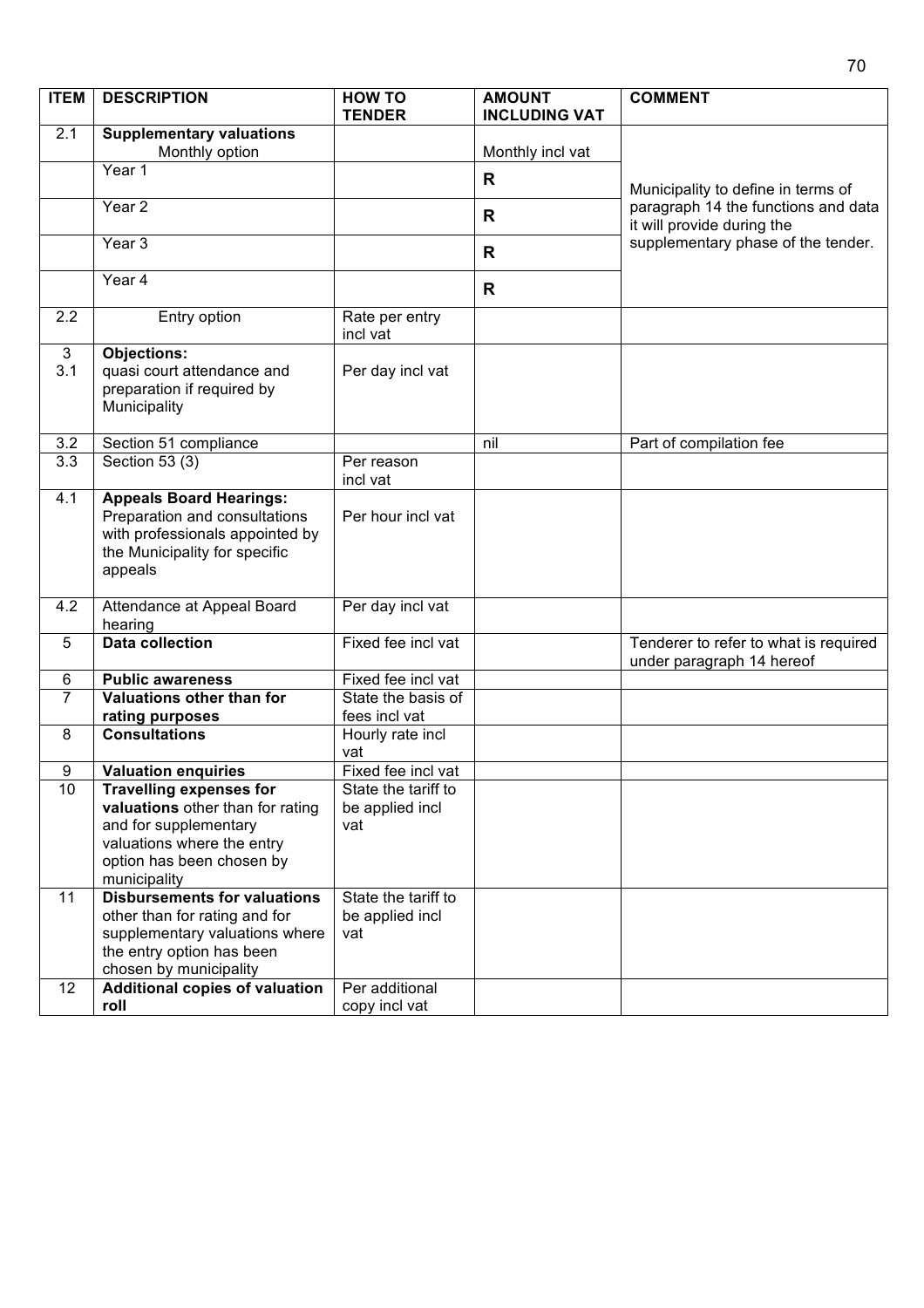| ITEM | DESCRIPTION | HOW TO TENDER | AMOUNT INCLUDING VAT | COMMENT |
|---|---|---|---|---|
| 2.1 | **Supplementary valuations** Monthly option | | Monthly incl vat | Municipality to define in terms of paragraph 14 the functions and data it will provide during the supplementary phase of the tender. |
| | Year 1 | | **R** | |
| | Year 2 | | **R** | |
| | Year 3 | | **R** | |
| | Year 4 | | **R** | |
| 2.2 | Entry option | Rate per entry incl vat | | |
| 3<br>3.1 | **Objections:**<br>quasi court attendance and preparation if required by Municipality | Per day incl vat | | |
| 3.2 | Section 51 compliance | | nil | Part of compilation fee |
| 3.3 | Section 53 (3) | Per reason incl vat | | |
| 4.1 | **Appeals Board Hearings:** Preparation and consultations with professionals appointed by the Municipality for specific appeals | Per hour incl vat | | |
| 4.2 | Attendance at Appeal Board hearing | Per day incl vat | | |
| 5 | **Data collection** | Fixed fee incl vat | | Tenderer to refer to what is required under paragraph 14 hereof |
| 6 | **Public awareness** | Fixed fee incl vat | | |
| 7 | **Valuations other than for rating purposes** | State the basis of fees incl vat | | |
| 8 | **Consultations** | Hourly rate incl vat | | |
| 9 | **Valuation enquiries** | Fixed fee incl vat | | |
| 10 | **Travelling expenses for valuations** other than for rating and for supplementary valuations where the entry option has been chosen by municipality | State the tariff to be applied incl vat | | |
| 11 | **Disbursements for valuations** other than for rating and for supplementary valuations where the entry option has been chosen by municipality | State the tariff to be applied incl vat | | |
| 12 | **Additional copies of valuation roll** | Per additional copy incl vat | | |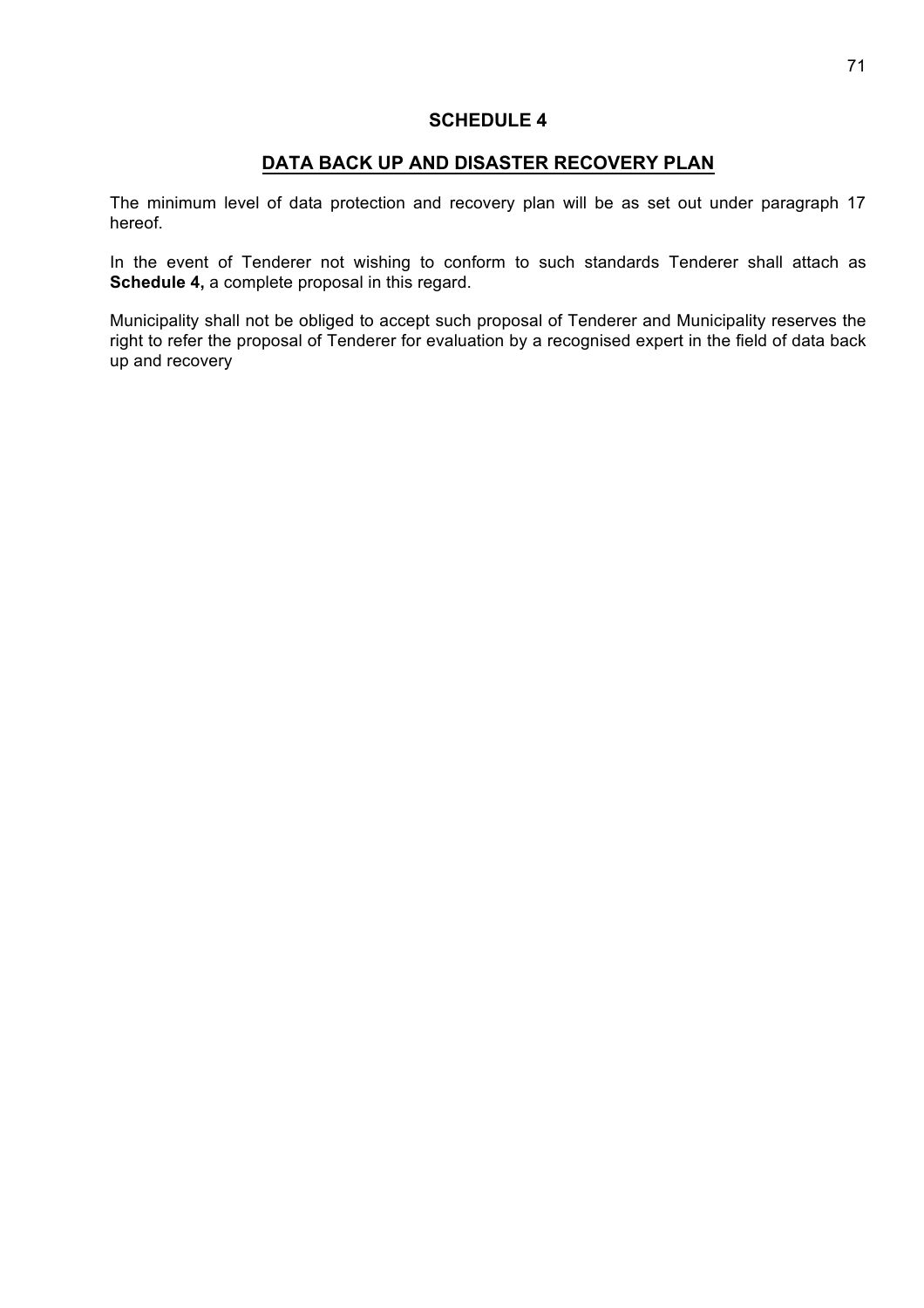# SCHEDULE 4

## DATA BACK UP AND DISASTER RECOVERY PLAN

The minimum level of data protection and recovery plan will be as set out under paragraph 17 hereof.

In the event of Tenderer not wishing to conform to such standards Tenderer shall attach as **Schedule 4,** a complete proposal in this regard.

Municipality shall not be obliged to accept such proposal of Tenderer and Municipality reserves the right to refer the proposal of Tenderer for evaluation by a recognised expert in the field of data back up and recovery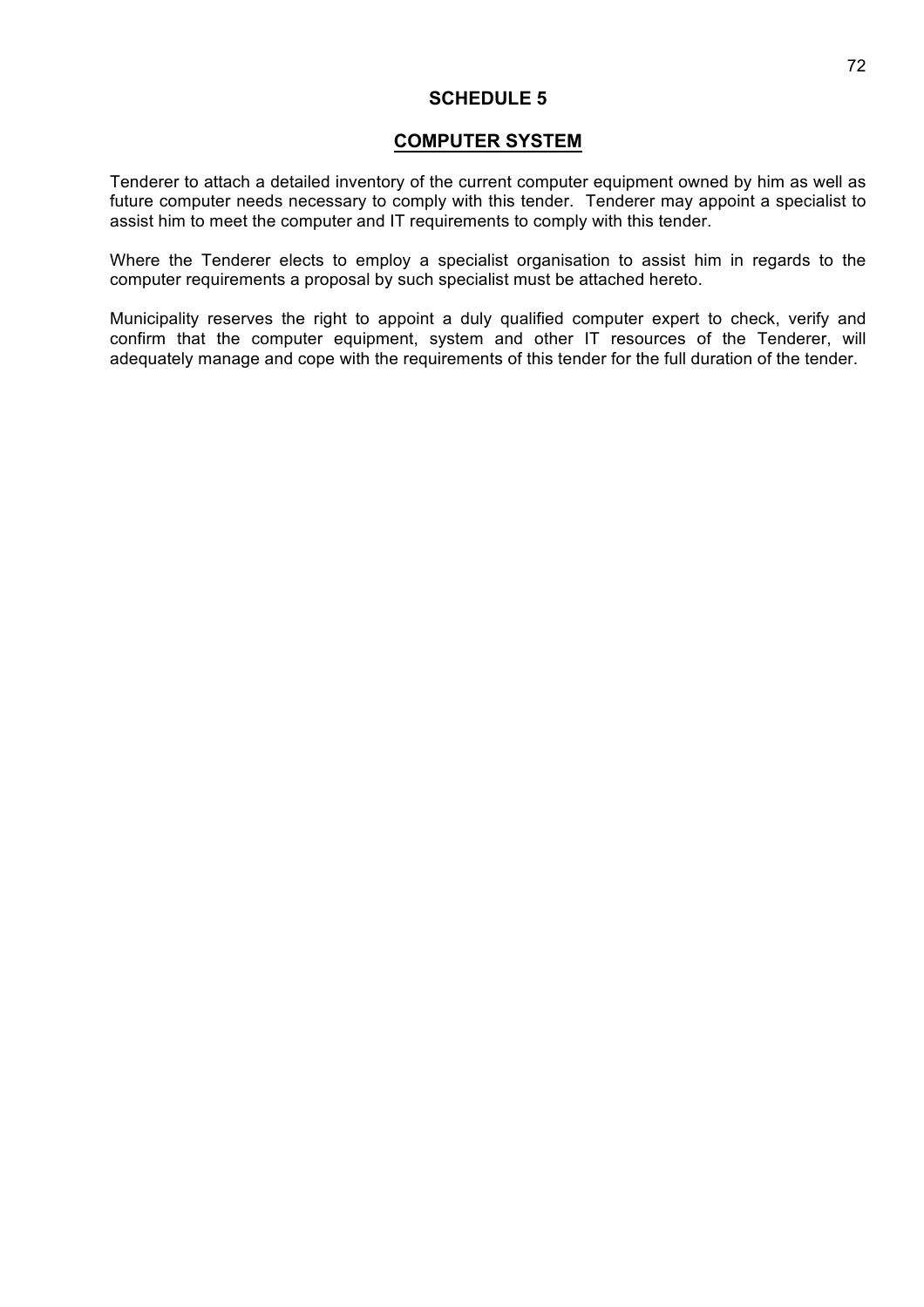# SCHEDULE 5

## COMPUTER SYSTEM

Tenderer to attach a detailed inventory of the current computer equipment owned by him as well as future computer needs necessary to comply with this tender. Tenderer may appoint a specialist to assist him to meet the computer and IT requirements to comply with this tender.

Where the Tenderer elects to employ a specialist organisation to assist him in regards to the computer requirements a proposal by such specialist must be attached hereto.

Municipality reserves the right to appoint a duly qualified computer expert to check, verify and confirm that the computer equipment, system and other IT resources of the Tenderer, will adequately manage and cope with the requirements of this tender for the full duration of the tender.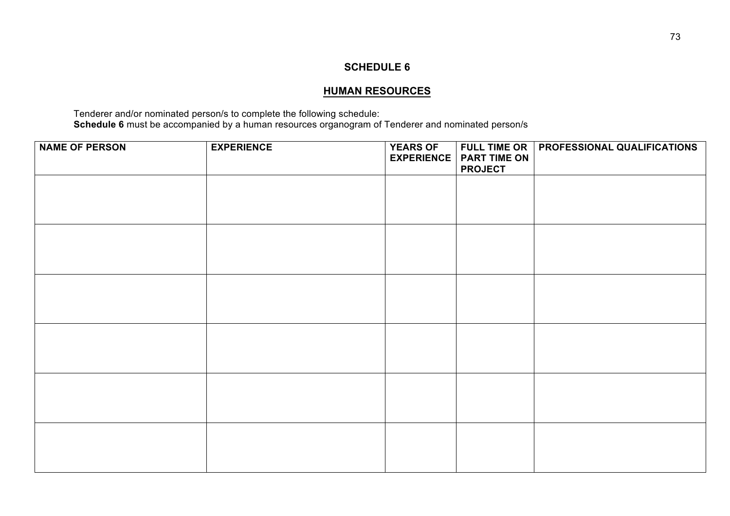## SCHEDULE 6

## HUMAN RESOURCES

Tenderer and/or nominated person/s to complete the following schedule:
**Schedule 6** must be accompanied by a human resources organogram of Tenderer and nominated person/s

| NAME OF PERSON | EXPERIENCE | YEARS OF EXPERIENCE | FULL TIME OR PART TIME ON PROJECT | PROFESSIONAL QUALIFICATIONS |
|---|---|---|---|---|
| | | | | |
| | | | | |
| | | | | |
| | | | | |
| | | | | |
| | | | | |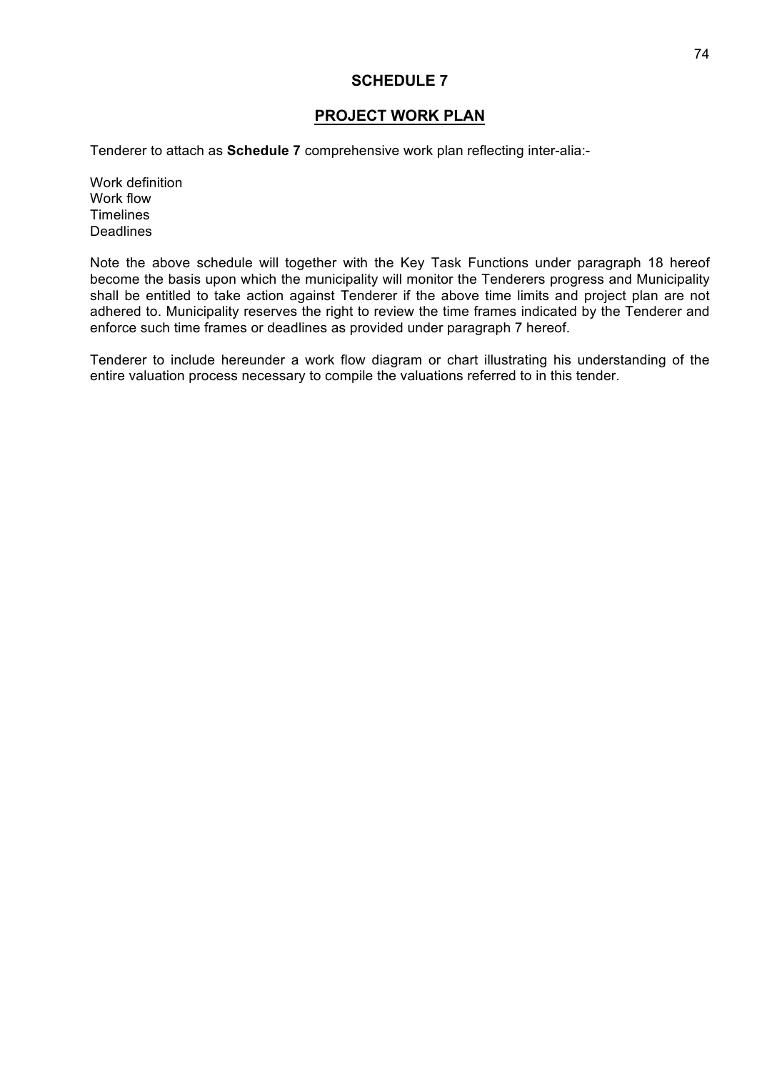# SCHEDULE 7

## PROJECT WORK PLAN

Tenderer to attach as **Schedule 7** comprehensive work plan reflecting inter-alia:-

Work definition
Work flow
Timelines
Deadlines

Note the above schedule will together with the Key Task Functions under paragraph 18 hereof become the basis upon which the municipality will monitor the Tenderers progress and Municipality shall be entitled to take action against Tenderer if the above time limits and project plan are not adhered to. Municipality reserves the right to review the time frames indicated by the Tenderer and enforce such time frames or deadlines as provided under paragraph 7 hereof.

Tenderer to include hereunder a work flow diagram or chart illustrating his understanding of the entire valuation process necessary to compile the valuations referred to in this tender.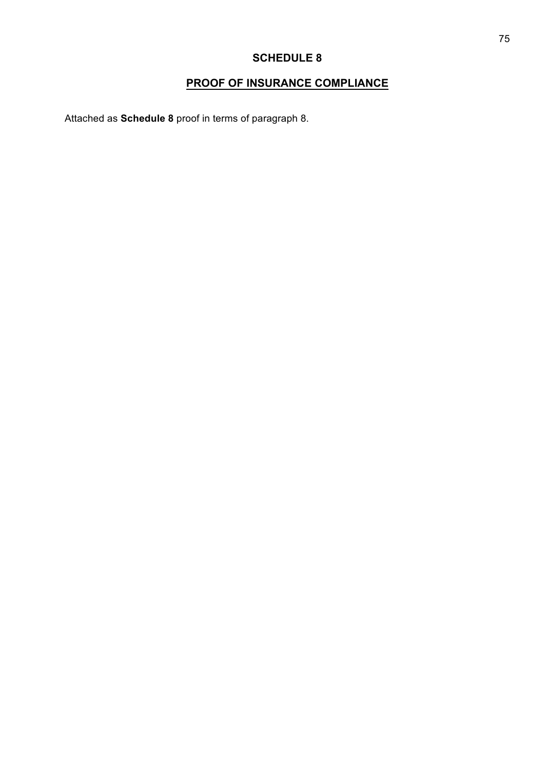# SCHEDULE 8

## PROOF OF INSURANCE COMPLIANCE

Attached as **Schedule 8** proof in terms of paragraph 8.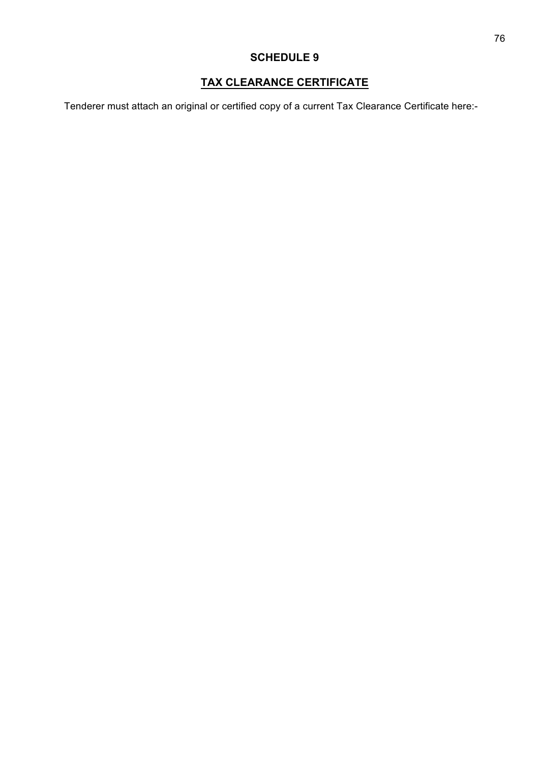# SCHEDULE 9

## TAX CLEARANCE CERTIFICATE

Tenderer must attach an original or certified copy of a current Tax Clearance Certificate here:-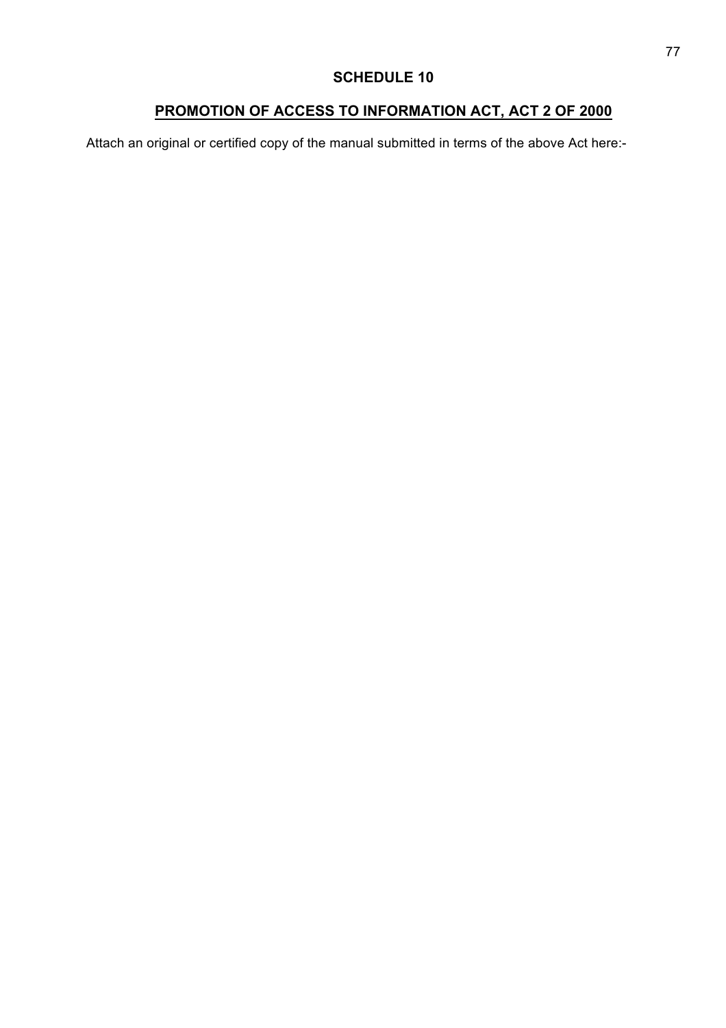# SCHEDULE 10

## PROMOTION OF ACCESS TO INFORMATION ACT, ACT 2 OF 2000

Attach an original or certified copy of the manual submitted in terms of the above Act here:-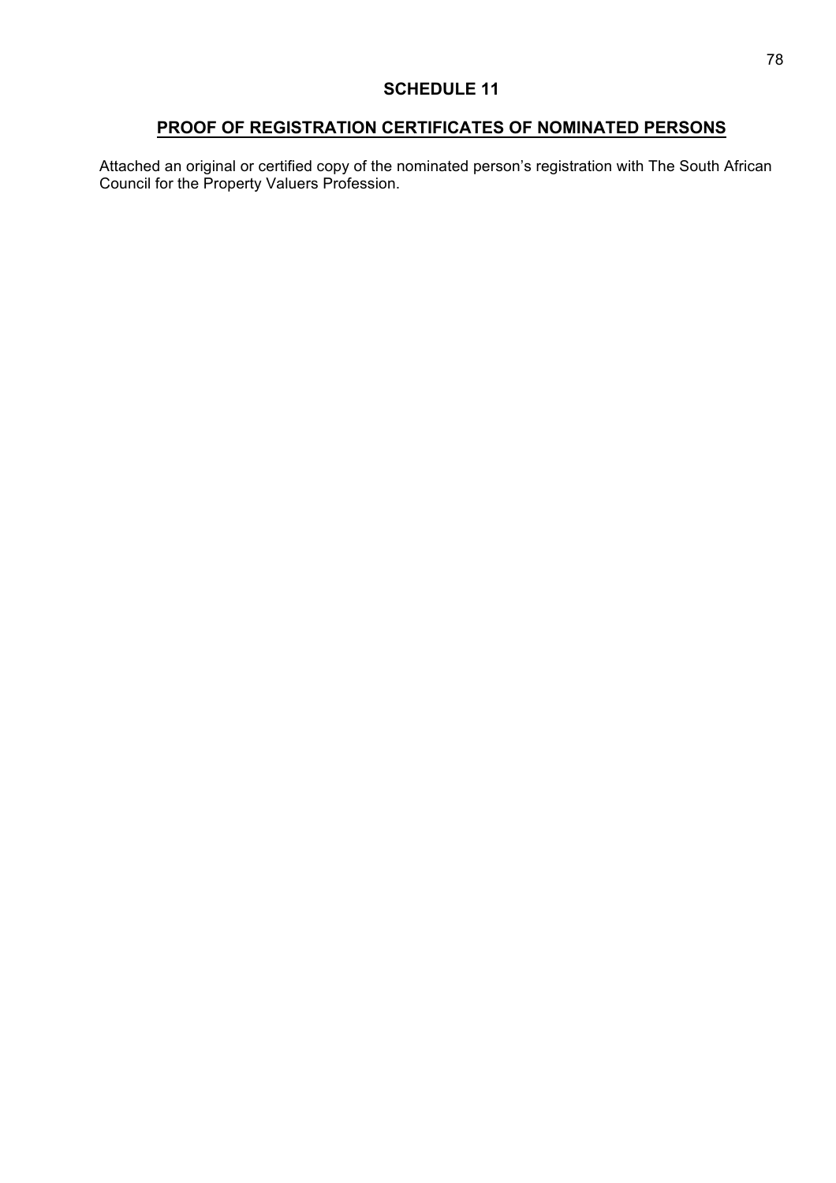# SCHEDULE 11

## PROOF OF REGISTRATION CERTIFICATES OF NOMINATED PERSONS

Attached an original or certified copy of the nominated person's registration with The South African Council for the Property Valuers Profession.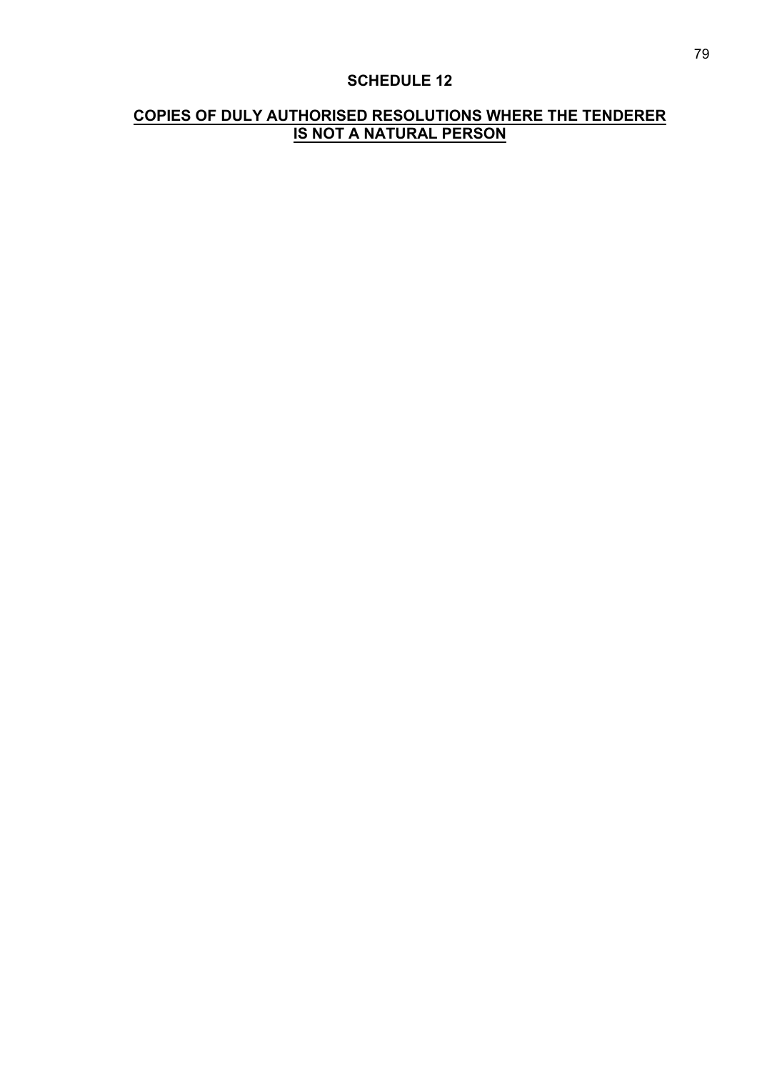# SCHEDULE 12

## COPIES OF DULY AUTHORISED RESOLUTIONS WHERE THE TENDERER IS NOT A NATURAL PERSON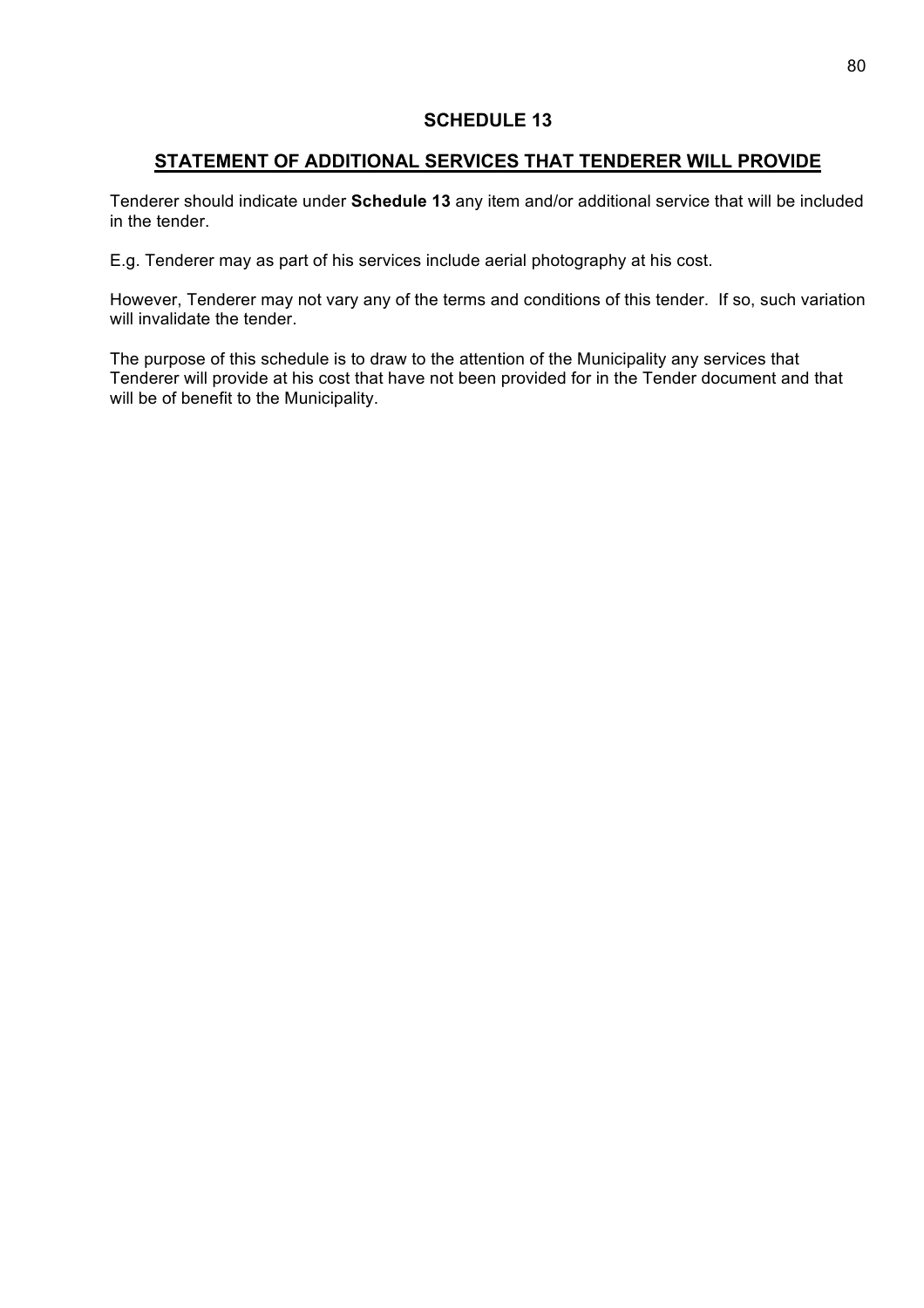# SCHEDULE 13

## STATEMENT OF ADDITIONAL SERVICES THAT TENDERER WILL PROVIDE

Tenderer should indicate under **Schedule 13** any item and/or additional service that will be included in the tender.

E.g. Tenderer may as part of his services include aerial photography at his cost.

However, Tenderer may not vary any of the terms and conditions of this tender. If so, such variation will invalidate the tender.

The purpose of this schedule is to draw to the attention of the Municipality any services that Tenderer will provide at his cost that have not been provided for in the Tender document and that will be of benefit to the Municipality.